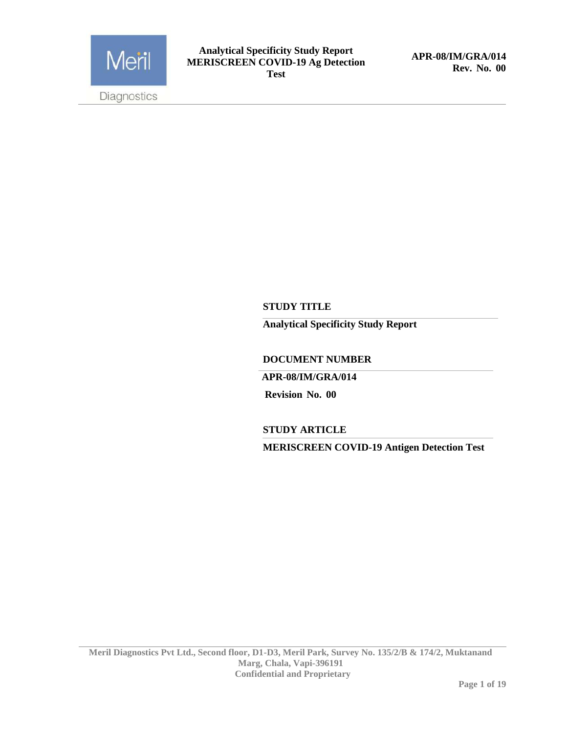**STUDY TITLE**

**Analytical Specificity Study Report**

**DOCUMENT NUMBER**

**APR-08/IM/GRA/014**

**Revision No. 00**

**STUDY ARTICLE**

**MERISCREEN COVID-19 Antigen Detection Test**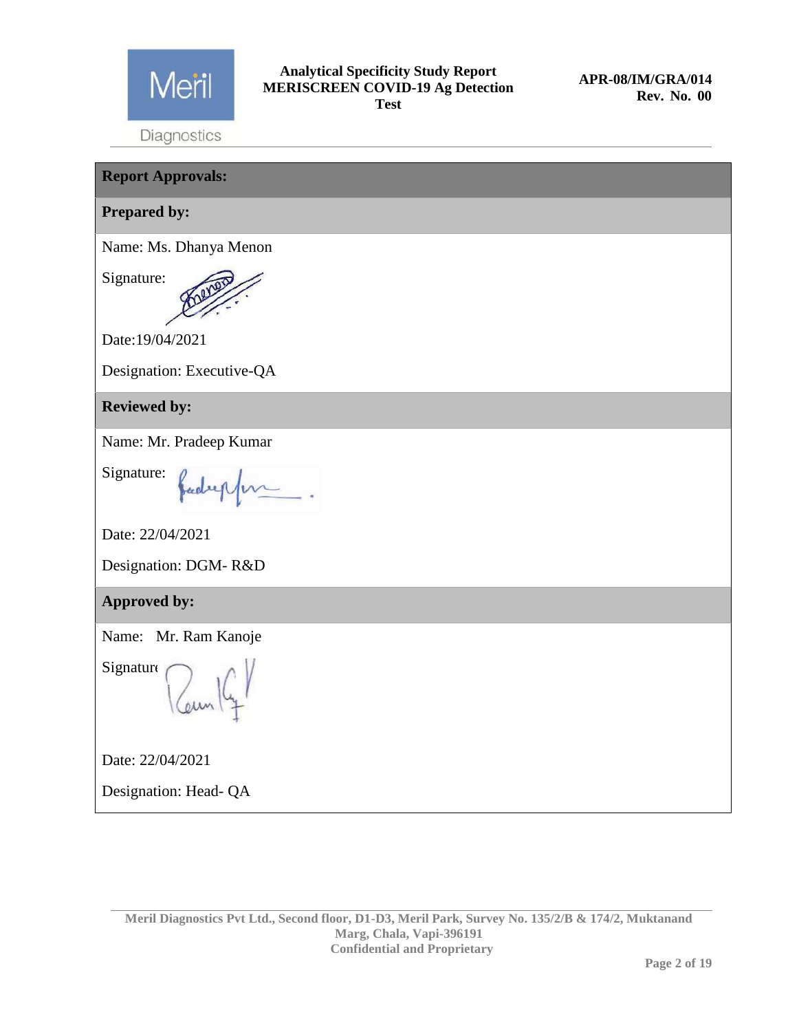**Report Approvals:**

**Prepared by:**

Name: Ms. Dhanya Menon

Signature:

Date:19/04/2021

Designation: Executive-QA

**Reviewed by:**

Name: Mr. Pradeep Kumar

Signature:

Date: 22/04/2021

Designation: DGM- R&D

**Approved by:**

Name: Mr. Ram Kanoje

Signature

Date: 22/04/2021

Designation: Head- QA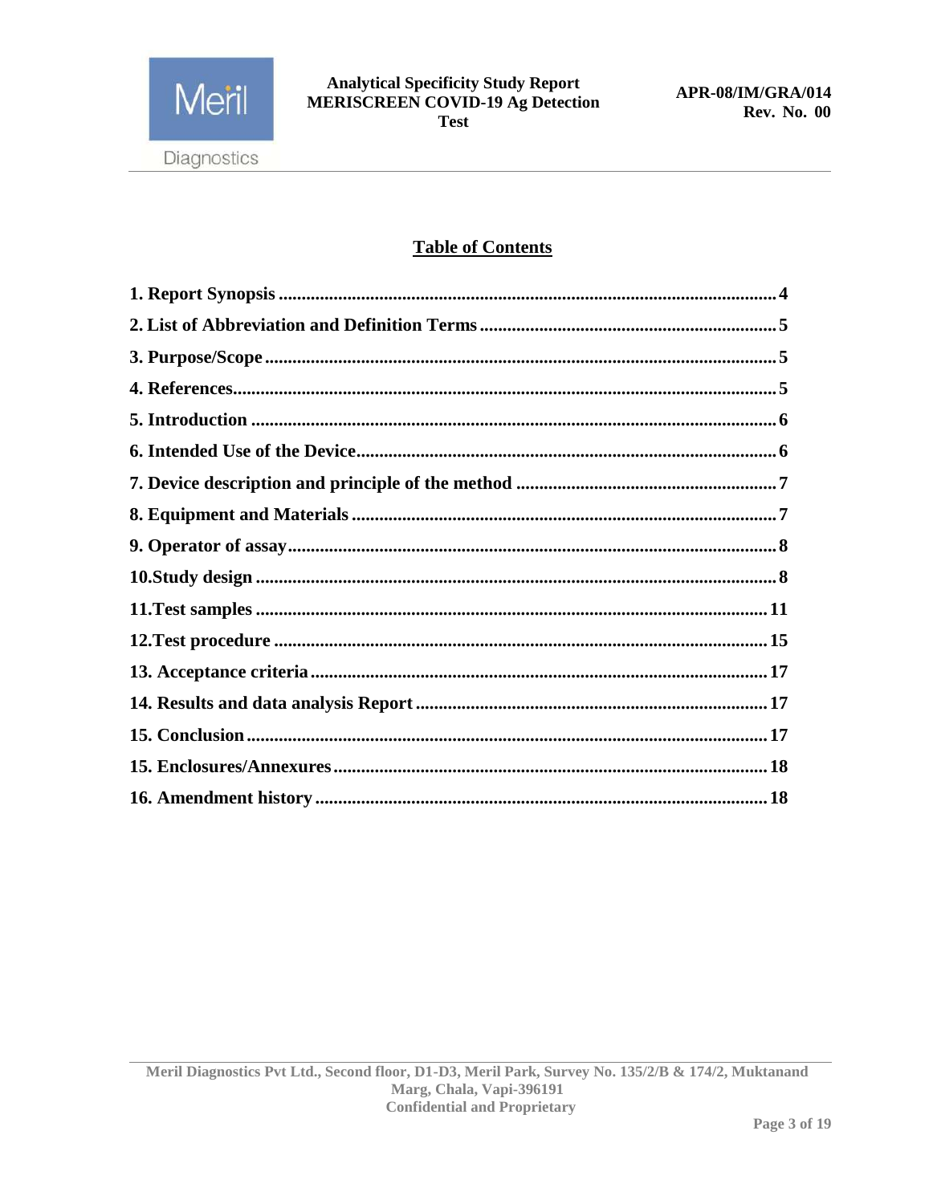## Table of Contents

**1. Report Synopsis** ........................................ **4**

**2. List of Abbreviation and Definition Terms** ........................................ **5**

**3. Purpose/Scope** ........................................ **5**

**4. References** ........................................ **5**

**5. Introduction** ........................................ **6**

**6. Intended Use of the Device** ........................................ **6**

**7. Device description and principle of the method** ........................................ **7**

**8. Equipment and Materials** ........................................ **7**

**9. Operator of assay** ........................................ **8**

**10.Study design** ........................................ **8**

**11.Test samples** ........................................ **11**

**12.Test procedure** ........................................ **15**

**13. Acceptance criteria** ........................................ **17**

**14. Results and data analysis Report** ........................................ **17**

**15. Conclusion** ........................................ **17**

**15. Enclosures/Annexures** ........................................ **18**

**16. Amendment history** ........................................ **18**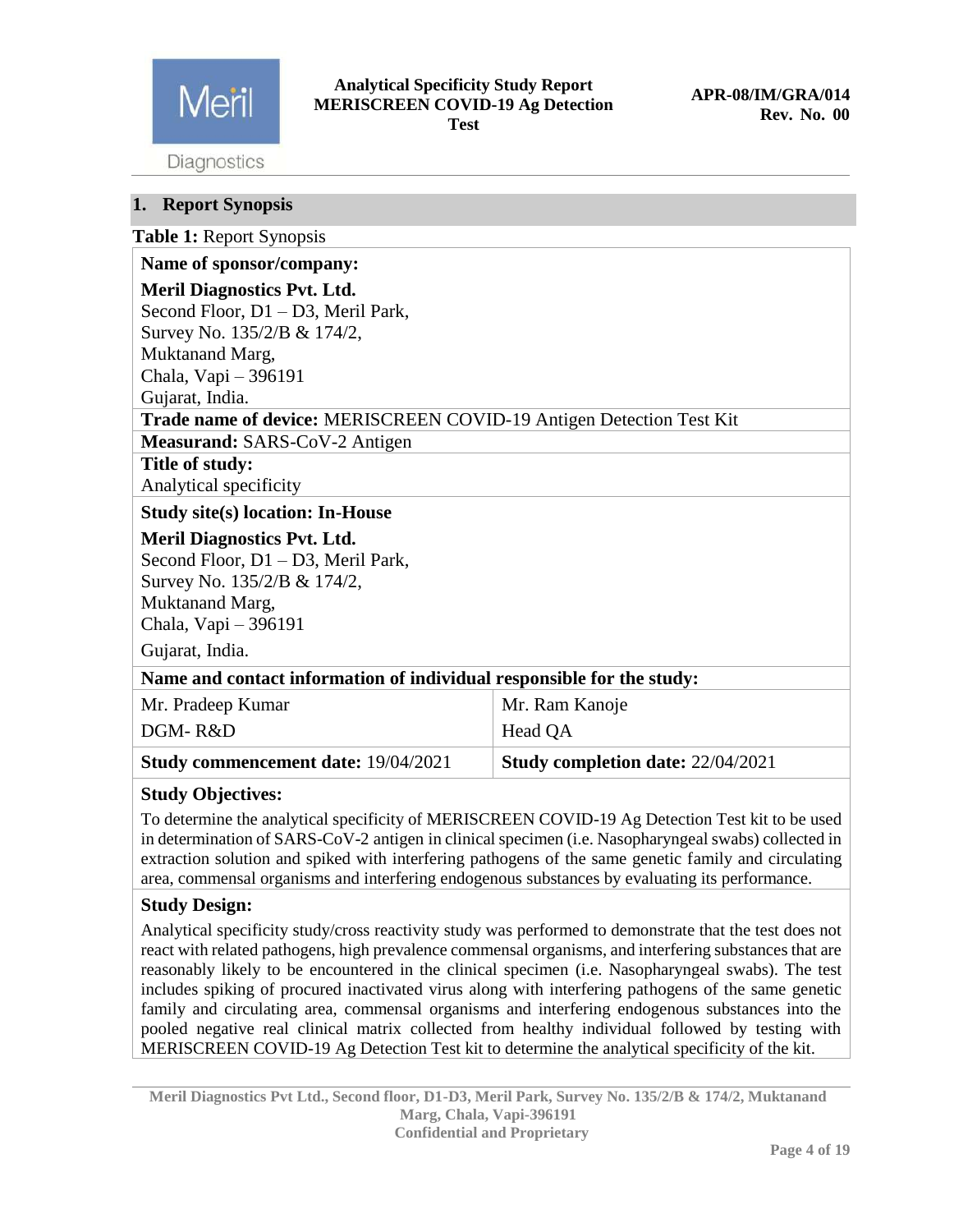## 1. Report Synopsis

**Table 1:** Report Synopsis

| | |
|---|---|
| **Name of sponsor/company:**<br>**Meril Diagnostics Pvt. Ltd.**<br>Second Floor, D1 – D3, Meril Park,<br>Survey No. 135/2/B & 174/2,<br>Muktanand Marg,<br>Chala, Vapi – 396191<br>Gujarat, India. | |
| **Trade name of device:** MERISCREEN COVID-19 Antigen Detection Test Kit | |
| **Measurand:** SARS-CoV-2 Antigen | |
| **Title of study:**<br>Analytical specificity | |
| **Study site(s) location: In-House**<br>**Meril Diagnostics Pvt. Ltd.**<br>Second Floor, D1 – D3, Meril Park,<br>Survey No. 135/2/B & 174/2,<br>Muktanand Marg,<br>Chala, Vapi – 396191<br>Gujarat, India. | |
| **Name and contact information of individual responsible for the study:** | |
| Mr. Pradeep Kumar<br>DGM- R&D | Mr. Ram Kanoje<br>Head QA |
| **Study commencement date:** 19/04/2021 | **Study completion date:** 22/04/2021 |
| **Study Objectives:**<br>To determine the analytical specificity of MERISCREEN COVID-19 Ag Detection Test kit to be used in determination of SARS-CoV-2 antigen in clinical specimen (i.e. Nasopharyngeal swabs) collected in extraction solution and spiked with interfering pathogens of the same genetic family and circulating area, commensal organisms and interfering endogenous substances by evaluating its performance. | |
| **Study Design:**<br>Analytical specificity study/cross reactivity study was performed to demonstrate that the test does not react with related pathogens, high prevalence commensal organisms, and interfering substances that are reasonably likely to be encountered in the clinical specimen (i.e. Nasopharyngeal swabs). The test includes spiking of procured inactivated virus along with interfering pathogens of the same genetic family and circulating area, commensal organisms and interfering endogenous substances into the pooled negative real clinical matrix collected from healthy individual followed by testing with MERISCREEN COVID-19 Ag Detection Test kit to determine the analytical specificity of the kit. | |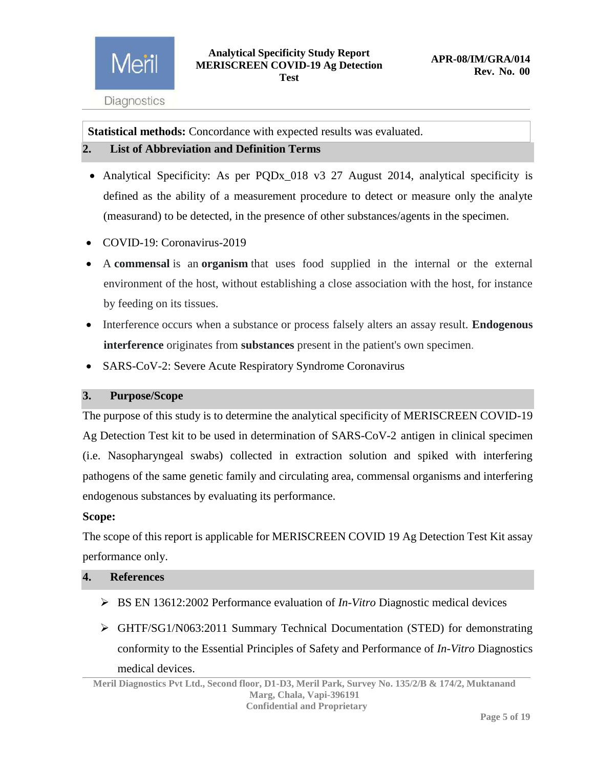**Statistical methods:** Concordance with expected results was evaluated.

## 2. List of Abbreviation and Definition Terms

- Analytical Specificity: As per PQDx_018 v3 27 August 2014, analytical specificity is defined as the ability of a measurement procedure to detect or measure only the analyte (measurand) to be detected, in the presence of other substances/agents in the specimen.
- COVID-19: Coronavirus-2019
- A **commensal** is an **organism** that uses food supplied in the internal or the external environment of the host, without establishing a close association with the host, for instance by feeding on its tissues.
- Interference occurs when a substance or process falsely alters an assay result. **Endogenous interference** originates from **substances** present in the patient's own specimen.
- SARS-CoV-2: Severe Acute Respiratory Syndrome Coronavirus

## 3. Purpose/Scope

The purpose of this study is to determine the analytical specificity of MERISCREEN COVID-19 Ag Detection Test kit to be used in determination of SARS-CoV-2 antigen in clinical specimen (i.e. Nasopharyngeal swabs) collected in extraction solution and spiked with interfering pathogens of the same genetic family and circulating area, commensal organisms and interfering endogenous substances by evaluating its performance.

**Scope:**

The scope of this report is applicable for MERISCREEN COVID 19 Ag Detection Test Kit assay performance only.

## 4. References

- BS EN 13612:2002 Performance evaluation of *In-Vitro* Diagnostic medical devices
- GHTF/SG1/N063:2011 Summary Technical Documentation (STED) for demonstrating conformity to the Essential Principles of Safety and Performance of *In-Vitro* Diagnostics medical devices.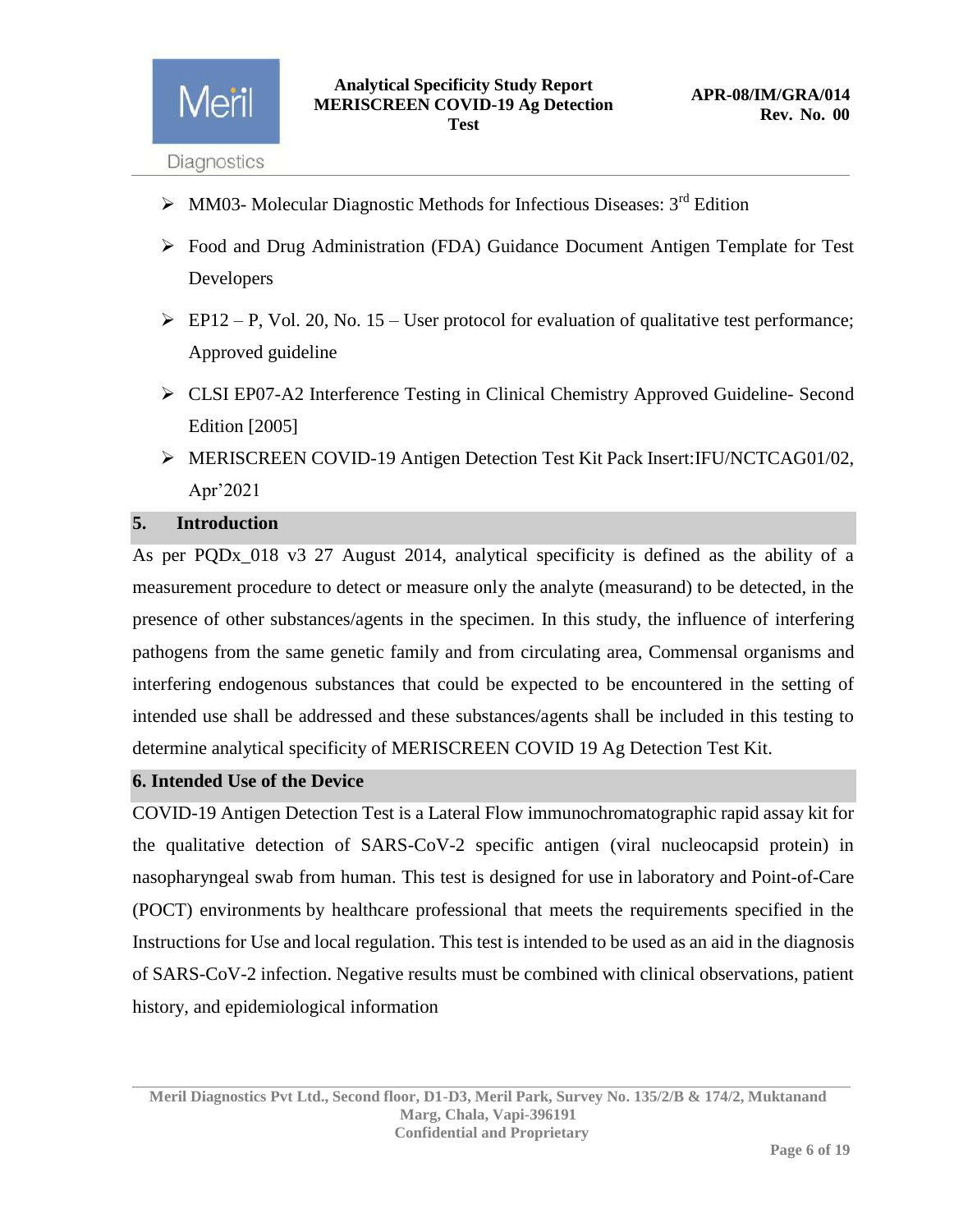- MM03- Molecular Diagnostic Methods for Infectious Diseases: 3rd Edition
- Food and Drug Administration (FDA) Guidance Document Antigen Template for Test Developers
- EP12 – P, Vol. 20, No. 15 – User protocol for evaluation of qualitative test performance; Approved guideline
- CLSI EP07-A2 Interference Testing in Clinical Chemistry Approved Guideline- Second Edition [2005]
- MERISCREEN COVID-19 Antigen Detection Test Kit Pack Insert:IFU/NCTCAG01/02, Apr'2021

## 5. Introduction

As per PQDx_018 v3 27 August 2014, analytical specificity is defined as the ability of a measurement procedure to detect or measure only the analyte (measurand) to be detected, in the presence of other substances/agents in the specimen. In this study, the influence of interfering pathogens from the same genetic family and from circulating area, Commensal organisms and interfering endogenous substances that could be expected to be encountered in the setting of intended use shall be addressed and these substances/agents shall be included in this testing to determine analytical specificity of MERISCREEN COVID 19 Ag Detection Test Kit.

## 6. Intended Use of the Device

COVID-19 Antigen Detection Test is a Lateral Flow immunochromatographic rapid assay kit for the qualitative detection of SARS-CoV-2 specific antigen (viral nucleocapsid protein) in nasopharyngeal swab from human. This test is designed for use in laboratory and Point-of-Care (POCT) environments by healthcare professional that meets the requirements specified in the Instructions for Use and local regulation. This test is intended to be used as an aid in the diagnosis of SARS-CoV-2 infection. Negative results must be combined with clinical observations, patient history, and epidemiological information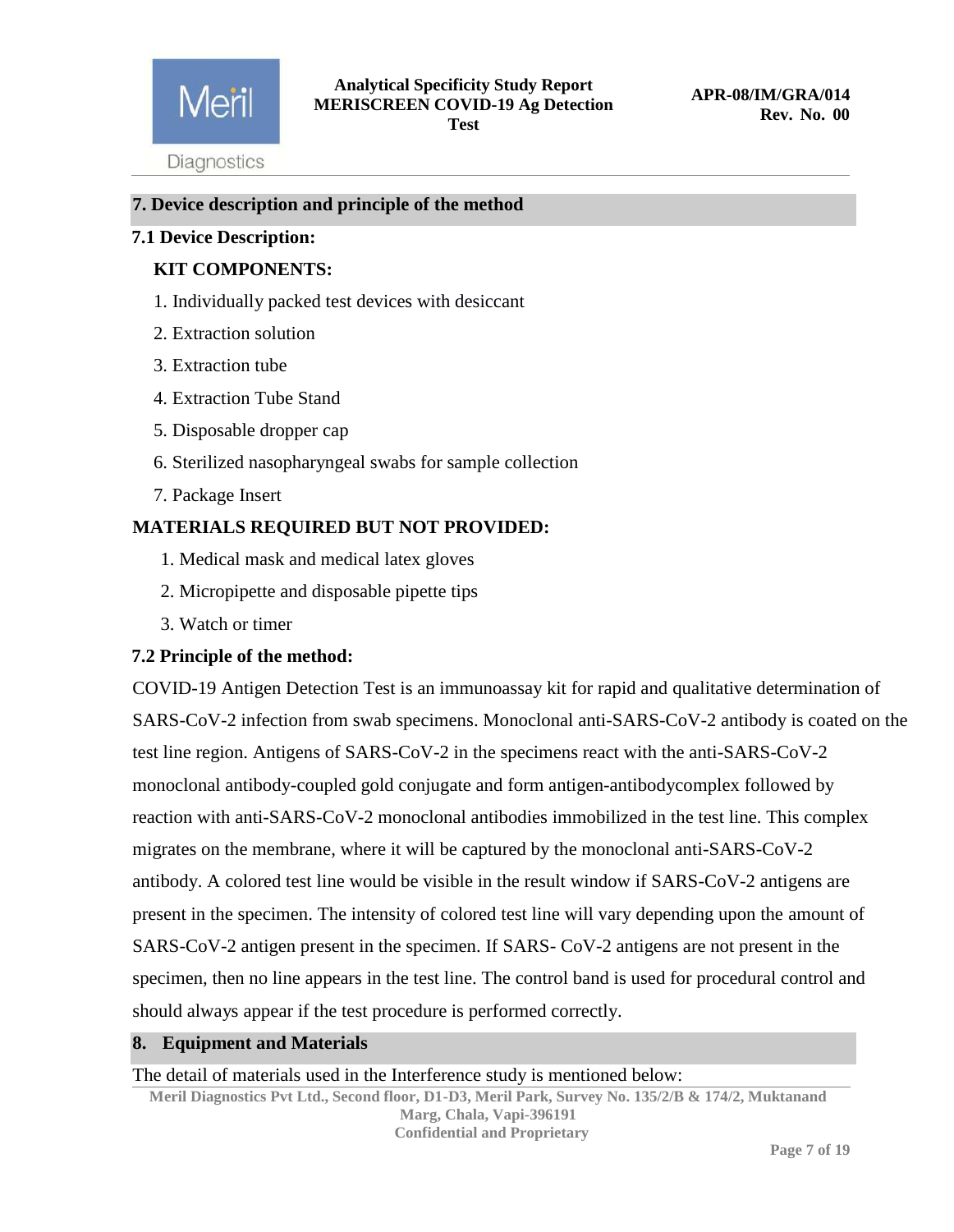## 7. Device description and principle of the method

### 7.1 Device Description:

**KIT COMPONENTS:**

1. Individually packed test devices with desiccant
2. Extraction solution
3. Extraction tube
4. Extraction Tube Stand
5. Disposable dropper cap
6. Sterilized nasopharyngeal swabs for sample collection
7. Package Insert

**MATERIALS REQUIRED BUT NOT PROVIDED:**

1. Medical mask and medical latex gloves
2. Micropipette and disposable pipette tips
3. Watch or timer

### 7.2 Principle of the method:

COVID-19 Antigen Detection Test is an immunoassay kit for rapid and qualitative determination of SARS-CoV-2 infection from swab specimens. Monoclonal anti-SARS-CoV-2 antibody is coated on the test line region. Antigens of SARS-CoV-2 in the specimens react with the anti-SARS-CoV-2 monoclonal antibody-coupled gold conjugate and form antigen-antibodycomplex followed by reaction with anti-SARS-CoV-2 monoclonal antibodies immobilized in the test line. This complex migrates on the membrane, where it will be captured by the monoclonal anti-SARS-CoV-2 antibody. A colored test line would be visible in the result window if SARS-CoV-2 antigens are present in the specimen. The intensity of colored test line will vary depending upon the amount of SARS-CoV-2 antigen present in the specimen. If SARS- CoV-2 antigens are not present in the specimen, then no line appears in the test line. The control band is used for procedural control and should always appear if the test procedure is performed correctly.

## 8. Equipment and Materials

The detail of materials used in the Interference study is mentioned below: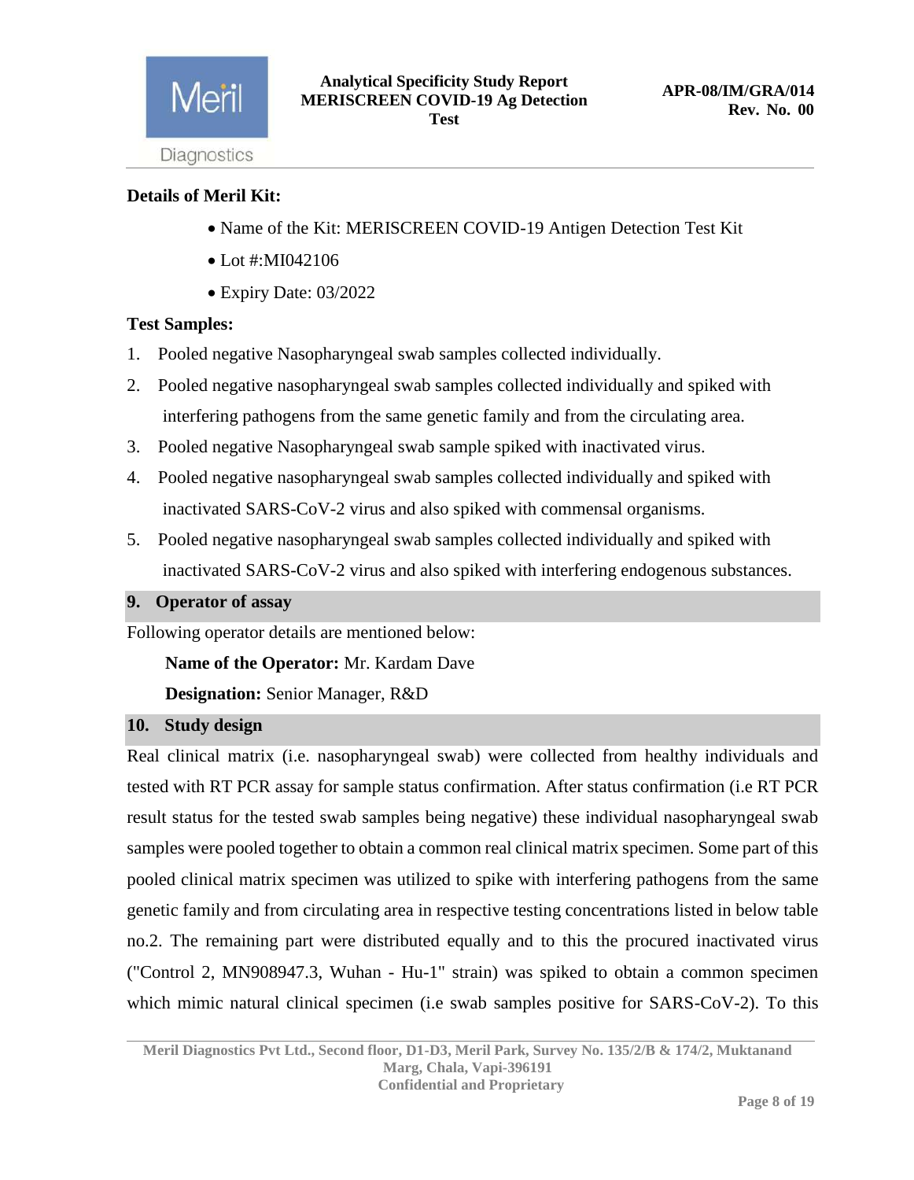**Details of Meril Kit:**

- Name of the Kit: MERISCREEN COVID-19 Antigen Detection Test Kit
- Lot #:MI042106
- Expiry Date: 03/2022

**Test Samples:**

1. Pooled negative Nasopharyngeal swab samples collected individually.
2. Pooled negative nasopharyngeal swab samples collected individually and spiked with interfering pathogens from the same genetic family and from the circulating area.
3. Pooled negative Nasopharyngeal swab sample spiked with inactivated virus.
4. Pooled negative nasopharyngeal swab samples collected individually and spiked with inactivated SARS-CoV-2 virus and also spiked with commensal organisms.
5. Pooled negative nasopharyngeal swab samples collected individually and spiked with inactivated SARS-CoV-2 virus and also spiked with interfering endogenous substances.

## 9. Operator of assay

Following operator details are mentioned below:

**Name of the Operator:** Mr. Kardam Dave

**Designation:** Senior Manager, R&D

## 10. Study design

Real clinical matrix (i.e. nasopharyngeal swab) were collected from healthy individuals and tested with RT PCR assay for sample status confirmation. After status confirmation (i.e RT PCR result status for the tested swab samples being negative) these individual nasopharyngeal swab samples were pooled together to obtain a common real clinical matrix specimen. Some part of this pooled clinical matrix specimen was utilized to spike with interfering pathogens from the same genetic family and from circulating area in respective testing concentrations listed in below table no.2. The remaining part were distributed equally and to this the procured inactivated virus ("Control 2, MN908947.3, Wuhan - Hu-1" strain) was spiked to obtain a common specimen which mimic natural clinical specimen (i.e swab samples positive for SARS-CoV-2). To this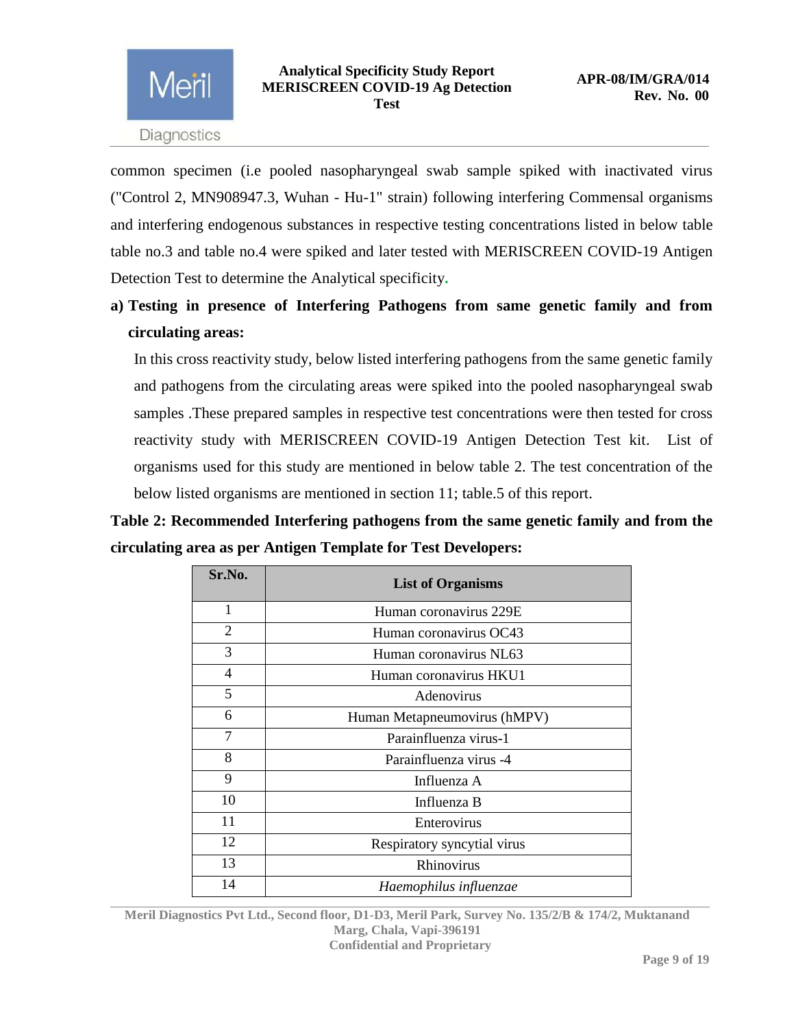common specimen (i.e pooled nasopharyngeal swab sample spiked with inactivated virus ("Control 2, MN908947.3, Wuhan - Hu-1" strain) following interfering Commensal organisms and interfering endogenous substances in respective testing concentrations listed in below table table no.3 and table no.4 were spiked and later tested with MERISCREEN COVID-19 Antigen Detection Test to determine the Analytical specificity.

**a) Testing in presence of Interfering Pathogens from same genetic family and from circulating areas:**

In this cross reactivity study, below listed interfering pathogens from the same genetic family and pathogens from the circulating areas were spiked into the pooled nasopharyngeal swab samples .These prepared samples in respective test concentrations were then tested for cross reactivity study with MERISCREEN COVID-19 Antigen Detection Test kit. List of organisms used for this study are mentioned in below table 2. The test concentration of the below listed organisms are mentioned in section 11; table.5 of this report.

**Table 2: Recommended Interfering pathogens from the same genetic family and from the circulating area as per Antigen Template for Test Developers:**

| Sr.No. | List of Organisms |
|---|---|
| 1 | Human coronavirus 229E |
| 2 | Human coronavirus OC43 |
| 3 | Human coronavirus NL63 |
| 4 | Human coronavirus HKU1 |
| 5 | Adenovirus |
| 6 | Human Metapneumovirus (hMPV) |
| 7 | Parainfluenza virus-1 |
| 8 | Parainfluenza virus -4 |
| 9 | Influenza A |
| 10 | Influenza B |
| 11 | Enterovirus |
| 12 | Respiratory syncytial virus |
| 13 | Rhinovirus |
| 14 | *Haemophilus influenzae* |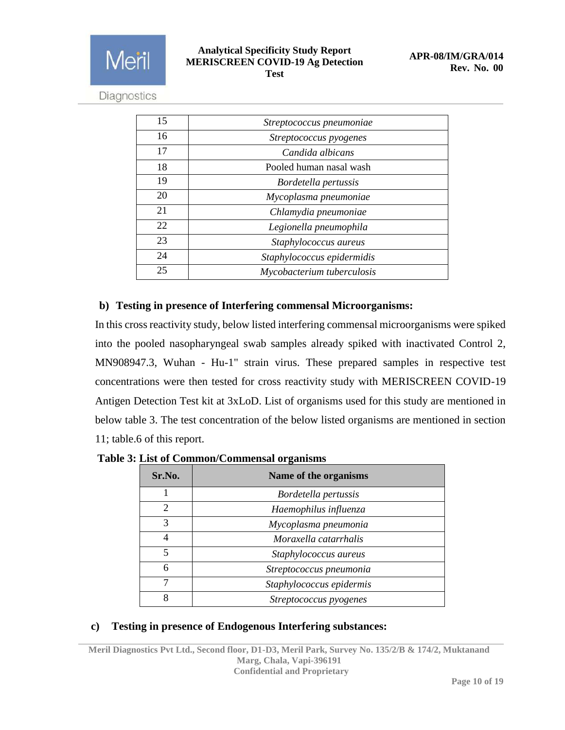| | |
|---|---|
| 15 | *Streptococcus pneumoniae* |
| 16 | *Streptococcus pyogenes* |
| 17 | *Candida albicans* |
| 18 | Pooled human nasal wash |
| 19 | *Bordetella pertussis* |
| 20 | *Mycoplasma pneumoniae* |
| 21 | *Chlamydia pneumoniae* |
| 22 | *Legionella pneumophila* |
| 23 | *Staphylococcus aureus* |
| 24 | *Staphylococcus epidermidis* |
| 25 | *Mycobacterium tuberculosis* |

**b) Testing in presence of Interfering commensal Microorganisms:**

In this cross reactivity study, below listed interfering commensal microorganisms were spiked into the pooled nasopharyngeal swab samples already spiked with inactivated Control 2, MN908947.3, Wuhan - Hu-1" strain virus. These prepared samples in respective test concentrations were then tested for cross reactivity study with MERISCREEN COVID-19 Antigen Detection Test kit at 3xLoD. List of organisms used for this study are mentioned in below table 3. The test concentration of the below listed organisms are mentioned in section 11; table.6 of this report.

**Table 3: List of Common/Commensal organisms**

| Sr.No. | Name of the organisms |
|---|---|
| 1 | *Bordetella pertussis* |
| 2 | *Haemophilus influenza* |
| 3 | *Mycoplasma pneumonia* |
| 4 | *Moraxella catarrhalis* |
| 5 | *Staphylococcus aureus* |
| 6 | *Streptococcus pneumonia* |
| 7 | *Staphylococcus epidermis* |
| 8 | *Streptococcus pyogenes* |

**c) Testing in presence of Endogenous Interfering substances:**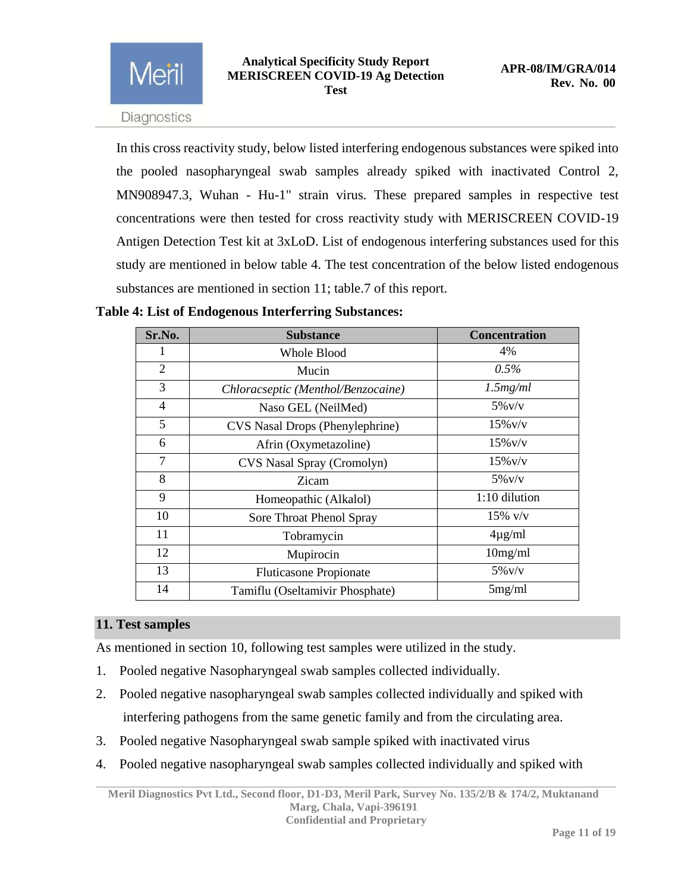In this cross reactivity study, below listed interfering endogenous substances were spiked into the pooled nasopharyngeal swab samples already spiked with inactivated Control 2, MN908947.3, Wuhan - Hu-1" strain virus. These prepared samples in respective test concentrations were then tested for cross reactivity study with MERISCREEN COVID-19 Antigen Detection Test kit at 3xLoD. List of endogenous interfering substances used for this study are mentioned in below table 4. The test concentration of the below listed endogenous substances are mentioned in section 11; table.7 of this report.

**Table 4: List of Endogenous Interferring Substances:**

| Sr.No. | Substance | Concentration |
|---|---|---|
| 1 | Whole Blood | 4% |
| 2 | Mucin | *0.5%* |
| 3 | *Chloracseptic (Menthol/Benzocaine)* | *1.5mg/ml* |
| 4 | Naso GEL (NeilMed) | 5%v/v |
| 5 | CVS Nasal Drops (Phenylephrine) | 15%v/v |
| 6 | Afrin (Oxymetazoline) | 15%v/v |
| 7 | CVS Nasal Spray (Cromolyn) | 15%v/v |
| 8 | Zicam | 5%v/v |
| 9 | Homeopathic (Alkalol) | 1:10 dilution |
| 10 | Sore Throat Phenol Spray | 15% v/v |
| 11 | Tobramycin | 4µg/ml |
| 12 | Mupirocin | 10mg/ml |
| 13 | Fluticasone Propionate | 5%v/v |
| 14 | Tamiflu (Oseltamivir Phosphate) | 5mg/ml |

## 11. Test samples

As mentioned in section 10, following test samples were utilized in the study.

1. Pooled negative Nasopharyngeal swab samples collected individually.
2. Pooled negative nasopharyngeal swab samples collected individually and spiked with interfering pathogens from the same genetic family and from the circulating area.
3. Pooled negative Nasopharyngeal swab sample spiked with inactivated virus
4. Pooled negative nasopharyngeal swab samples collected individually and spiked with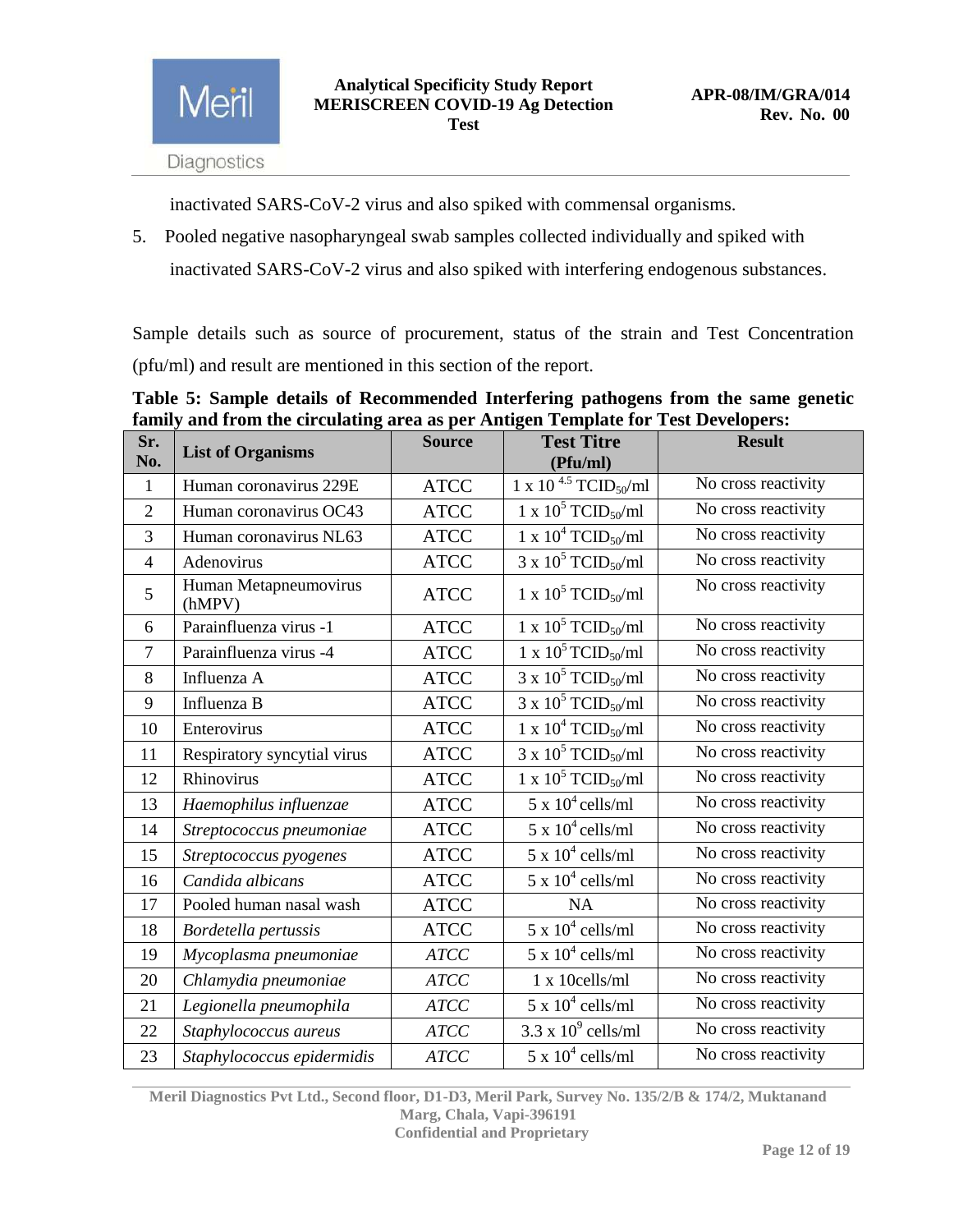inactivated SARS-CoV-2 virus and also spiked with commensal organisms.

5. Pooled negative nasopharyngeal swab samples collected individually and spiked with inactivated SARS-CoV-2 virus and also spiked with interfering endogenous substances.

Sample details such as source of procurement, status of the strain and Test Concentration (pfu/ml) and result are mentioned in this section of the report.

**Table 5: Sample details of Recommended Interfering pathogens from the same genetic family and from the circulating area as per Antigen Template for Test Developers:**

| Sr. No. | List of Organisms | Source | Test Titre (Pfu/ml) | Result |
|---|---|---|---|---|
| 1 | Human coronavirus 229E | ATCC | $1 \times 10^{4.5}$ $TCID_{50}$/ml | No cross reactivity |
| 2 | Human coronavirus OC43 | ATCC | $1 \times 10^{5}$ $TCID_{50}$/ml | No cross reactivity |
| 3 | Human coronavirus NL63 | ATCC | $1 \times 10^{4}$ $TCID_{50}$/ml | No cross reactivity |
| 4 | Adenovirus | ATCC | $3 \times 10^{5}$ $TCID_{50}$/ml | No cross reactivity |
| 5 | Human Metapneumovirus (hMPV) | ATCC | $1 \times 10^{5}$ $TCID_{50}$/ml | No cross reactivity |
| 6 | Parainfluenza virus -1 | ATCC | $1 \times 10^{5}$ $TCID_{50}$/ml | No cross reactivity |
| 7 | Parainfluenza virus -4 | ATCC | $1 \times 10^{5}$ $TCID_{50}$/ml | No cross reactivity |
| 8 | Influenza A | ATCC | $3 \times 10^{5}$ $TCID_{50}$/ml | No cross reactivity |
| 9 | Influenza B | ATCC | $3 \times 10^{5}$ $TCID_{50}$/ml | No cross reactivity |
| 10 | Enterovirus | ATCC | $1 \times 10^{4}$ $TCID_{50}$/ml | No cross reactivity |
| 11 | Respiratory syncytial virus | ATCC | $3 \times 10^{5}$ $TCID_{50}$/ml | No cross reactivity |
| 12 | Rhinovirus | ATCC | $1 \times 10^{5}$ $TCID_{50}$/ml | No cross reactivity |
| 13 | *Haemophilus influenzae* | ATCC | $5 \times 10^{4}$ cells/ml | No cross reactivity |
| 14 | *Streptococcus pneumoniae* | ATCC | $5 \times 10^{4}$ cells/ml | No cross reactivity |
| 15 | *Streptococcus pyogenes* | ATCC | $5 \times 10^{4}$ cells/ml | No cross reactivity |
| 16 | *Candida albicans* | ATCC | $5 \times 10^{4}$ cells/ml | No cross reactivity |
| 17 | Pooled human nasal wash | ATCC | NA | No cross reactivity |
| 18 | *Bordetella pertussis* | ATCC | $5 \times 10^{4}$ cells/ml | No cross reactivity |
| 19 | *Mycoplasma pneumoniae* | *ATCC* | $5 \times 10^{4}$ cells/ml | No cross reactivity |
| 20 | *Chlamydia pneumoniae* | *ATCC* | 1 x 10cells/ml | No cross reactivity |
| 21 | *Legionella pneumophila* | *ATCC* | $5 \times 10^{4}$ cells/ml | No cross reactivity |
| 22 | *Staphylococcus aureus* | *ATCC* | $3.3 \times 10^{9}$ cells/ml | No cross reactivity |
| 23 | *Staphylococcus epidermidis* | *ATCC* | $5 \times 10^{4}$ cells/ml | No cross reactivity |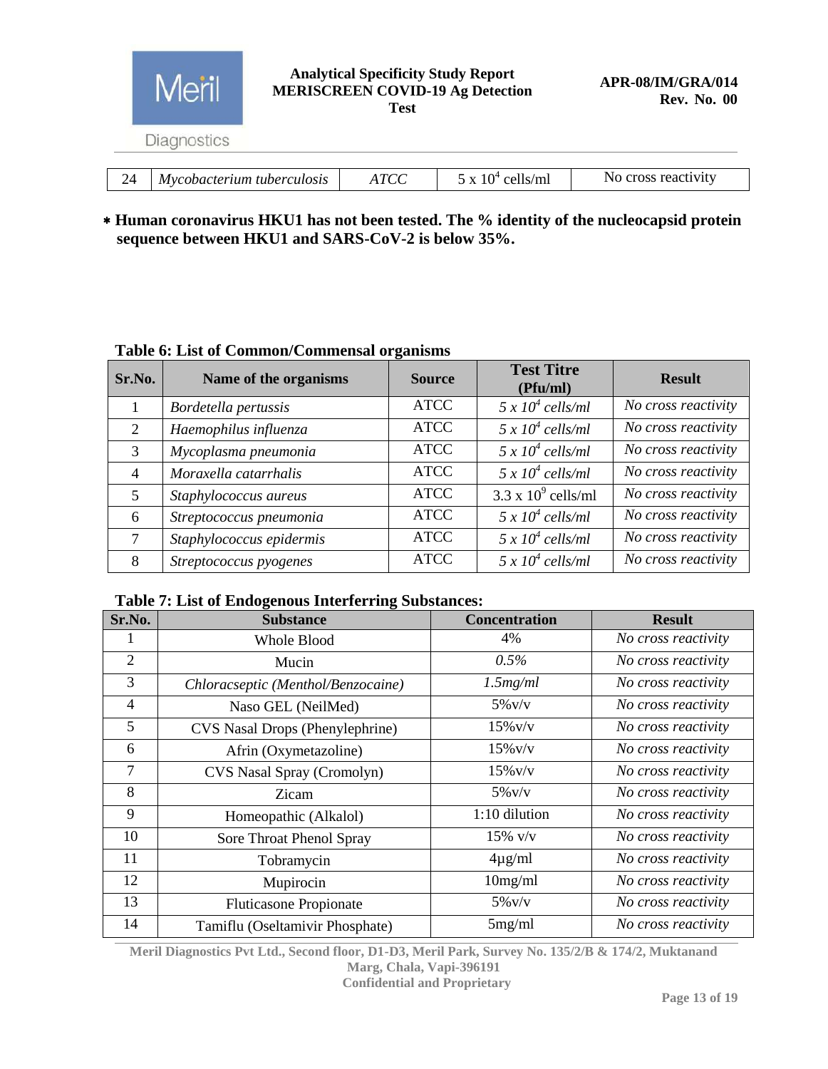| 24 | *Mycobacterium tuberculosis* | *ATCC* | $5 \times 10^4$ cells/ml | No cross reactivity |
|---|---|---|---|---|

* **Human coronavirus HKU1 has not been tested. The % identity of the nucleocapsid protein sequence between HKU1 and SARS-CoV-2 is below 35%.**

**Table 6: List of Common/Commensal organisms**

| Sr.No. | Name of the organisms | Source | Test Titre (Pfu/ml) | Result |
|---|---|---|---|---|
| 1 | *Bordetella pertussis* | ATCC | *$5 \times 10^4$ cells/ml* | *No cross reactivity* |
| 2 | *Haemophilus influenza* | ATCC | *$5 \times 10^4$ cells/ml* | *No cross reactivity* |
| 3 | *Mycoplasma pneumonia* | ATCC | *$5 \times 10^4$ cells/ml* | *No cross reactivity* |
| 4 | *Moraxella catarrhalis* | ATCC | *$5 \times 10^4$ cells/ml* | *No cross reactivity* |
| 5 | *Staphylococcus aureus* | ATCC | $3.3 \times 10^9$ cells/ml | *No cross reactivity* |
| 6 | *Streptococcus pneumonia* | ATCC | *$5 \times 10^4$ cells/ml* | *No cross reactivity* |
| 7 | *Staphylococcus epidermis* | ATCC | *$5 \times 10^4$ cells/ml* | *No cross reactivity* |
| 8 | *Streptococcus pyogenes* | ATCC | *$5 \times 10^4$ cells/ml* | *No cross reactivity* |

**Table 7: List of Endogenous Interferring Substances:**

| Sr.No. | Substance | Concentration | Result |
|---|---|---|---|
| 1 | Whole Blood | 4% | *No cross reactivity* |
| 2 | Mucin | *0.5%* | *No cross reactivity* |
| 3 | *Chloracseptic (Menthol/Benzocaine)* | *1.5mg/ml* | *No cross reactivity* |
| 4 | Naso GEL (NeilMed) | 5%v/v | *No cross reactivity* |
| 5 | CVS Nasal Drops (Phenylephrine) | 15%v/v | *No cross reactivity* |
| 6 | Afrin (Oxymetazoline) | 15%v/v | *No cross reactivity* |
| 7 | CVS Nasal Spray (Cromolyn) | 15%v/v | *No cross reactivity* |
| 8 | Zicam | 5%v/v | *No cross reactivity* |
| 9 | Homeopathic (Alkalol) | 1:10 dilution | *No cross reactivity* |
| 10 | Sore Throat Phenol Spray | 15% v/v | *No cross reactivity* |
| 11 | Tobramycin | 4μg/ml | *No cross reactivity* |
| 12 | Mupirocin | 10mg/ml | *No cross reactivity* |
| 13 | Fluticasone Propionate | 5%v/v | *No cross reactivity* |
| 14 | Tamiflu (Oseltamivir Phosphate) | 5mg/ml | *No cross reactivity* |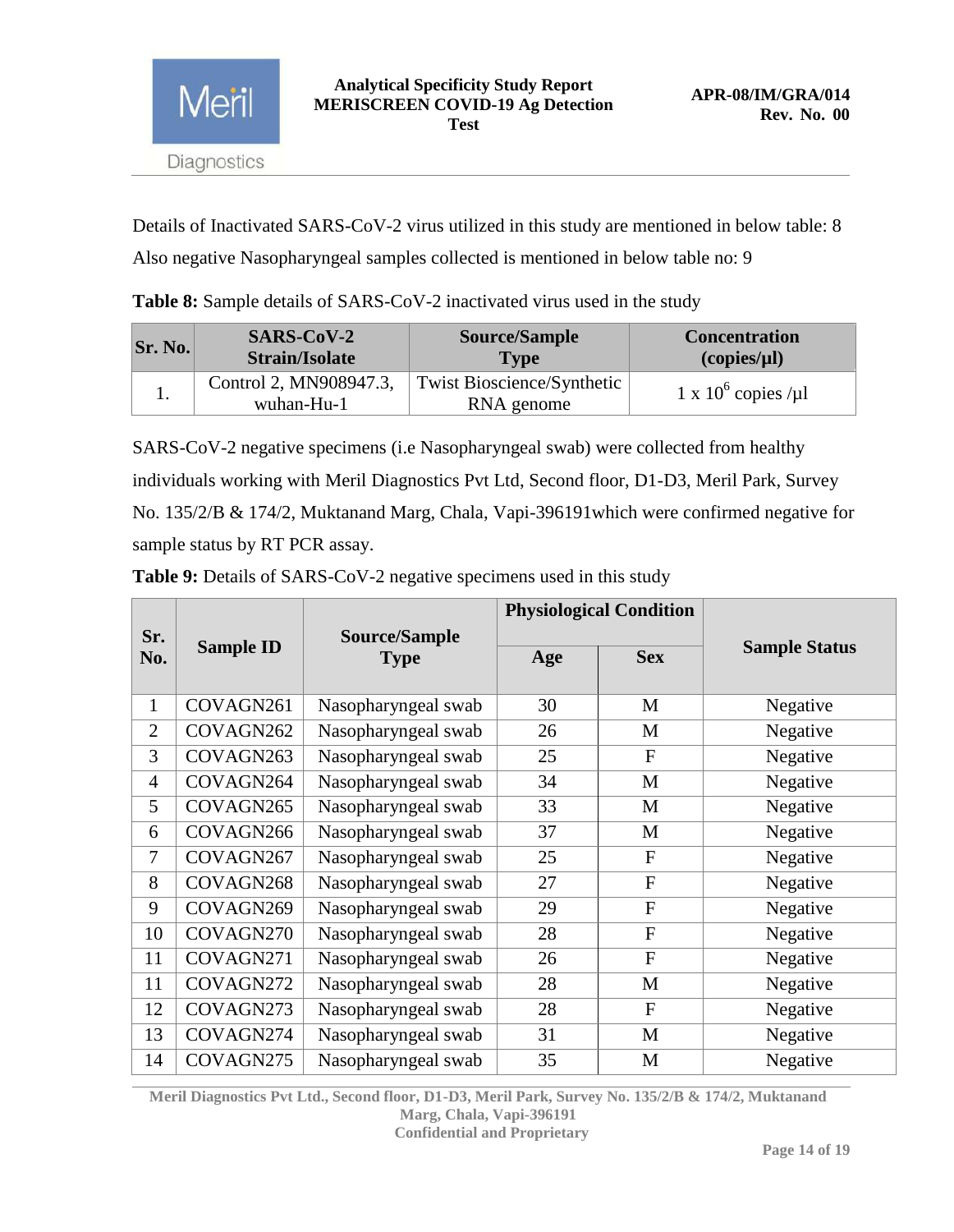Details of Inactivated SARS-CoV-2 virus utilized in this study are mentioned in below table: 8

Also negative Nasopharyngeal samples collected is mentioned in below table no: 9

**Table 8:** Sample details of SARS-CoV-2 inactivated virus used in the study

| Sr. No. | SARS-CoV-2 Strain/Isolate | Source/Sample Type | Concentration (copies/µl) |
|---|---|---|---|
| 1. | Control 2, MN908947.3, wuhan-Hu-1 | Twist Bioscience/Synthetic RNA genome | 1 x $10^6$ copies /µl |

SARS-CoV-2 negative specimens (i.e Nasopharyngeal swab) were collected from healthy individuals working with Meril Diagnostics Pvt Ltd, Second floor, D1-D3, Meril Park, Survey No. 135/2/B & 174/2, Muktanand Marg, Chala, Vapi-396191which were confirmed negative for sample status by RT PCR assay.

**Table 9:** Details of SARS-CoV-2 negative specimens used in this study

| Sr. No. | Sample ID | Source/Sample Type | Physiological Condition | | Sample Status |
|---|---|---|---|---|---|
| | | | Age | Sex | |
| 1 | COVAGN261 | Nasopharyngeal swab | 30 | M | Negative |
| 2 | COVAGN262 | Nasopharyngeal swab | 26 | M | Negative |
| 3 | COVAGN263 | Nasopharyngeal swab | 25 | F | Negative |
| 4 | COVAGN264 | Nasopharyngeal swab | 34 | M | Negative |
| 5 | COVAGN265 | Nasopharyngeal swab | 33 | M | Negative |
| 6 | COVAGN266 | Nasopharyngeal swab | 37 | M | Negative |
| 7 | COVAGN267 | Nasopharyngeal swab | 25 | F | Negative |
| 8 | COVAGN268 | Nasopharyngeal swab | 27 | F | Negative |
| 9 | COVAGN269 | Nasopharyngeal swab | 29 | F | Negative |
| 10 | COVAGN270 | Nasopharyngeal swab | 28 | F | Negative |
| 11 | COVAGN271 | Nasopharyngeal swab | 26 | F | Negative |
| 11 | COVAGN272 | Nasopharyngeal swab | 28 | M | Negative |
| 12 | COVAGN273 | Nasopharyngeal swab | 28 | F | Negative |
| 13 | COVAGN274 | Nasopharyngeal swab | 31 | M | Negative |
| 14 | COVAGN275 | Nasopharyngeal swab | 35 | M | Negative |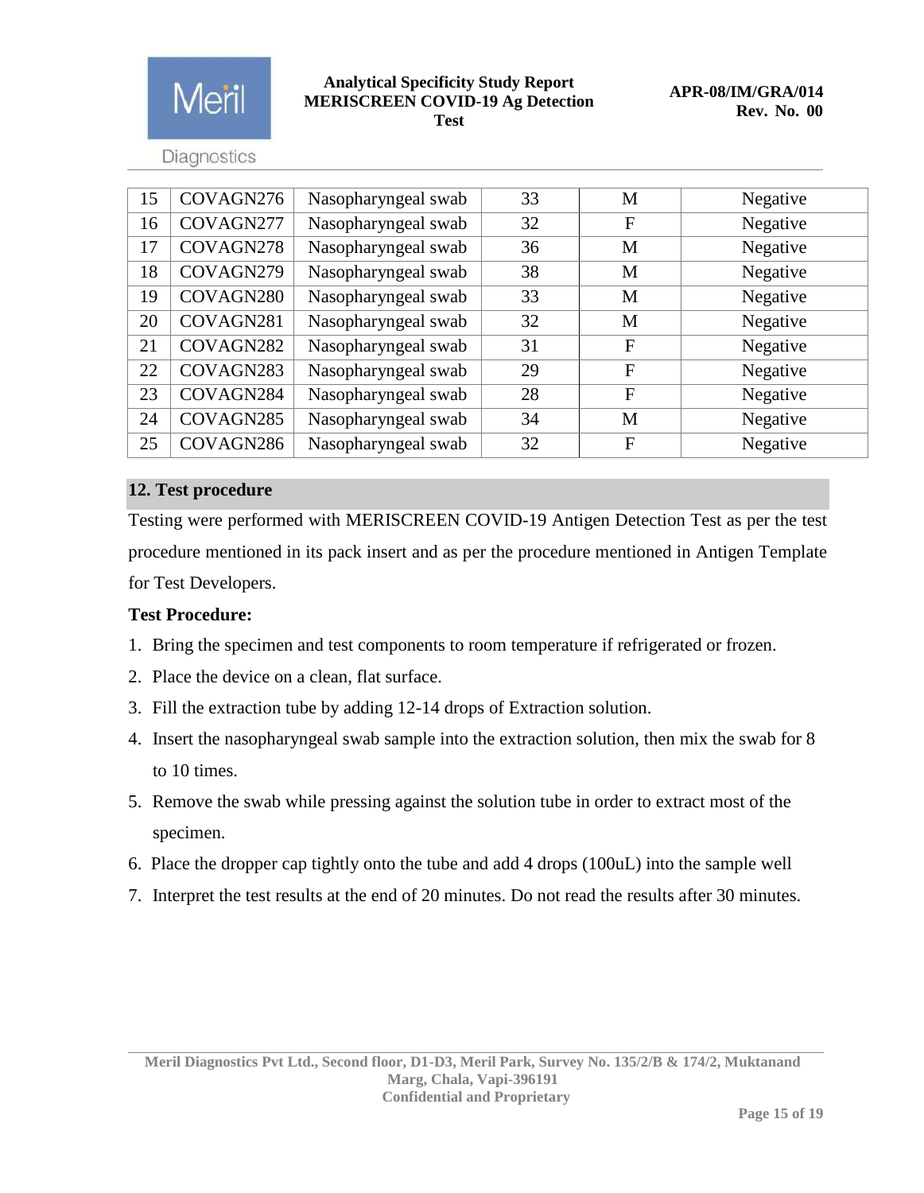| 15 | COVAGN276 | Nasopharyngeal swab | 33 | M | Negative |
|---|---|---|---|---|---|
| 16 | COVAGN277 | Nasopharyngeal swab | 32 | F | Negative |
| 17 | COVAGN278 | Nasopharyngeal swab | 36 | M | Negative |
| 18 | COVAGN279 | Nasopharyngeal swab | 38 | M | Negative |
| 19 | COVAGN280 | Nasopharyngeal swab | 33 | M | Negative |
| 20 | COVAGN281 | Nasopharyngeal swab | 32 | M | Negative |
| 21 | COVAGN282 | Nasopharyngeal swab | 31 | F | Negative |
| 22 | COVAGN283 | Nasopharyngeal swab | 29 | F | Negative |
| 23 | COVAGN284 | Nasopharyngeal swab | 28 | F | Negative |
| 24 | COVAGN285 | Nasopharyngeal swab | 34 | M | Negative |
| 25 | COVAGN286 | Nasopharyngeal swab | 32 | F | Negative |

## 12. Test procedure

Testing were performed with MERISCREEN COVID-19 Antigen Detection Test as per the test procedure mentioned in its pack insert and as per the procedure mentioned in Antigen Template for Test Developers.

**Test Procedure:**

1. Bring the specimen and test components to room temperature if refrigerated or frozen.
2. Place the device on a clean, flat surface.
3. Fill the extraction tube by adding 12-14 drops of Extraction solution.
4. Insert the nasopharyngeal swab sample into the extraction solution, then mix the swab for 8 to 10 times.
5. Remove the swab while pressing against the solution tube in order to extract most of the specimen.
6. Place the dropper cap tightly onto the tube and add 4 drops (100uL) into the sample well
7. Interpret the test results at the end of 20 minutes. Do not read the results after 30 minutes.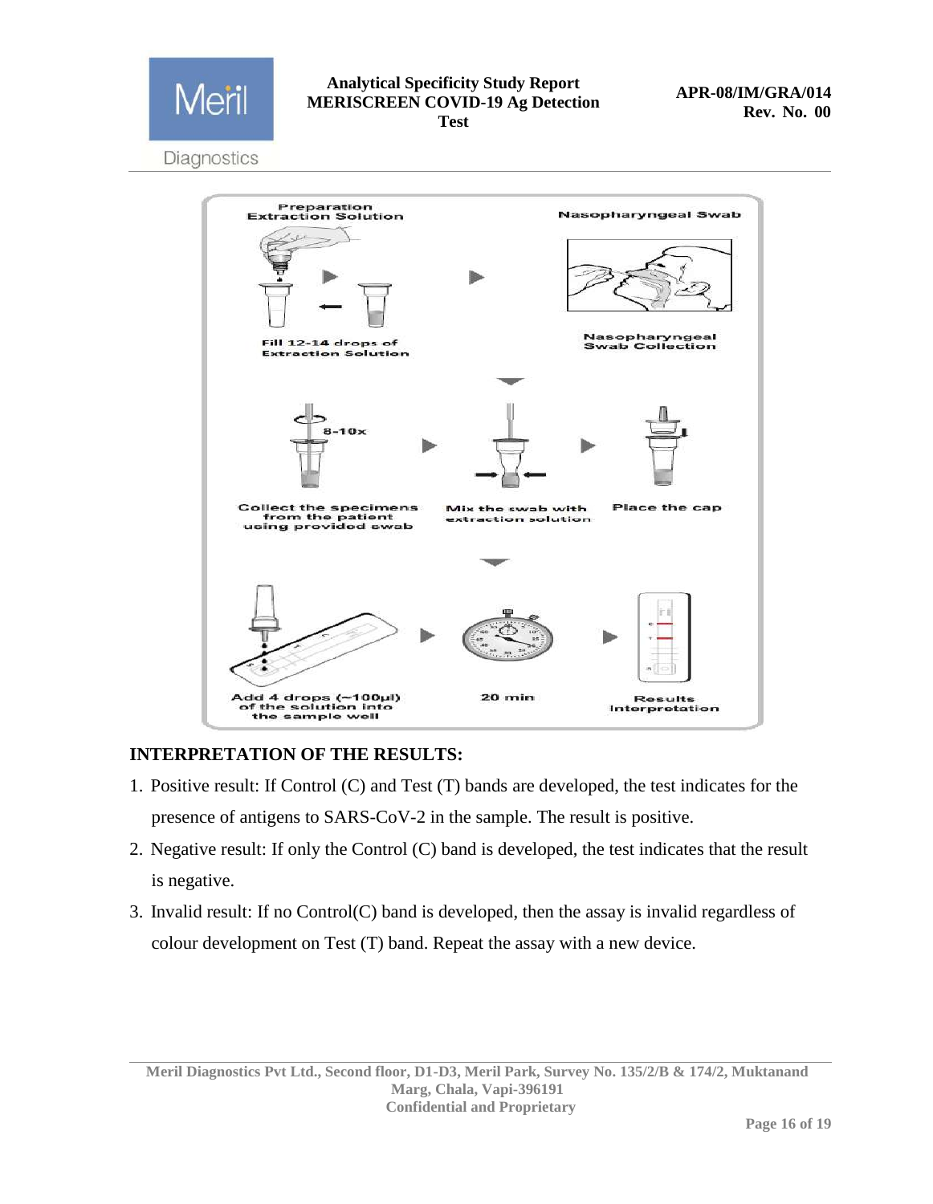## INTERPRETATION OF THE RESULTS:

1. Positive result: If Control (C) and Test (T) bands are developed, the test indicates for the presence of antigens to SARS-CoV-2 in the sample. The result is positive.
2. Negative result: If only the Control (C) band is developed, the test indicates that the result is negative.
3. Invalid result: If no Control(C) band is developed, then the assay is invalid regardless of colour development on Test (T) band. Repeat the assay with a new device.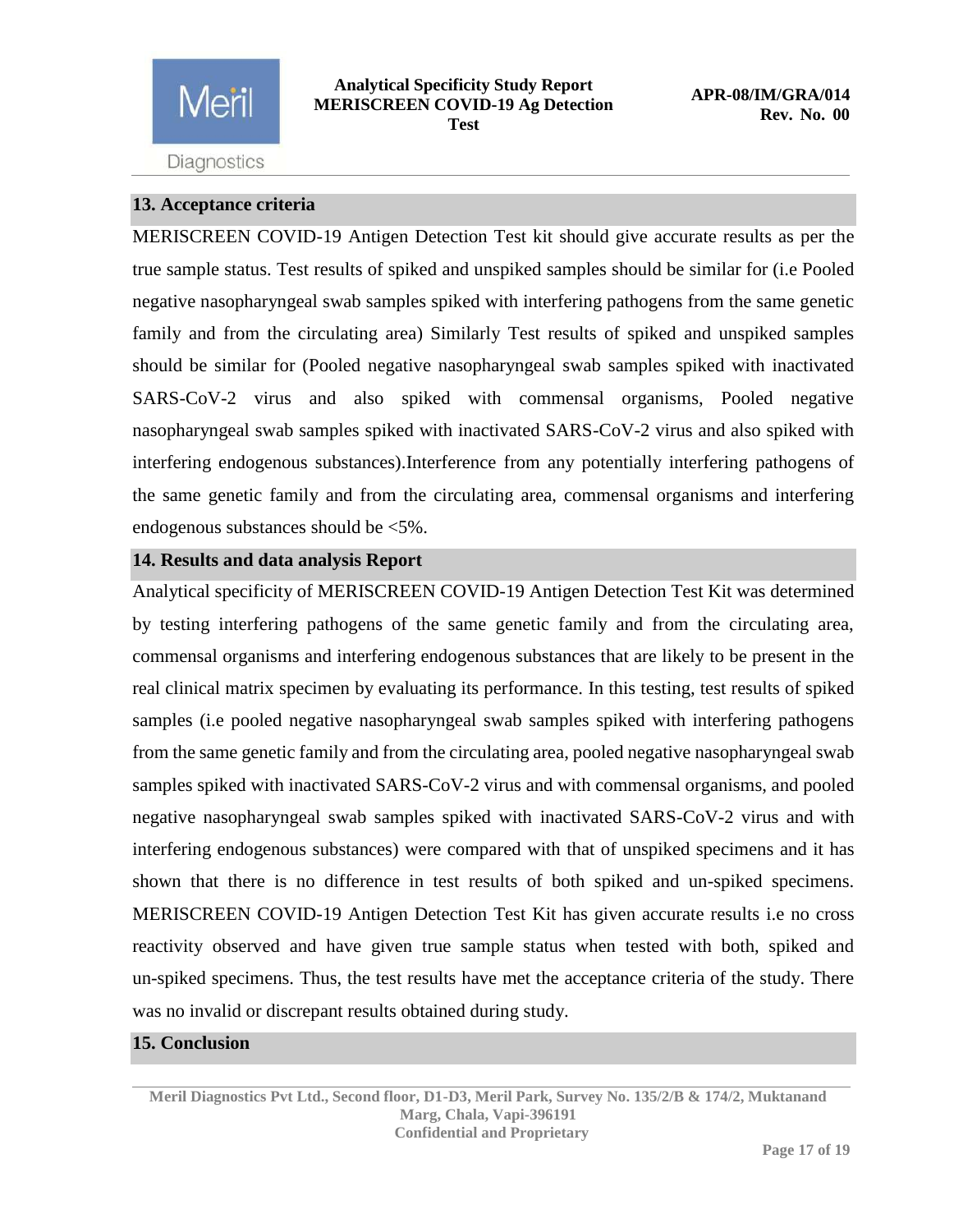## 13. Acceptance criteria

MERISCREEN COVID-19 Antigen Detection Test kit should give accurate results as per the true sample status. Test results of spiked and unspiked samples should be similar for (i.e Pooled negative nasopharyngeal swab samples spiked with interfering pathogens from the same genetic family and from the circulating area) Similarly Test results of spiked and unspiked samples should be similar for (Pooled negative nasopharyngeal swab samples spiked with inactivated SARS-CoV-2 virus and also spiked with commensal organisms, Pooled negative nasopharyngeal swab samples spiked with inactivated SARS-CoV-2 virus and also spiked with interfering endogenous substances).Interference from any potentially interfering pathogens of the same genetic family and from the circulating area, commensal organisms and interfering endogenous substances should be <5%.

## 14. Results and data analysis Report

Analytical specificity of MERISCREEN COVID-19 Antigen Detection Test Kit was determined by testing interfering pathogens of the same genetic family and from the circulating area, commensal organisms and interfering endogenous substances that are likely to be present in the real clinical matrix specimen by evaluating its performance. In this testing, test results of spiked samples (i.e pooled negative nasopharyngeal swab samples spiked with interfering pathogens from the same genetic family and from the circulating area, pooled negative nasopharyngeal swab samples spiked with inactivated SARS-CoV-2 virus and with commensal organisms, and pooled negative nasopharyngeal swab samples spiked with inactivated SARS-CoV-2 virus and with interfering endogenous substances) were compared with that of unspiked specimens and it has shown that there is no difference in test results of both spiked and un-spiked specimens. MERISCREEN COVID-19 Antigen Detection Test Kit has given accurate results i.e no cross reactivity observed and have given true sample status when tested with both, spiked and un-spiked specimens. Thus, the test results have met the acceptance criteria of the study. There was no invalid or discrepant results obtained during study.

## 15. Conclusion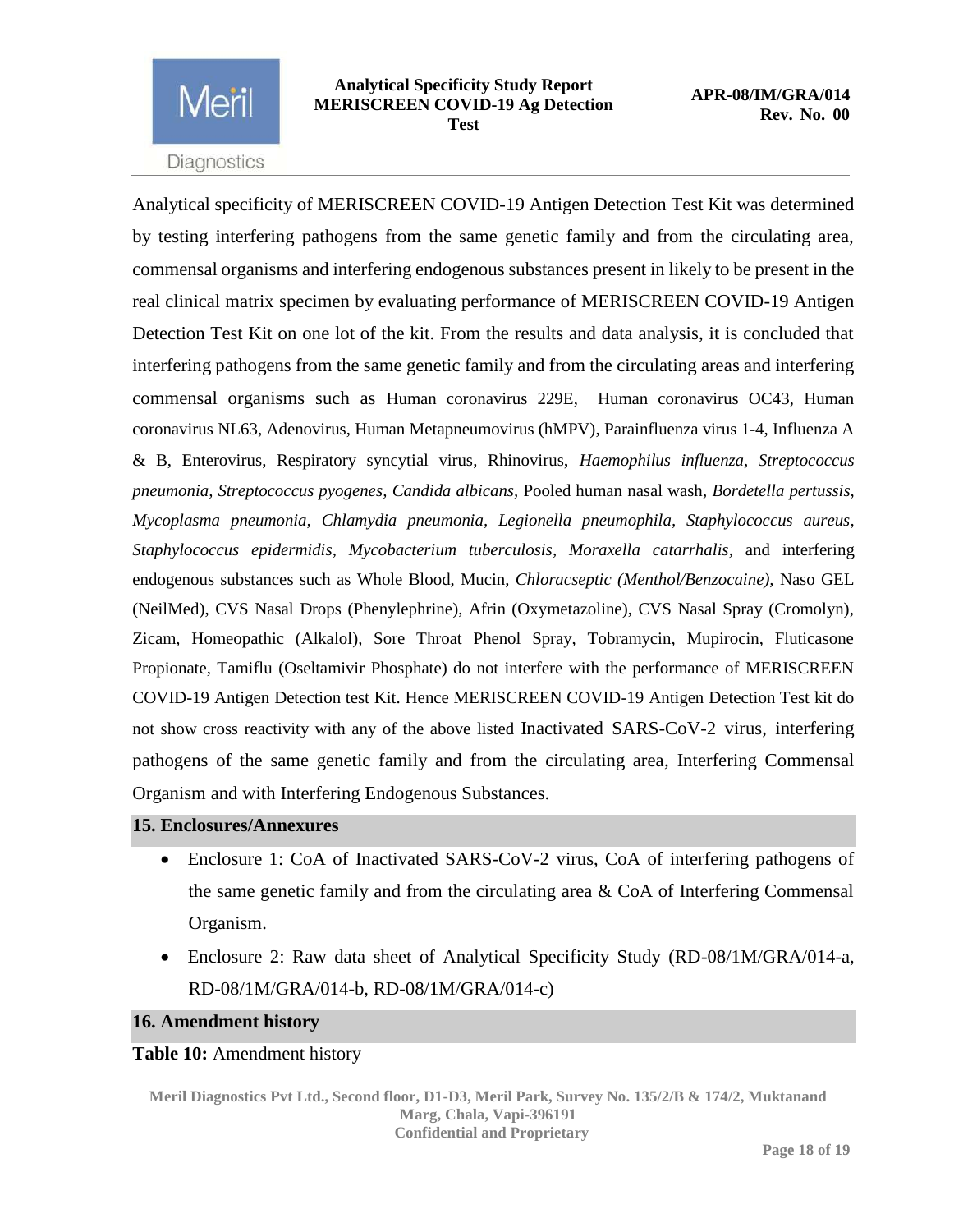Analytical specificity of MERISCREEN COVID-19 Antigen Detection Test Kit was determined by testing interfering pathogens from the same genetic family and from the circulating area, commensal organisms and interfering endogenous substances present in likely to be present in the real clinical matrix specimen by evaluating performance of MERISCREEN COVID-19 Antigen Detection Test Kit on one lot of the kit. From the results and data analysis, it is concluded that interfering pathogens from the same genetic family and from the circulating areas and interfering commensal organisms such as Human coronavirus 229E, Human coronavirus OC43, Human coronavirus NL63, Adenovirus, Human Metapneumovirus (hMPV), Parainfluenza virus 1-4, Influenza A & B, Enterovirus, Respiratory syncytial virus, Rhinovirus, *Haemophilus influenza, Streptococcus pneumonia, Streptococcus pyogenes, Candida albicans,* Pooled human nasal wash, *Bordetella pertussis, Mycoplasma pneumonia, Chlamydia pneumonia, Legionella pneumophila, Staphylococcus aureus, Staphylococcus epidermidis, Mycobacterium tuberculosis, Moraxella catarrhalis*, and interfering endogenous substances such as Whole Blood, Mucin, *Chloracseptic (Menthol/Benzocaine),* Naso GEL (NeilMed), CVS Nasal Drops (Phenylephrine), Afrin (Oxymetazoline), CVS Nasal Spray (Cromolyn), Zicam, Homeopathic (Alkalol), Sore Throat Phenol Spray, Tobramycin, Mupirocin, Fluticasone Propionate, Tamiflu (Oseltamivir Phosphate) do not interfere with the performance of MERISCREEN COVID-19 Antigen Detection test Kit. Hence MERISCREEN COVID-19 Antigen Detection Test kit do not show cross reactivity with any of the above listed Inactivated SARS-CoV-2 virus, interfering pathogens of the same genetic family and from the circulating area, Interfering Commensal Organism and with Interfering Endogenous Substances.

## 15. Enclosures/Annexures

- Enclosure 1: CoA of Inactivated SARS-CoV-2 virus, CoA of interfering pathogens of the same genetic family and from the circulating area & CoA of Interfering Commensal Organism.
- Enclosure 2: Raw data sheet of Analytical Specificity Study (RD-08/1M/GRA/014-a, RD-08/1M/GRA/014-b, RD-08/1M/GRA/014-c)

## 16. Amendment history

**Table 10:** Amendment history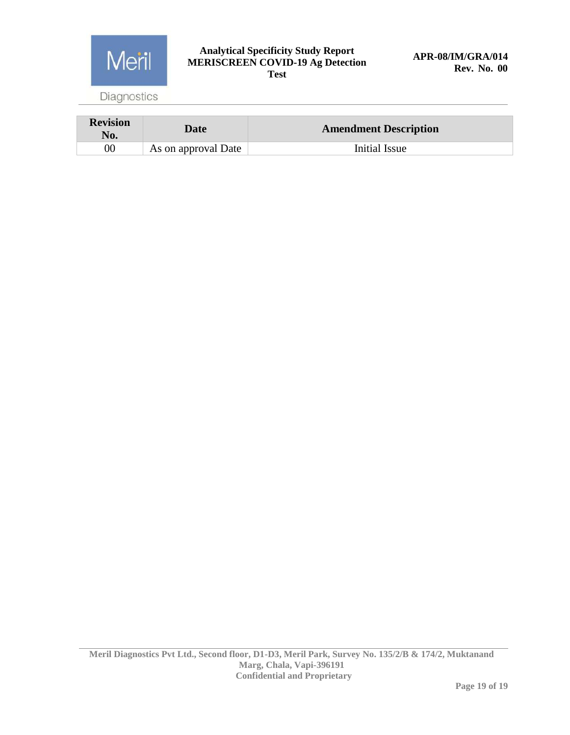| Revision No. | Date | Amendment Description |
|---|---|---|
| 00 | As on approval Date | Initial Issue |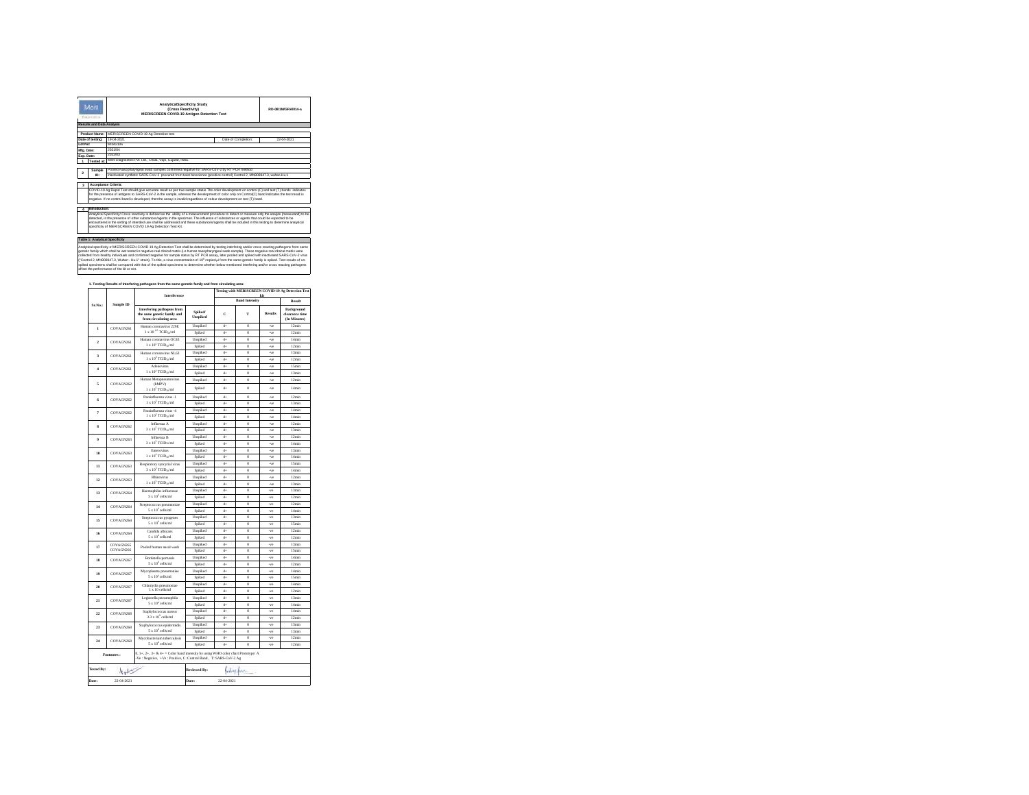# Analytical Specificity Study (Cross Reactivity) MERISCREEN COVID-19 Antigen Detection Test

RD-08/1MGRA/014-a

## Results and Data Analysis

| | | | | |
|---|---|---|---|---|
| **Product Name:** | MERISCREEN COVID-19 Ag Detection test | | | |
| **Date of testing:** | 19-04-2021 | | Date of Completion: | 22-04-2021 |
| **Lot No:** | | | | |
| **Mfg. Date:** | 2021/04 | | | |
| **Exp. Date:** | 2022/03 | | | |
| **1 Tested at:** | Meril Diagnostics Pvt. Ltd., Chala, Vapi, Gujarat, India. | | | |

**2 Sample ID:**
- Pooled Nasopharyngeal swab samples confirmed negative for SARS-CoV-2 by RT PCR method
- Inactivated synthetic SARS-CoV-2 procured from twist bioscience (positive control) Control 2, MN908947.3, wuhan-Hu-1

**3 Acceptance Criteria:**

COVID-19 Ag Rapid Test should give accurate result as per true sample status. The color development on control (C) and test (T) bands indicates for the presence of antigens to SARS-CoV-2 in the sample, whereas the development of color only on Control(C) band indicates the test result is negative. If no control band is developed, then the assay is invalid regardless of colour development on test (T) band.

**4 Introduction:**

Analytical Specificity/ Cross reactivity is defined as the ability of a measurement procedure to detect or measure only the analyte (measurand) to be detected, in the presence of other substances/agents in the specimen. The influence of substances or agents that could be expected to be encountered in the setting of intended use shall be addressed and these substances/agents shall be included in this testing to determine analytical specificity of MERISCREEN COVID-19 Ag Detection Test Kit.

## Table 1: Analytical Specificity

Analytical specificity of MERISCREEN COVID 19 Ag Detection Test shall be determined by testing interfering and/or cross reacting pathogens from same genetic family which shall be wet tested in negative real clinical matrix (i.e human nasopharyngeal swab sample). These negative real clinical matrix were collected from healthy individuals and confirmed negative for sample status by RT PCR assay, later pooled and spiked with inactivated SARS-CoV-2 virus ("Control 2, MN908947.3, Wuhan- Hu-1" strain). To this, a virus concentration of $10^5$ copies/µl from the same genetic family is spiked. Test results of un-spiked specimens shall be compared with that of the spiked specimens to determine whether below mentioned interfering and/or cross reacting pathogens affect the performance of the kit or not.

### 1. Testing Results of interfering pathogens from the same genetic family and from circulating area:

| Sr.No.: | Sample ID | Interfering pathogens from the same genetic family and from circulating area | Spiked/ Unspiked | C | T | Results | Background clearance time (In Minutes) |
|---|---|---|---|---|---|---|---|
| 1 | COVAGN261 | Human coronavirus 229E $1 \times 10^{-0.5}$ TCID$_{50}$/ml | Unspiked | 4+ | 0 | -ve | 12min |
| | | | Spiked | 4+ | 0 | -ve | 12min |
| 2 | COVAGN261 | Human coronavirus OC43 $1 \times 10^5$ TCID$_{50}$/ml | Unspiked | 4+ | 0 | -ve | 14min |
| | | | Spiked | 4+ | 0 | -ve | 12min |
| 3 | COVAGN261 | Human coronavirus NL63 $1 \times 10^5$ TCID$_{50}$/ml | Unspiked | 4+ | 0 | -ve | 13min |
| | | | Spiked | 4+ | 0 | -ve | 12min |
| 4 | COVAGN261 | Adenovirus $1 \times 10^6$ TCID$_{50}$/ml | Unspiked | 4+ | 0 | -ve | 15min |
| | | | Spiked | 4+ | 0 | -ve | 13min |
| 5 | COVAGN262 | Human Metapneumovirus (hMPV) $1 \times 10^5$ TCID$_{50}$/ml | Unspiked | 4+ | 0 | -ve | 12min |
| | | | Spiked | 4+ | 0 | -ve | 14min |
| 6 | COVAGN262 | Parainfluenza virus -1 $1 \times 10^5$ TCID$_{50}$/ml | Unspiked | 4+ | 0 | -ve | 12min |
| | | | Spiked | 4+ | 0 | -ve | 13min |
| 7 | COVAGN262 | Parainfluenza virus -4 $1 \times 10^5$ TCID$_{50}$/ml | Unspiked | 4+ | 0 | -ve | 14min |
| | | | Spiked | 4+ | 0 | -ve | 14min |
| 8 | COVAGN262 | Influenza A $3 \times 10^5$ TCID$_{50}$/ml | Unspiked | 4+ | 0 | -ve | 12min |
| | | | Spiked | 4+ | 0 | -ve | 13min |
| 9 | COVAGN263 | Influenza B $3 \times 10^5$ TCID$_{50}$/ml | Unspiked | 4+ | 0 | -ve | 12min |
| | | | Spiked | 4+ | 0 | -ve | 14min |
| 10 | COVAGN263 | Enterovirus $1 \times 10^5$ TCID$_{50}$/ml | Unspiked | 4+ | 0 | -ve | 13min |
| | | | Spiked | 4+ | 0 | -ve | 14min |
| 11 | COVAGN263 | Respiratory syncytial virus $3 \times 10^5$ TCID$_{50}$/ml | Unspiked | 4+ | 0 | -ve | 15min |
| | | | Spiked | 4+ | 0 | -ve | 14min |
| 12 | COVAGN263 | Rhinovirus $1 \times 10^5$ TCID$_{50}$/ml | Unspiked | 4+ | 0 | -ve | 12min |
| | | | Spiked | 4+ | 0 | -ve | 13min |
| 13 | COVAGN264 | Haemophilus influenzae $5 \times 10^7$ cells/ml | Unspiked | 4+ | 0 | -ve | 13min |
| | | | Spiked | 4+ | 0 | -ve | 12min |
| 14 | COVAGN264 | Streptococcus pneumoniae $5 \times 10^7$ cells/ml | Unspiked | 4+ | 0 | -ve | 12min |
| | | | Spiked | 4+ | 0 | -ve | 14min |
| 15 | COVAGN264 | Streptococcus pyogenes $5 \times 10^7$ cells/ml | Unspiked | 4+ | 0 | -ve | 13min |
| | | | Spiked | 4+ | 0 | -ve | 15min |
| 16 | COVAGN264 | Candida albicans $5 \times 10^7$ cells/ml | Unspiked | 4+ | 0 | -ve | 12min |
| | | | Spiked | 4+ | 0 | -ve | 12min |
| 17 | COVAGN265 COVAGN266 | Pooled human nasal wash | Unspiked | 4+ | 0 | -ve | 13min |
| | | | Spiked | 4+ | 0 | -ve | 15min |
| 18 | COVAGN267 | Bordetella pertussis $5 \times 10^7$ cells/ml | Unspiked | 4+ | 0 | -ve | 14min |
| | | | Spiked | 4+ | 0 | -ve | 12min |
| 19 | COVAGN267 | Mycoplasma pneumoniae $5 \times 10^6$ cells/ml | Unspiked | 4+ | 0 | -ve | 14min |
| | | | Spiked | 4+ | 0 | -ve | 15min |
| 20 | COVAGN267 | Chlamydia pneumoniae 1 x 10 cells/ml | Unspiked | 4+ | 0 | -ve | 14min |
| | | | Spiked | 4+ | 0 | -ve | 12min |
| 21 | COVAGN267 | Legionella pneumophila $5 \times 10^6$ cells/ml | Unspiked | 4+ | 0 | -ve | 13min |
| | | | Spiked | 4+ | 0 | -ve | 14min |
| 22 | COVAGN268 | Staphylococcus aureus $3.3 \times 10^7$ cells/ml | Unspiked | 4+ | 0 | -ve | 14min |
| | | | Spiked | 4+ | 0 | -ve | 12min |
| 23 | COVAGN268 | Staphylococcus epidermidis $5 \times 10^6$ cells/ml | Unspiked | 4+ | 0 | -ve | 13min |
| | | | Spiked | 4+ | 0 | -ve | 13min |
| 24 | COVAGN268 | Mycobacterium tuberculosis $5 \times 10^6$ cells/ml | Unspiked | 4+ | 0 | -ve | 12min |
| | | | Spiked | 4+ | 0 | -ve | 12min |

**Footnotes:** 0, 1+, 2+, 3+ & 4+ = Color band intensity by using WHO color chart Prototype: A
-Ve : Negative, +Ve : Positive, C :Control Band , T: SARS-CoV-2 Ag

| | | | |
|---|---|---|---|
| **Tested By:** | | **Reviewed By:** | |
| **Date:** | 22-04-2021 | **Date:** | 22-04-2021 |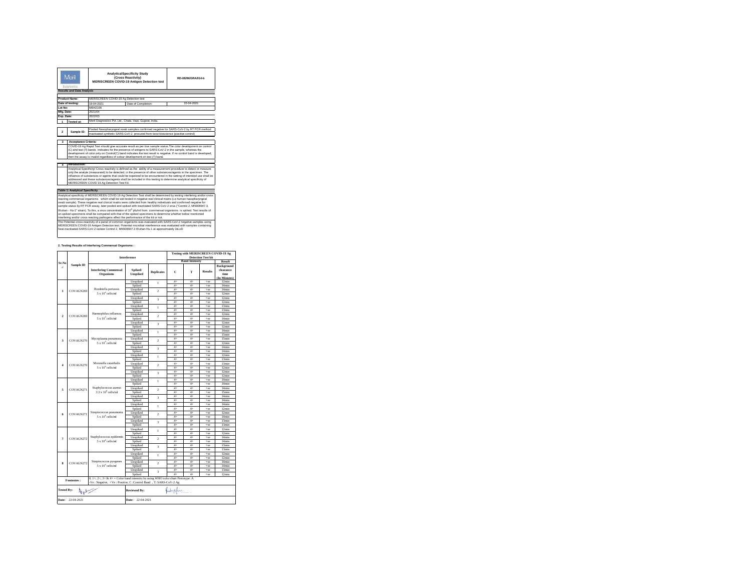| Meril Diagnostics | Analytical Specificity Study (Cross Reactivity) MERISCREEN COVID-19 Antigen Detection test | RD-08/IM/GRA/014-b |
|---|---|---|

**Results and Data Analysis**

| | | | |
|---|---|---|---|
| **Product Name:** | MERISCREEN COVID-19 Ag Detection test | | |
| **Date of testing:** | 19-04-2021 | Date of Completion: | 22-04-2021 |
| **Lot No:** | M042106 | | |
| **Mfg. Date:** | 2021/04 | | |
| **Exp. Date:** | 2022/03 | | |
| **1 Tested at:** | Meril Diagnostics Pvt. Ltd., Chala, Vapi, Gujarat, India. | | |

| | |
|---|---|
| **2 Sample ID:** | Pooled Nasopharyngeal swab samples confirmed negative for SARS-CoV-2 by RT PCR method |
| | Inactivated synthetic SARS-CoV-2 procured from twist bioscience (positive control) |

**3 Acceptance Criteria:**

COVID-19 Ag Rapid Test should give accurate result as per true sample status.The color development on control (C) and test (T) bands indicates for the presence of antigens to SARS-CoV-2 in the sample, whereas the development of color only on Control(C) band indicates the test result is negative. If no control band is developed, then the assay is invalid regardless of colour development on test (T) band.

**4 Introduction:**

Analytical Specificity/ Cross reactivity is defined as the ability of a measurement procedure to detect or measure only the analyte (measurand) to be detected, in the presence of other substances/agents in the specimen. The influence of substances or agents that could be expected to be encountered in the setting of intended use shall be addressed and these substances/agents shall be included in this testing to determine analytical specificity of MERISCREEN COVID 19 Ag Detection Test Kit.

**Table 1: Analytical Specificity**

Analytical specificity of MERISCREEN COVID 19 Ag Detection Test shall be determined by testing interfering and/or cross reacting commensal organisms which shall be wet tested in negative real clinical matrix (i.e human nasopharyngeal swab sample). These negative real clinical matrix were collected from healthy individuals and confirmed negative for sample status by RT PCR assay, later pooled and spiked with inactivated SARS-CoV-2 virus ("Control 2, MN908947.3, Wuhan - Hu-1" strain). To this, a virus concentration of $10^5$ pfu/ml from commensal organisms is spiked. Test results of un-spiked specimens shall be compared with that of the spiked specimens to determine whether below mentioned interfering and/or cross reacting pathogens affect the performance of the kit or not.

The Potential cross-reactivity of a panel of common organisms was evaluated with SARS-CoV-2 negative samples using MERISCREEN COVID-19 Antigen Detection test. Potential microbial interference was evaluated with samples containing heat inactivated SARS-CoV-2 isolate Control 2, MN908947.3 Wuhan-Hu-1 at approximately 3xLoD

**2. Testing Results of Interfering Commensal Organisms :**

| Sr.No. | Sample ID | Interference: Interfering Commensal Organisms | Spiked/ Unspiked | Replicates | Band Intensity: C | Band Intensity: T | Results | Result: Background clearance time (In Minutes) |
|---|---|---|---|---|---|---|---|---|
| 1 | COVAGN269 | Bordetella pertussis $5 \times 10^4$ cells/ml | Unspiked | 1 | 4+ | 4+ | +ve | 12min |
| | | | Spiked | | 4+ | 4+ | +ve | 14min |
| | | | Unspiked | 2 | 4+ | 4+ | +ve | 14min |
| | | | Spiked | | 4+ | 4+ | +ve | 12min |
| | | | Unspiked | 3 | 4+ | 4+ | +ve | 12min |
| | | | Spiked | | 4+ | 4+ | +ve | 12min |
| 2 | COVAGN269 | Haemophilus influenza $5 \times 10^4$ cells/ml | Unspiked | 1 | 4+ | 4+ | +ve | 13min |
| | | | Spiked | | 4+ | 4+ | +ve | 13min |
| | | | Unspiked | 2 | 4+ | 4+ | +ve | 12min |
| | | | Spiked | | 4+ | 4+ | +ve | 14min |
| | | | Unspiked | 3 | 4+ | 4+ | +ve | 12min |
| | | | Spiked | | 4+ | 4+ | +ve | 12min |
| 3 | COVAGN270 | Mycoplasma pneumonia $5 \times 10^4$ cells/ml | Unspiked | 1 | 4+ | 4+ | +ve | 14min |
| | | | Spiked | | 4+ | 4+ | +ve | 15min |
| | | | Unspiked | 2 | 4+ | 4+ | +ve | 15min |
| | | | Spiked | | 4+ | 4+ | +ve | 12min |
| | | | Unspiked | 3 | 4+ | 4+ | +ve | 14min |
| | | | Spiked | | 4+ | 4+ | +ve | 14min |
| 4 | COVAGN270 | Moraxella catarrhalis $5 \times 10^4$ cells/ml | Unspiked | 1 | 4+ | 4+ | +ve | 12min |
| | | | Spiked | | 4+ | 4+ | +ve | 13min |
| | | | Unspiked | 2 | 4+ | 4+ | +ve | 13min |
| | | | Spiked | | 4+ | 4+ | +ve | 12min |
| | | | Unspiked | 3 | 4+ | 4+ | +ve | 12min |
| | | | Spiked | | 4+ | 4+ | +ve | 12min |
| 5 | COVAGN271 | Staphylococcus aureus $3.3 \times 10^4$ cells/ml | Unspiked | 1 | 4+ | 4+ | +ve | 14min |
| | | | Spiked | | 4+ | 4+ | +ve | 14min |
| | | | Unspiked | 2 | 4+ | 4+ | +ve | 14min |
| | | | Spiked | | 4+ | 4+ | +ve | 15min |
| | | | Unspiked | 3 | 4+ | 4+ | +ve | 14min |
| | | | Spiked | | 4+ | 4+ | +ve | 14min |
| 6 | COVAGN271 | Streptococcus pneumonia $5 \times 10^4$ cells/ml | Unspiked | 1 | 4+ | 4+ | +ve | 14min |
| | | | Spiked | | 4+ | 4+ | +ve | 12min |
| | | | Unspiked | 2 | 4+ | 4+ | +ve | 12min |
| | | | Spiked | | 4+ | 4+ | +ve | 14min |
| | | | Unspiked | 3 | 4+ | 4+ | +ve | 13min |
| | | | Spiked | | 4+ | 4+ | +ve | 13min |
| 7 | COVAGN272 | Staphylococcus epidermis $5 \times 10^4$ cells/ml | Unspiked | 1 | 4+ | 4+ | +ve | 12min |
| | | | Spiked | | 4+ | 4+ | +ve | 12min |
| | | | Unspiked | 2 | 4+ | 4+ | +ve | 14min |
| | | | Spiked | | 4+ | 4+ | +ve | 14min |
| | | | Unspiked | 3 | 4+ | 4+ | +ve | 13min |
| | | | Spiked | | 4+ | 4+ | +ve | 13min |
| 8 | COVAGN272 | Streptococcus pyogenes $5 \times 10^4$ cells/ml | Unspiked | 1 | 4+ | 4+ | +ve | 12min |
| | | | Spiked | | 4+ | 4+ | +ve | 12min |
| | | | Unspiked | 2 | 4+ | 4+ | +ve | 14min |
| | | | Spiked | | 4+ | 4+ | +ve | 14min |
| | | | Unspiked | 3 | 4+ | 4+ | +ve | 13min |
| | | | Spiked | | 4+ | 4+ | +ve | 12min |

**Footnotes :** 0, 1+, 2+, 3+ & 4+ = Color band intensity by using WHO color chart Prototype: A
-Ve : Negative, +Ve : Positive, C :Control Band , T: SARS-CoV-2 Ag

| | |
|---|---|
| **Tested By:** | **Reviewed By:** |
| **Date:** 22-04-2021 | **Date:** 22-04-2021 |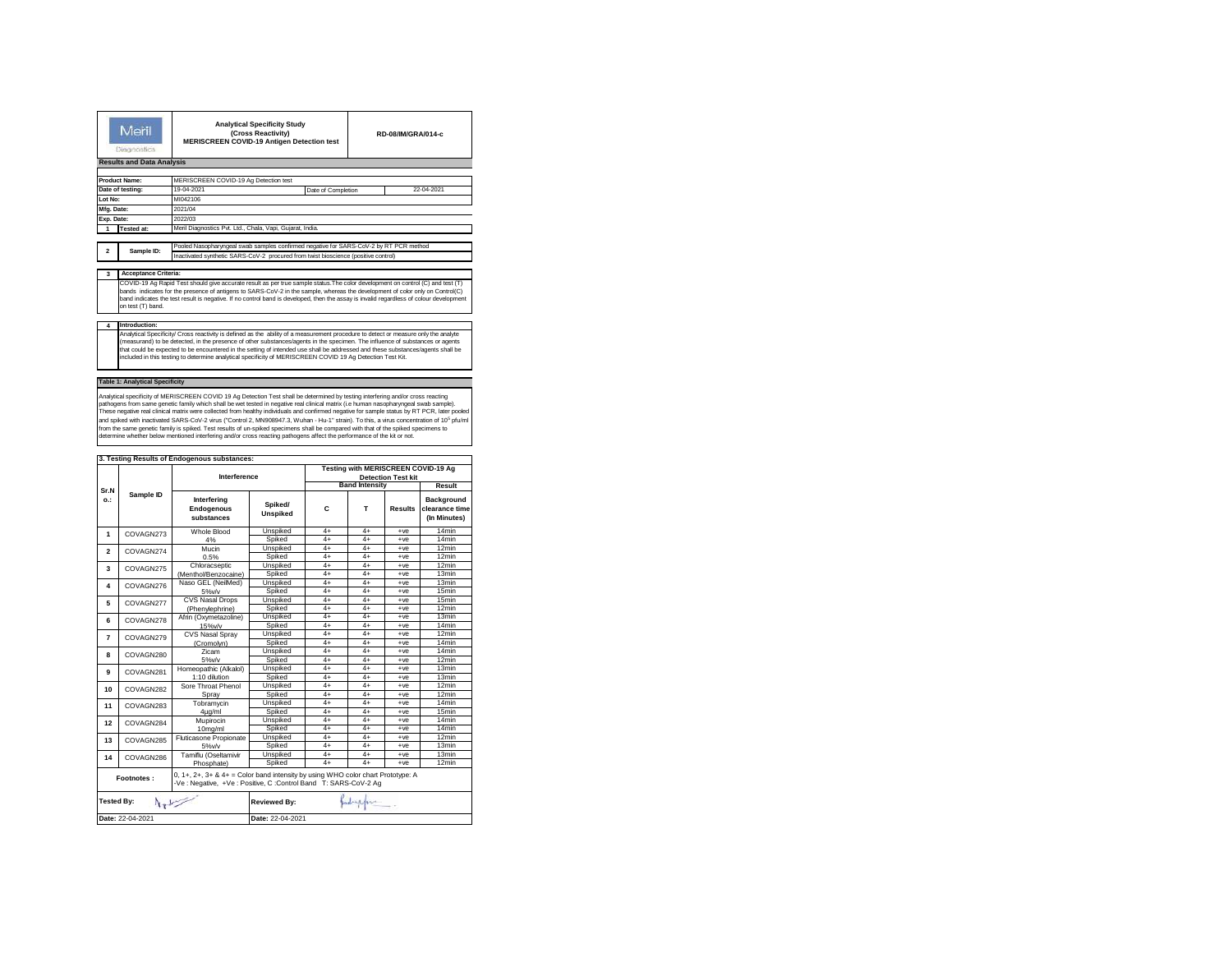| Meril Diagnostics | Analytical Specificity Study (Cross Reactivity) MERISCREEN COVID-19 Antigen Detection test | RD-08/IM/GRA/014-c |
|---|---|---|

**Results and Data Analysis**

| | | | |
|---|---|---|---|
| **Product Name:** | MERISCREEN COVID-19 Ag Detection test | | |
| **Date of testing:** | 19-04-2021 | Date of Completion | 22-04-2021 |
| **Lot No:** | MI042106 | | |
| **Mfg. Date:** | 2021/04 | | |
| **Exp. Date:** | 2022/03 | | |
| **1 Tested at:** | Meril Diagnostics Pvt. Ltd., Chala, Vapi, Gujarat, India. | | |

| | | |
|---|---|---|
| **2** | **Sample ID:** | Pooled Nasopharyngeal swab samples confirmed negative for SARS-CoV-2 by RT PCR method |
| | | Inactivated synthetic SARS-CoV-2 procured from twist bioscience (positive control) |

**3 Acceptance Criteria:**

COVID-19 Ag Rapid Test should give accurate result as per true sample status.The color development on control (C) and test (T) bands indicates for the presence of antigens to SARS-CoV-2 in the sample, whereas the development of color only on Control(C) band indicates the test result is negative. If no control band is developed, then the assay is invalid regardless of colour development on test (T) band.

**4 Introduction:**

Analytical Specificity/ Cross reactivity is defined as the ability of a measurement procedure to detect or measure only the analyte (measurand) to be detected, in the presence of other substances/agents in the specimen. The influence of substances or agents that could be expected to be encountered in the setting of intended use shall be addressed and these substances/agents shall be included in this testing to determine analytical specificity of MERISCREEN COVID 19 Ag Detection Test Kit.

**Table 1: Analytical Specificity**

Analytical specificity of MERISCREEN COVID 19 Ag Detection Test shall be determined by testing interfering and/or cross reacting pathogens from same genetic family which shall be wet tested in negative real clinical matrix (i.e human nasopharyngeal swab sample). These negative real clinical matrix were collected from healthy individuals and confirmed negative for sample status by RT PCR, later pooled and spiked with inactivated SARS-CoV-2 virus ("Control 2, MN908947.3, Wuhan - Hu-1" strain). To this, a virus concentration of $10^6$ pfu/ml from the same genetic family is spiked. Test results of un-spiked specimens shall be compared with that of the spiked specimens to determine whether below mentioned interfering and/or cross reacting pathogens affect the performance of the kit or not.

**3. Testing Results of Endogenous substances:**

| Sr.No.: | Sample ID | Interference | | Testing with MERISCREEN COVID-19 Ag Detection Test kit | | | |
|---|---|---|---|---|---|---|---|
| | | | | Band Intensity | | | Result |
| | | Interfering Endogenous substances | Spiked/ Unspiked | C | T | Results | Background clearance time (In Minutes) |
| 1 | COVAGN273 | Whole Blood 4% | Unspiked | 4+ | 4+ | +ve | 14min |
| | | | Spiked | 4+ | 4+ | +ve | 14min |
| 2 | COVAGN274 | Mucin 0.5% | Unspiked | 4+ | 4+ | +ve | 12min |
| | | | Spiked | 4+ | 4+ | +ve | 12min |
| 3 | COVAGN275 | Chloracseptic (Menthol/Benzocaine) | Unspiked | 4+ | 4+ | +ve | 12min |
| | | | Spiked | 4+ | 4+ | +ve | 13min |
| 4 | COVAGN276 | Naso GEL (NeilMed) 5%v/v | Unspiked | 4+ | 4+ | +ve | 13min |
| | | | Spiked | 4+ | 4+ | +ve | 15min |
| 5 | COVAGN277 | CVS Nasal Drops (Phenylephrine) | Unspiked | 4+ | 4+ | +ve | 15min |
| | | | Spiked | 4+ | 4+ | +ve | 12min |
| 6 | COVAGN278 | Afrin (Oxymetazoline) 15%v/v | Unspiked | 4+ | 4+ | +ve | 13min |
| | | | Spiked | 4+ | 4+ | +ve | 14min |
| 7 | COVAGN279 | CVS Nasal Spray (Cromolyn) | Unspiked | 4+ | 4+ | +ve | 12min |
| | | | Spiked | 4+ | 4+ | +ve | 14min |
| 8 | COVAGN280 | Zicam 5%v/v | Unspiked | 4+ | 4+ | +ve | 14min |
| | | | Spiked | 4+ | 4+ | +ve | 12min |
| 9 | COVAGN281 | Homeopathic (Alkalol) 1:10 dilution | Unspiked | 4+ | 4+ | +ve | 13min |
| | | | Spiked | 4+ | 4+ | +ve | 13min |
| 10 | COVAGN282 | Sore Throat Phenol Spray | Unspiked | 4+ | 4+ | +ve | 12min |
| | | | Spiked | 4+ | 4+ | +ve | 12min |
| 11 | COVAGN283 | Tobramycin 4μg/ml | Unspiked | 4+ | 4+ | +ve | 14min |
| | | | Spiked | 4+ | 4+ | +ve | 15min |
| 12 | COVAGN284 | Mupirocin 10mg/ml | Unspiked | 4+ | 4+ | +ve | 14min |
| | | | Spiked | 4+ | 4+ | +ve | 14min |
| 13 | COVAGN285 | Fluticasone Propionate 5%v/v | Unspiked | 4+ | 4+ | +ve | 12min |
| | | | Spiked | 4+ | 4+ | +ve | 13min |
| 14 | COVAGN286 | Tamiflu (Oseltamivir Phosphate) | Unspiked | 4+ | 4+ | +ve | 13min |
| | | | Spiked | 4+ | 4+ | +ve | 12min |

**Footnotes :** 0, 1+, 2+, 3+ & 4+ = Color band intensity by using WHO color chart Prototype: A
-Ve : Negative, +Ve : Positive, C :Control Band T: SARS-CoV-2 Ag

| | |
|---|---|
| **Tested By:** | **Reviewed By:** |
| **Date:** 22-04-2021 | **Date:** 22-04-2021 |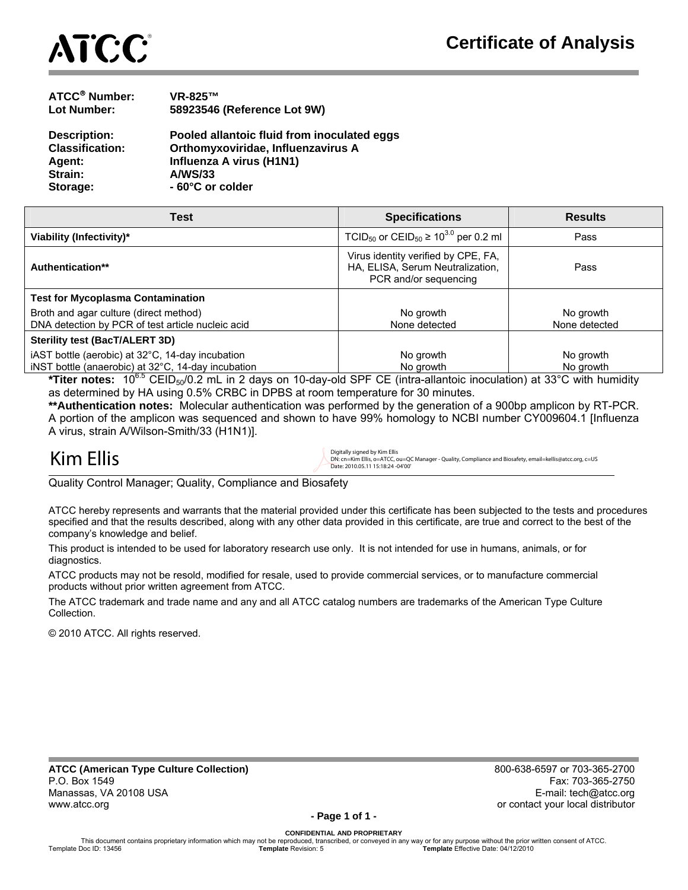ATCC®

# Certificate of Analysis

**ATCC® Number:** VR-825™
**Lot Number:** 58923546 (Reference Lot 9W)

**Description:** Pooled allantoic fluid from inoculated eggs
**Classification:** Orthomyxoviridae, Influenzavirus A
**Agent:** Influenza A virus (H1N1)
**Strain:** A/WS/33
**Storage:** - 60°C or colder

| Test | Specifications | Results |
|---|---|---|
| **Viability (Infectivity)*** | $TCID_{50}$ or $CEID_{50} \geq 10^{3.0}$ per 0.2 ml | Pass |
| **Authentication**** | Virus identity verified by CPE, FA, HA, ELISA, Serum Neutralization, PCR and/or sequencing | Pass |
| **Test for Mycoplasma Contamination** | | |
| Broth and agar culture (direct method) | No growth | No growth |
| DNA detection by PCR of test article nucleic acid | None detected | None detected |
| **Sterility test (BacT/ALERT 3D)** | | |
| iAST bottle (aerobic) at 32°C, 14-day incubation | No growth | No growth |
| iNST bottle (anaerobic) at 32°C, 14-day incubation | No growth | No growth |

***Titer notes:** $10^{6.5}$ $CEID_{50}$/0.2 mL in 2 days on 10-day-old SPF CE (intra-allantoic inoculation) at 33°C with humidity as determined by HA using 0.5% CRBC in DPBS at room temperature for 30 minutes.

****Authentication notes:** Molecular authentication was performed by the generation of a 900bp amplicon by RT-PCR. A portion of the amplicon was sequenced and shown to have 99% homology to NCBI number CY009604.1 [Influenza A virus, strain A/Wilson-Smith/33 (H1N1)].

Kim Ellis

Digitally signed by Kim Ellis
DN: cn=Kim Ellis, o=ATCC, ou=QC Manager - Quality, Compliance and Biosafety, email=kellis@atcc.org, c=US
Date: 2010.05.11 15:18:24 -04'00'

Quality Control Manager; Quality, Compliance and Biosafety

ATCC hereby represents and warrants that the material provided under this certificate has been subjected to the tests and procedures specified and that the results described, along with any other data provided in this certificate, are true and correct to the best of the company's knowledge and belief.

This product is intended to be used for laboratory research use only. It is not intended for use in humans, animals, or for diagnostics.

ATCC products may not be resold, modified for resale, used to provide commercial services, or to manufacture commercial products without prior written agreement from ATCC.

The ATCC trademark and trade name and any and all ATCC catalog numbers are trademarks of the American Type Culture Collection.

© 2010 ATCC. All rights reserved.

**ATCC (American Type Culture Collection)**
P.O. Box 1549
Manassas, VA 20108 USA
www.atcc.org

800-638-6597 or 703-365-2700
Fax: 703-365-2750
E-mail: tech@atcc.org
or contact your local distributor

**CONFIDENTIAL AND PROPRIETARY**
This document contains proprietary information which may not be reproduced, transcribed, or conveyed in any way or for any purpose without the prior written consent of ATCC.
Template Doc ID: 13456 **Template** Revision: 5 **Template** Effective Date: 04/12/2010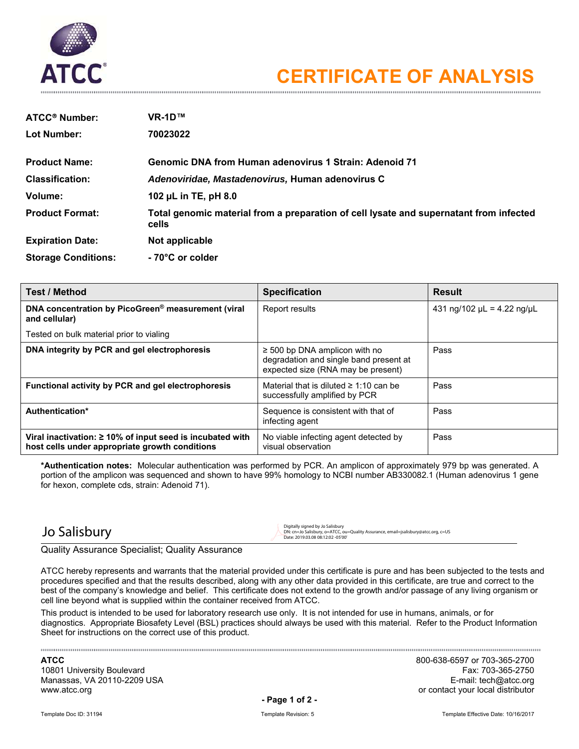ATCC

# CERTIFICATE OF ANALYSIS

| | |
|---|---|
| **ATCC® Number:** | **VR-1D™** |
| **Lot Number:** | **70023022** |
| **Product Name:** | **Genomic DNA from Human adenovirus 1 Strain: Adenoid 71** |
| **Classification:** | ***Adenoviridae, Mastadenovirus,* Human adenovirus C** |
| **Volume:** | **102 µL in TE, pH 8.0** |
| **Product Format:** | **Total genomic material from a preparation of cell lysate and supernatant from infected cells** |
| **Expiration Date:** | **Not applicable** |
| **Storage Conditions:** | **- 70°C or colder** |

| Test / Method | Specification | Result |
|---|---|---|
| **DNA concentration by PicoGreen® measurement (viral and cellular)**<br>Tested on bulk material prior to vialing | Report results | 431 ng/102 µL = 4.22 ng/µL |
| **DNA integrity by PCR and gel electrophoresis** | ≥ 500 bp DNA amplicon with no degradation and single band present at expected size (RNA may be present) | Pass |
| **Functional activity by PCR and gel electrophoresis** | Material that is diluted ≥ 1:10 can be successfully amplified by PCR | Pass |
| **Authentication*** | Sequence is consistent with that of infecting agent | Pass |
| **Viral inactivation: ≥ 10% of input seed is incubated with host cells under appropriate growth conditions** | No viable infecting agent detected by visual observation | Pass |

***Authentication notes:** Molecular authentication was performed by PCR. An amplicon of approximately 979 bp was generated. A portion of the amplicon was sequenced and shown to have 99% homology to NCBI number AB330082.1 (Human adenovirus 1 gene for hexon, complete cds, strain: Adenoid 71).

Jo Salisbury

Digitally signed by Jo Salisbury
DN: cn=Jo Salisbury, o=ATCC, ou=Quality Assurance, email=jsalisbury@atcc.org, c=US
Date: 2019.03.08 08:12:02 -05'00'

Quality Assurance Specialist; Quality Assurance

ATCC hereby represents and warrants that the material provided under this certificate is pure and has been subjected to the tests and procedures specified and that the results described, along with any other data provided in this certificate, are true and correct to the best of the company's knowledge and belief. This certificate does not extend to the growth and/or passage of any living organism or cell line beyond what is supplied within the container received from ATCC.

This product is intended to be used for laboratory research use only. It is not intended for use in humans, animals, or for diagnostics. Appropriate Biosafety Level (BSL) practices should always be used with this material. Refer to the Product Information Sheet for instructions on the correct use of this product.

**ATCC**
10801 University Boulevard
Manassas, VA 20110-2209 USA
www.atcc.org

800-638-6597 or 703-365-2700
Fax: 703-365-2750
E-mail: tech@atcc.org
or contact your local distributor

Template Doc ID: 31194 | Template Revision: 5 | Template Effective Date: 10/16/2017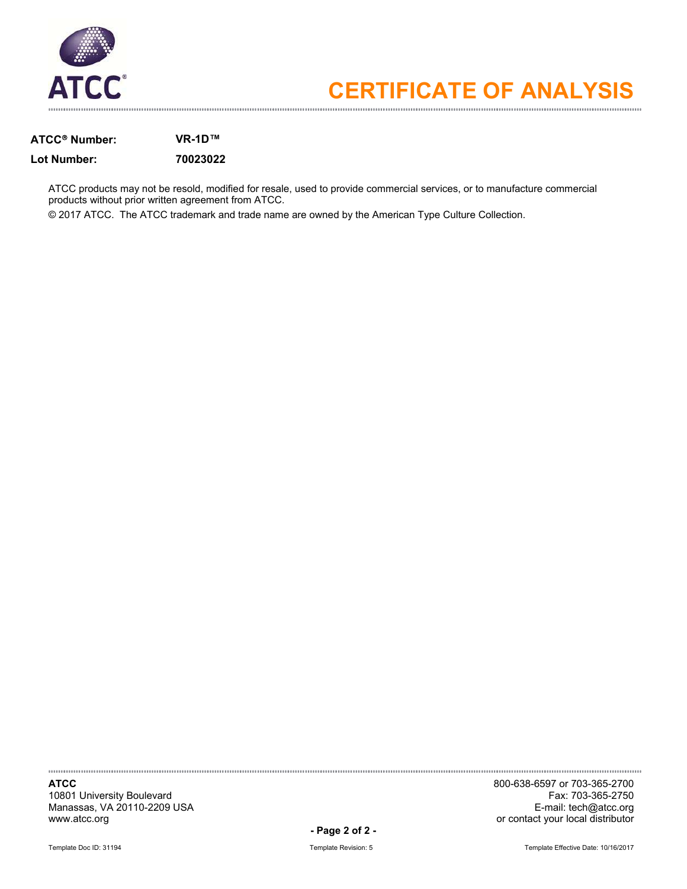# CERTIFICATE OF ANALYSIS

**ATCC® Number:** **VR-1D™**

**Lot Number:** ***70023022***

ATCC products may not be resold, modified for resale, used to provide commercial services, or to manufacture commercial products without prior written agreement from ATCC.

© 2017 ATCC. The ATCC trademark and trade name are owned by the American Type Culture Collection.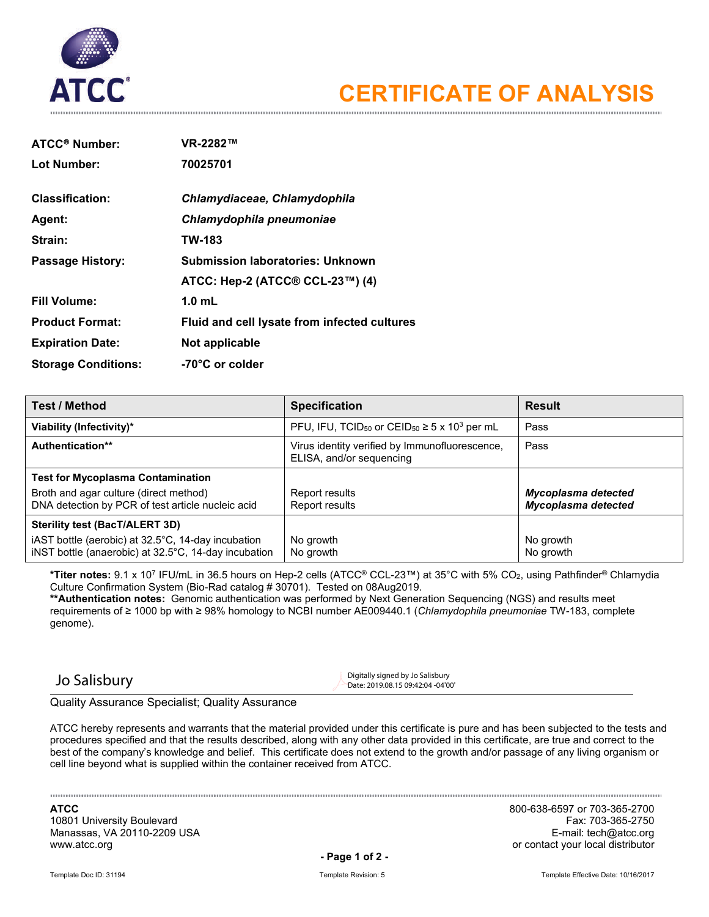ATCC®

# CERTIFICATE OF ANALYSIS

| | |
|---|---|
| **ATCC® Number:** | **VR-2282™** |
| **Lot Number:** | **70025701** |
| **Classification:** | ***Chlamydiaceae, Chlamydophila*** |
| **Agent:** | ***Chlamydophila pneumoniae*** |
| **Strain:** | **TW-183** |
| **Passage History:** | **Submission laboratories: Unknown** |
| | **ATCC: Hep-2 (ATCC® CCL-23™) (4)** |
| **Fill Volume:** | **1.0 mL** |
| **Product Format:** | **Fluid and cell lysate from infected cultures** |
| **Expiration Date:** | **Not applicable** |
| **Storage Conditions:** | **-70°C or colder** |

| Test / Method | Specification | Result |
|---|---|---|
| **Viability (Infectivity)*** | PFU, IFU, $TCID_{50}$ or $CEID_{50}$ ≥ 5 x $10^3$ per mL | Pass |
| **Authentication**** | Virus identity verified by Immunofluorescence, ELISA, and/or sequencing | Pass |
| **Test for Mycoplasma Contamination** | | |
| Broth and agar culture (direct method) | Report results | ***Mycoplasma detected*** |
| DNA detection by PCR of test article nucleic acid | Report results | ***Mycoplasma detected*** |
| **Sterility test (BacT/ALERT 3D)** | | |
| iAST bottle (aerobic) at 32.5°C, 14-day incubation | No growth | No growth |
| iNST bottle (anaerobic) at 32.5°C, 14-day incubation | No growth | No growth |

***Titer notes:** 9.1 x $10^7$ IFU/mL in 36.5 hours on Hep-2 cells (ATCC® CCL-23™) at 35°C with 5% $CO_2$, using Pathfinder® Chlamydia Culture Confirmation System (Bio-Rad catalog # 30701). Tested on 08Aug2019.

****Authentication notes:** Genomic authentication was performed by Next Generation Sequencing (NGS) and results meet requirements of ≥ 1000 bp with ≥ 98% homology to NCBI number AE009440.1 (*Chlamydophila pneumoniae* TW-183, complete genome).

Jo Salisbury — Digitally signed by Jo Salisbury Date: 2019.08.15 09:42:04 -04'00'

Quality Assurance Specialist; Quality Assurance

ATCC hereby represents and warrants that the material provided under this certificate is pure and has been subjected to the tests and procedures specified and that the results described, along with any other data provided in this certificate, are true and correct to the best of the company's knowledge and belief. This certificate does not extend to the growth and/or passage of any living organism or cell line beyond what is supplied within the container received from ATCC.

**ATCC**
10801 University Boulevard
Manassas, VA 20110-2209 USA
www.atcc.org

800-638-6597 or 703-365-2700
Fax: 703-365-2750
E-mail: tech@atcc.org
or contact your local distributor

Template Doc ID: 31194 Template Revision: 5 Template Effective Date: 10/16/2017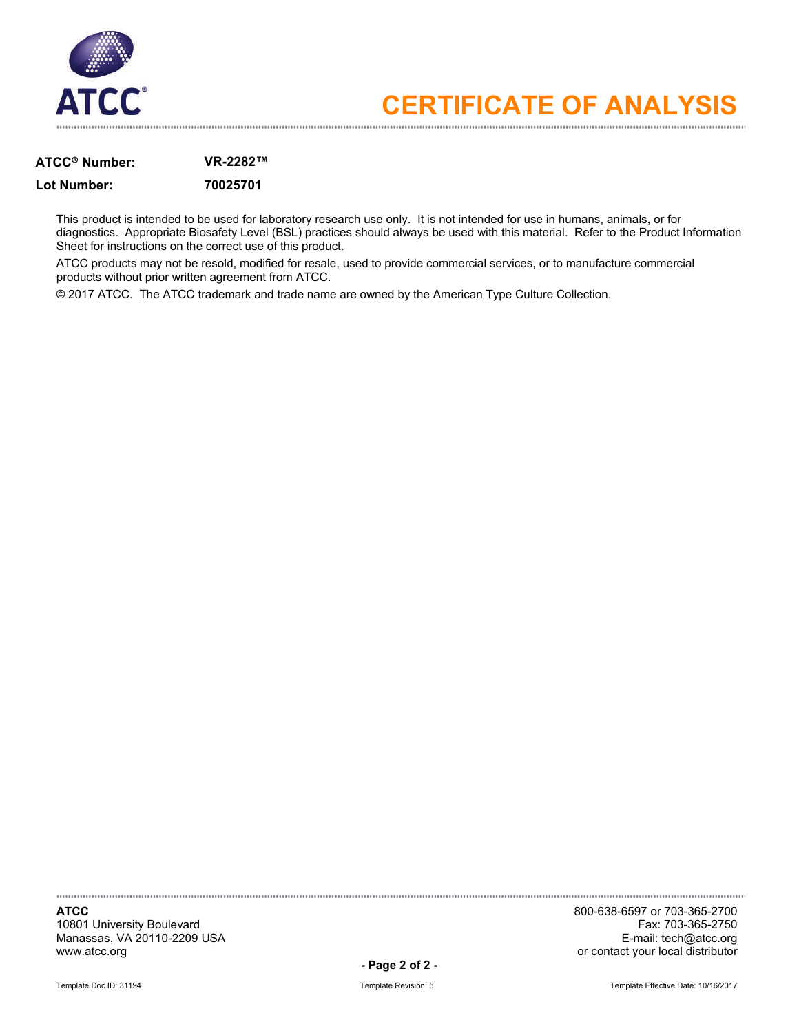# CERTIFICATE OF ANALYSIS

**ATCC® Number:** **VR-2282™**

**Lot Number:** **70025701**

This product is intended to be used for laboratory research use only. It is not intended for use in humans, animals, or for diagnostics. Appropriate Biosafety Level (BSL) practices should always be used with this material. Refer to the Product Information Sheet for instructions on the correct use of this product.

ATCC products may not be resold, modified for resale, used to provide commercial services, or to manufacture commercial products without prior written agreement from ATCC.

© 2017 ATCC. The ATCC trademark and trade name are owned by the American Type Culture Collection.

**ATCC**
10801 University Boulevard
Manassas, VA 20110-2209 USA
www.atcc.org

800-638-6597 or 703-365-2700
Fax: 703-365-2750
E-mail: tech@atcc.org
or contact your local distributor

Template Doc ID: 31194 Template Revision: 5 Template Effective Date: 10/16/2017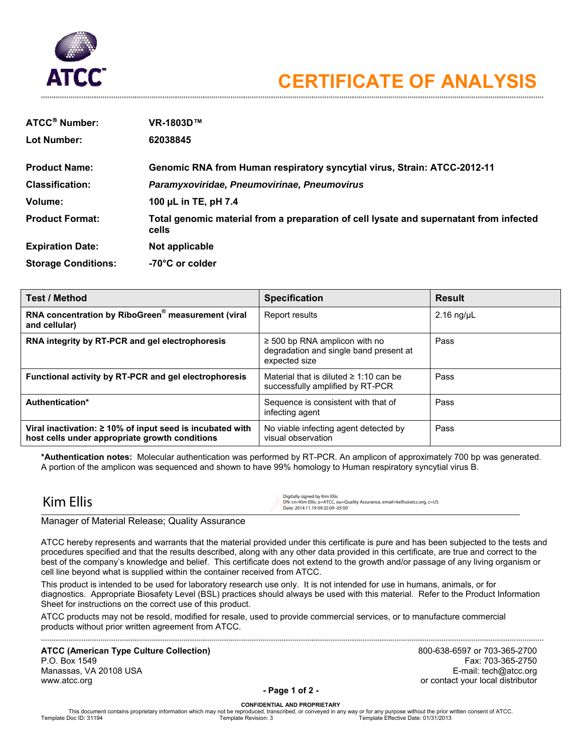ATCC

# CERTIFICATE OF ANALYSIS

**ATCC® Number:** **VR-1803D™**

**Lot Number:** **62038845**

**Product Name:** **Genomic RNA from Human respiratory syncytial virus, Strain: ATCC-2012-11**

**Classification:** ***Paramyxoviridae, Pneumovirinae, Pneumovirus***

**Volume:** **100 µL in TE, pH 7.4**

**Product Format:** **Total genomic material from a preparation of cell lysate and supernatant from infected cells**

**Expiration Date:** **Not applicable**

**Storage Conditions:** **-70°C or colder**

| Test / Method | Specification | Result |
|---|---|---|
| **RNA concentration by RiboGreen® measurement (viral and cellular)** | Report results | 2.16 ng/µL |
| **RNA integrity by RT-PCR and gel electrophoresis** | ≥ 500 bp RNA amplicon with no degradation and single band present at expected size | Pass |
| **Functional activity by RT-PCR and gel electrophoresis** | Material that is diluted ≥ 1:10 can be successfully amplified by RT-PCR | Pass |
| **Authentication*** | Sequence is consistent with that of infecting agent | Pass |
| **Viral inactivation: ≥ 10% of input seed is incubated with host cells under appropriate growth conditions** | No viable infecting agent detected by visual observation | Pass |

***Authentication notes:** Molecular authentication was performed by RT-PCR. An amplicon of approximately 700 bp was generated. A portion of the amplicon was sequenced and shown to have 99% homology to Human respiratory syncytial virus B.

Kim Ellis

Digitally signed by Kim Ellis
DN: cn=Kim Ellis, o=ATCC, ou=Quality Assurance, email=kellis@atcc.org, c=US
Date: 2014.11.19 09:32:09 -05'00'

Manager of Material Release; Quality Assurance

ATCC hereby represents and warrants that the material provided under this certificate is pure and has been subjected to the tests and procedures specified and that the results described, along with any other data provided in this certificate, are true and correct to the best of the company's knowledge and belief. This certificate does not extend to the growth and/or passage of any living organism or cell line beyond what is supplied within the container received from ATCC.

This product is intended to be used for laboratory research use only. It is not intended for use in humans, animals, or for diagnostics. Appropriate Biosafety Level (BSL) practices should always be used with this material. Refer to the Product Information Sheet for instructions on the correct use of this product.

ATCC products may not be resold, modified for resale, used to provide commercial services, or to manufacture commercial products without prior written agreement from ATCC.

**ATCC (American Type Culture Collection)**
P.O. Box 1549
Manassas, VA 20108 USA
www.atcc.org

800-638-6597 or 703-365-2700
Fax: 703-365-2750
E-mail: tech@atcc.org
or contact your local distributor

**CONFIDENTIAL AND PROPRIETARY**
This document contains proprietary information which may not be reproduced, transcribed, or conveyed in any way or for any purpose without the prior written consent of ATCC.
Template Doc ID: 31194 Template Revision: 3 Template Effective Date: 01/31/2013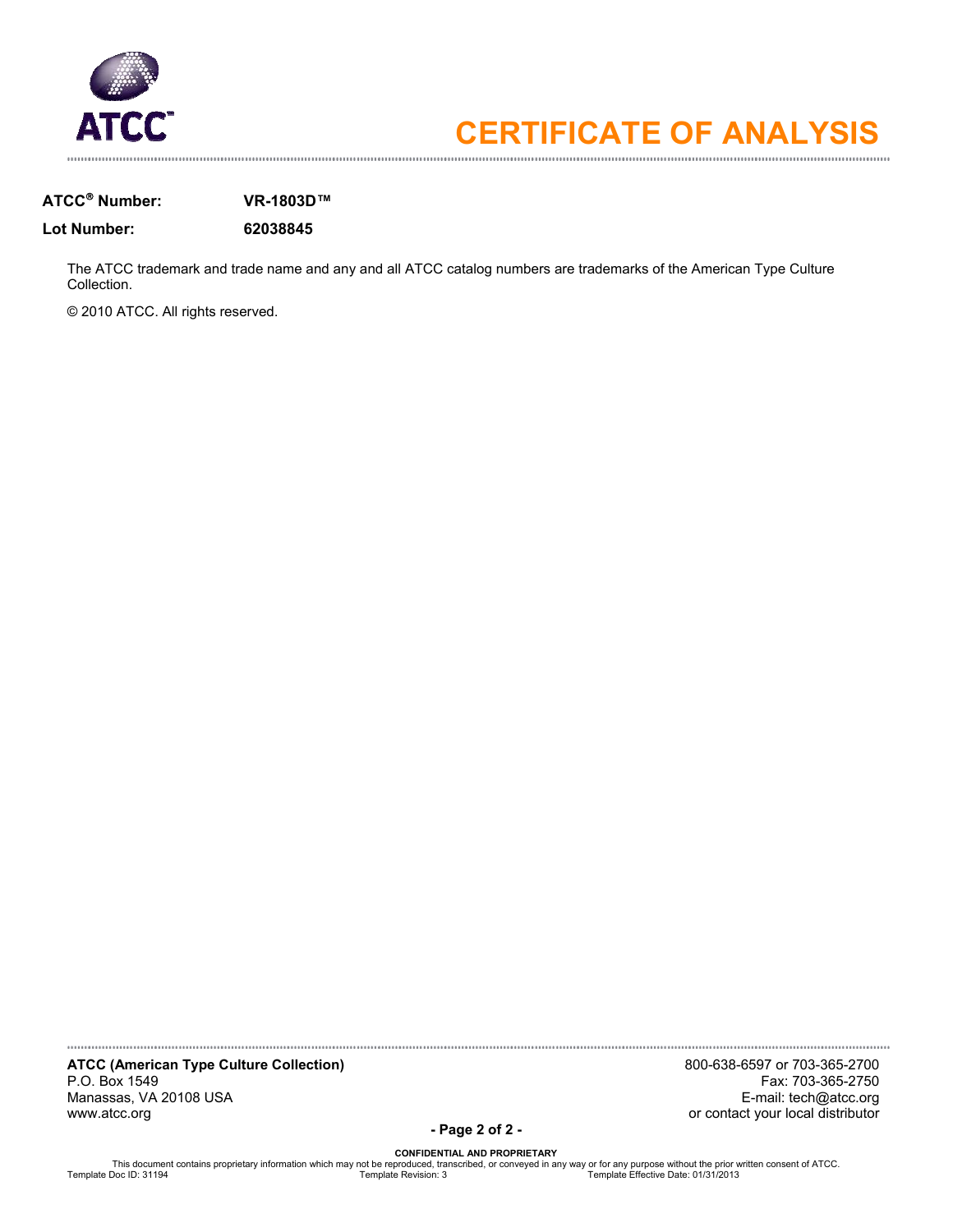# CERTIFICATE OF ANALYSIS

**ATCC® Number:** **VR-1803D™**

**Lot Number:** **62038845**

The ATCC trademark and trade name and any and all ATCC catalog numbers are trademarks of the American Type Culture Collection.

© 2010 ATCC. All rights reserved.

**ATCC (American Type Culture Collection)**
P.O. Box 1549
Manassas, VA 20108 USA
www.atcc.org

800-638-6597 or 703-365-2700
Fax: 703-365-2750
E-mail: tech@atcc.org
or contact your local distributor

**CONFIDENTIAL AND PROPRIETARY**
This document contains proprietary information which may not be reproduced, transcribed, or conveyed in any way or for any purpose without the prior written consent of ATCC.
Template Doc ID: 31194 Template Revision: 3 Template Effective Date: 01/31/2013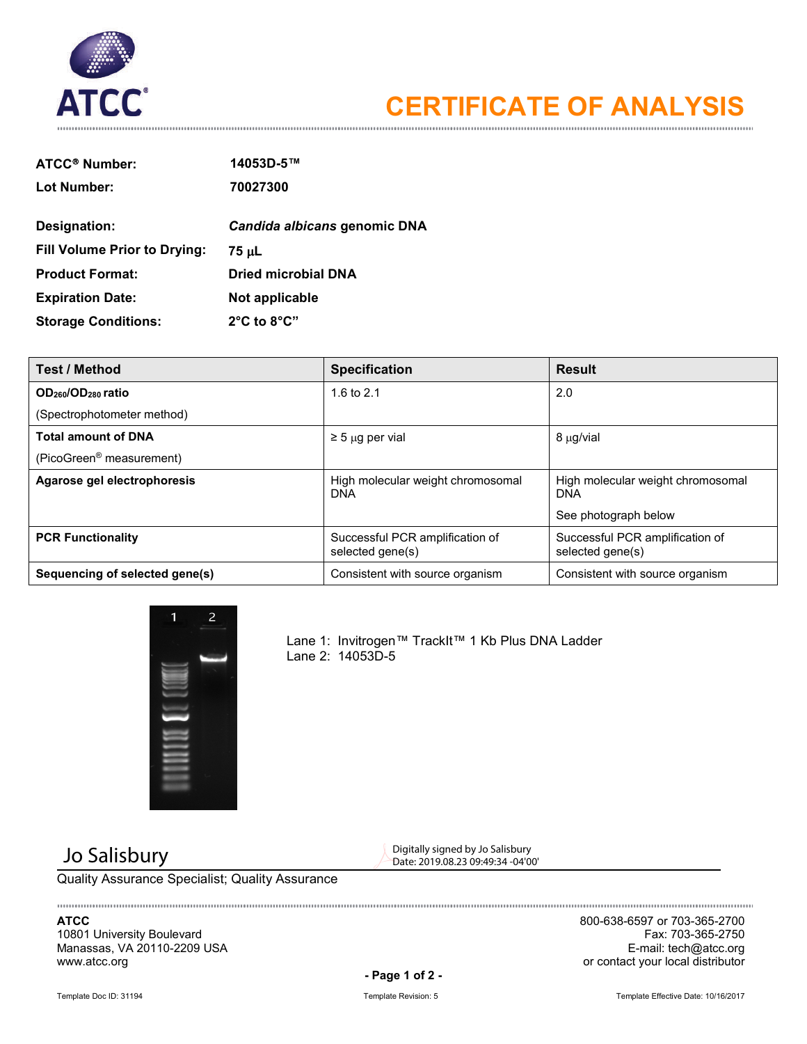ATCC

# CERTIFICATE OF ANALYSIS

**ATCC® Number:** **14053D-5™**

**Lot Number:** **70027300**

**Designation:** ***Candida albicans*** **genomic DNA**

**Fill Volume Prior to Drying:** **75 µL**

**Product Format:** **Dried microbial DNA**

**Expiration Date:** **Not applicable**

**Storage Conditions:** **2°C to 8°C"**

| Test / Method | Specification | Result |
|---|---|---|
| **$OD_{260}/OD_{280}$ ratio** (Spectrophotometer method) | 1.6 to 2.1 | 2.0 |
| **Total amount of DNA** (PicoGreen® measurement) | ≥ 5 µg per vial | 8 µg/vial |
| **Agarose gel electrophoresis** | High molecular weight chromosomal DNA | High molecular weight chromosomal DNA<br>See photograph below |
| **PCR Functionality** | Successful PCR amplification of selected gene(s) | Successful PCR amplification of selected gene(s) |
| **Sequencing of selected gene(s)** | Consistent with source organism | Consistent with source organism |

Lane 1: Invitrogen™ TrackIt™ 1 Kb Plus DNA Ladder
Lane 2: 14053D-5

Jo Salisbury
Digitally signed by Jo Salisbury
Date: 2019.08.23 09:49:34 -04'00'

Quality Assurance Specialist; Quality Assurance

**ATCC**
10801 University Boulevard
Manassas, VA 20110-2209 USA
www.atcc.org

800-638-6597 or 703-365-2700
Fax: 703-365-2750
E-mail: tech@atcc.org
or contact your local distributor

Template Doc ID: 31194 Template Revision: 5 Template Effective Date: 10/16/2017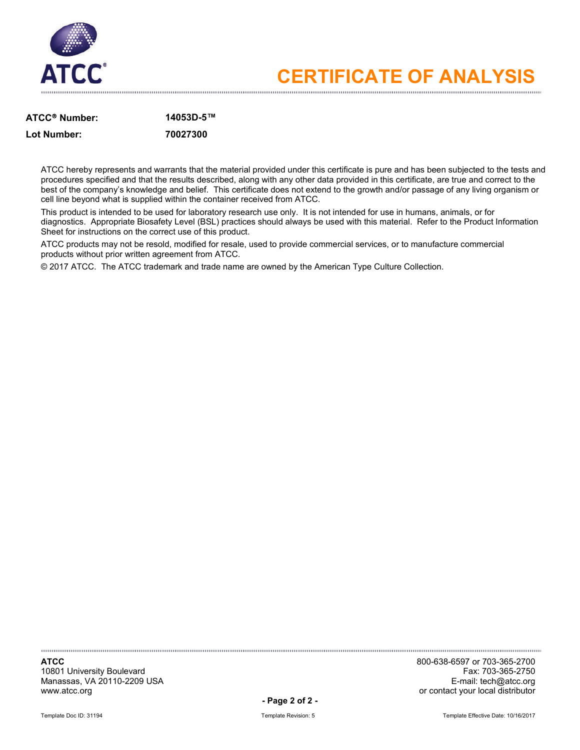# CERTIFICATE OF ANALYSIS

**ATCC® Number:** **14053D-5™**

**Lot Number:** **70027300**

ATCC hereby represents and warrants that the material provided under this certificate is pure and has been subjected to the tests and procedures specified and that the results described, along with any other data provided in this certificate, are true and correct to the best of the company's knowledge and belief. This certificate does not extend to the growth and/or passage of any living organism or cell line beyond what is supplied within the container received from ATCC.

This product is intended to be used for laboratory research use only. It is not intended for use in humans, animals, or for diagnostics. Appropriate Biosafety Level (BSL) practices should always be used with this material. Refer to the Product Information Sheet for instructions on the correct use of this product.

ATCC products may not be resold, modified for resale, used to provide commercial services, or to manufacture commercial products without prior written agreement from ATCC.

© 2017 ATCC. The ATCC trademark and trade name are owned by the American Type Culture Collection.

**ATCC**
10801 University Boulevard
Manassas, VA 20110-2209 USA
www.atcc.org

800-638-6597 or 703-365-2700
Fax: 703-365-2750
E-mail: tech@atcc.org
or contact your local distributor

Template Doc ID: 31194 | Template Revision: 5 | Template Effective Date: 10/16/2017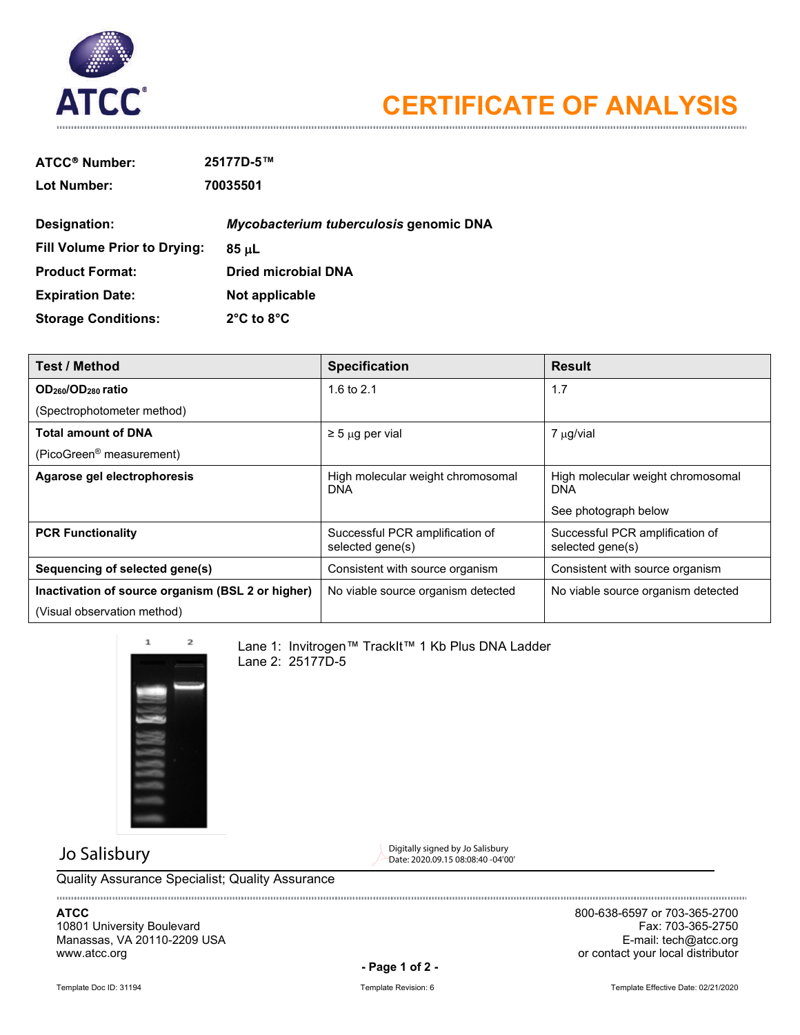# CERTIFICATE OF ANALYSIS

**ATCC® Number:** 25177D-5™

**Lot Number:** 70035501

**Designation:** *Mycobacterium tuberculosis* genomic DNA

**Fill Volume Prior to Drying:** 85 µL

**Product Format:** Dried microbial DNA

**Expiration Date:** Not applicable

**Storage Conditions:** 2°C to 8°C

| Test / Method | Specification | Result |
|---|---|---|
| **$OD_{260}/OD_{280}$ ratio** (Spectrophotometer method) | 1.6 to 2.1 | 1.7 |
| **Total amount of DNA** (PicoGreen® measurement) | ≥ 5 µg per vial | 7 µg/vial |
| **Agarose gel electrophoresis** | High molecular weight chromosomal DNA | High molecular weight chromosomal DNA<br>See photograph below |
| **PCR Functionality** | Successful PCR amplification of selected gene(s) | Successful PCR amplification of selected gene(s) |
| **Sequencing of selected gene(s)** | Consistent with source organism | Consistent with source organism |
| **Inactivation of source organism (BSL 2 or higher)** (Visual observation method) | No viable source organism detected | No viable source organism detected |

Lane 1: Invitrogen™ TrackIt™ 1 Kb Plus DNA Ladder
Lane 2: 25177D-5

Jo Salisbury

Digitally signed by Jo Salisbury
Date: 2020.09.15 08:08:40 -04'00'

Quality Assurance Specialist; Quality Assurance

**ATCC**
10801 University Boulevard
Manassas, VA 20110-2209 USA
www.atcc.org

800-638-6597 or 703-365-2700
Fax: 703-365-2750
E-mail: tech@atcc.org
or contact your local distributor

Template Doc ID: 31194 Template Revision: 6 Template Effective Date: 02/21/2020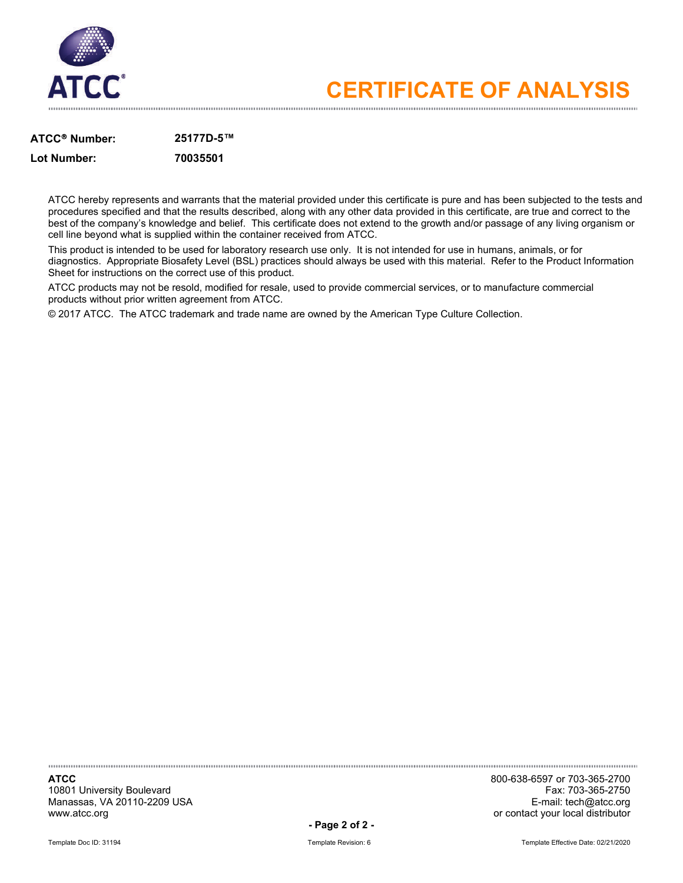# CERTIFICATE OF ANALYSIS

| | |
|---|---|
| **ATCC® Number:** | **25177D-5™** |
| **Lot Number:** | **70035501** |

ATCC hereby represents and warrants that the material provided under this certificate is pure and has been subjected to the tests and procedures specified and that the results described, along with any other data provided in this certificate, are true and correct to the best of the company's knowledge and belief. This certificate does not extend to the growth and/or passage of any living organism or cell line beyond what is supplied within the container received from ATCC.

This product is intended to be used for laboratory research use only. It is not intended for use in humans, animals, or for diagnostics. Appropriate Biosafety Level (BSL) practices should always be used with this material. Refer to the Product Information Sheet for instructions on the correct use of this product.

ATCC products may not be resold, modified for resale, used to provide commercial services, or to manufacture commercial products without prior written agreement from ATCC.

© 2017 ATCC. The ATCC trademark and trade name are owned by the American Type Culture Collection.

**ATCC**
10801 University Boulevard
Manassas, VA 20110-2209 USA
www.atcc.org

800-638-6597 or 703-365-2700
Fax: 703-365-2750
E-mail: tech@atcc.org
or contact your local distributor

Template Doc ID: 31194 Template Revision: 6 Template Effective Date: 02/21/2020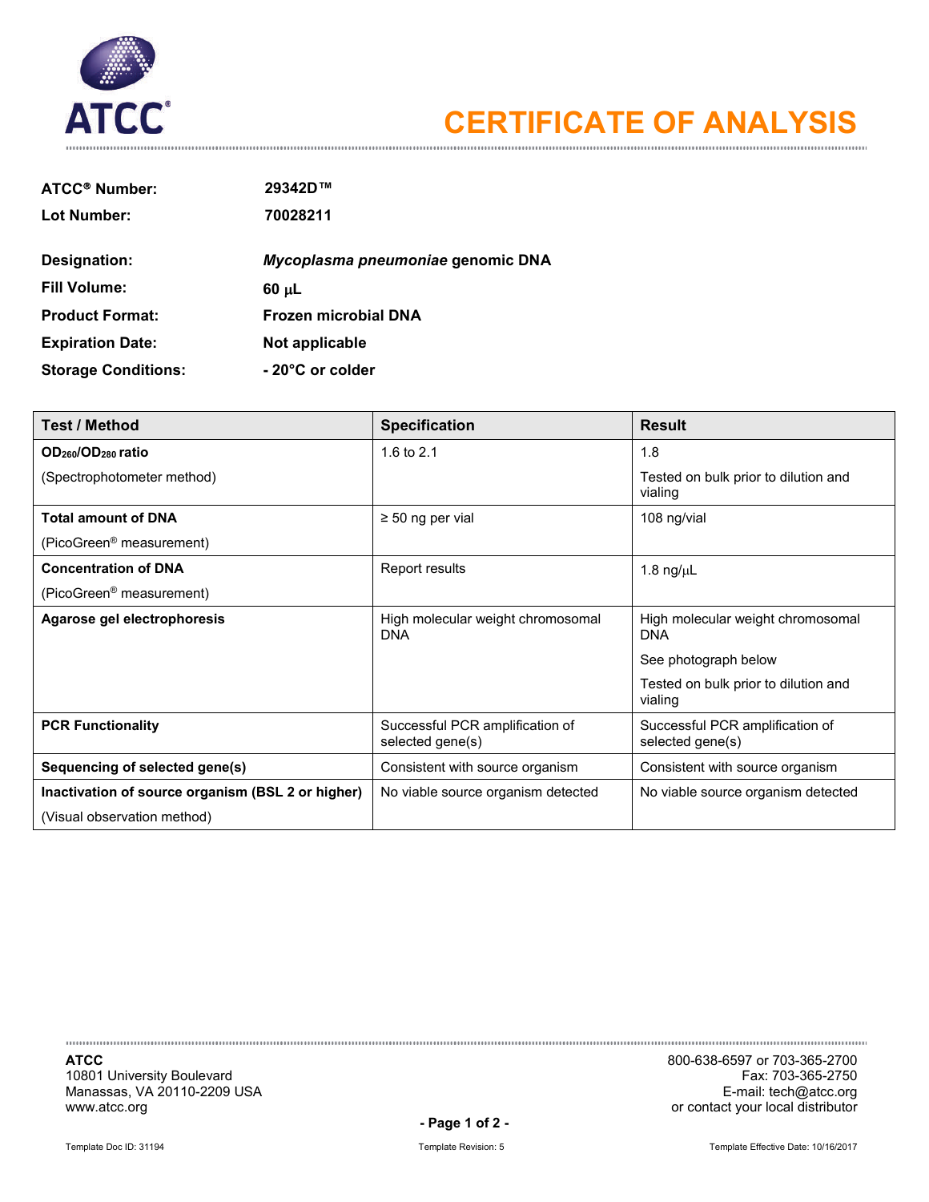ATCC

# CERTIFICATE OF ANALYSIS

**ATCC® Number:** **29342D™**

**Lot Number:** **70028211**

**Designation:** ***Mycoplasma pneumoniae*** **genomic DNA**

**Fill Volume:** **60 µL**

**Product Format:** **Frozen microbial DNA**

**Expiration Date:** **Not applicable**

**Storage Conditions:** **- 20°C or colder**

| Test / Method | Specification | Result |
|---|---|---|
| **$OD_{260}/OD_{280}$ ratio**<br>(Spectrophotometer method) | 1.6 to 2.1 | 1.8<br>Tested on bulk prior to dilution and vialing |
| **Total amount of DNA**<br>(PicoGreen® measurement) | ≥ 50 ng per vial | 108 ng/vial |
| **Concentration of DNA**<br>(PicoGreen® measurement) | Report results | 1.8 ng/µL |
| **Agarose gel electrophoresis** | High molecular weight chromosomal DNA | High molecular weight chromosomal DNA<br>See photograph below<br>Tested on bulk prior to dilution and vialing |
| **PCR Functionality** | Successful PCR amplification of selected gene(s) | Successful PCR amplification of selected gene(s) |
| **Sequencing of selected gene(s)** | Consistent with source organism | Consistent with source organism |
| **Inactivation of source organism (BSL 2 or higher)**<br>(Visual observation method) | No viable source organism detected | No viable source organism detected |

**ATCC**
10801 University Boulevard
Manassas, VA 20110-2209 USA
www.atcc.org

800-638-6597 or 703-365-2700
Fax: 703-365-2750
E-mail: tech@atcc.org
or contact your local distributor

Template Doc ID: 31194 Template Revision: 5 Template Effective Date: 10/16/2017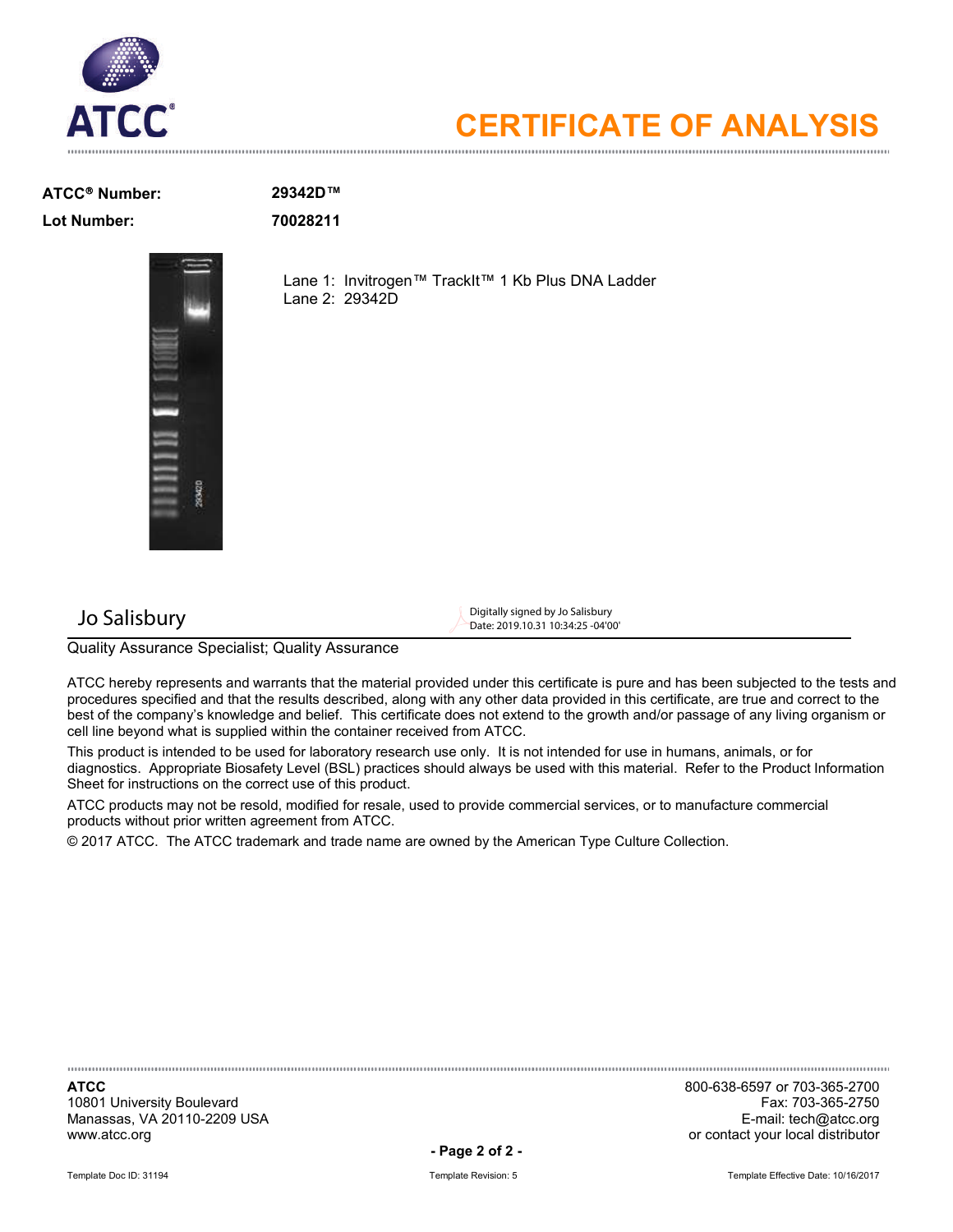# CERTIFICATE OF ANALYSIS

**ATCC® Number:** **29342D™**

**Lot Number:** **70028211**

Lane 1: Invitrogen™ TrackIt™ 1 Kb Plus DNA Ladder
Lane 2: 29342D

Jo Salisbury

Digitally signed by Jo Salisbury
Date: 2019.10.31 10:34:25 -04'00'

Quality Assurance Specialist; Quality Assurance

ATCC hereby represents and warrants that the material provided under this certificate is pure and has been subjected to the tests and procedures specified and that the results described, along with any other data provided in this certificate, are true and correct to the best of the company's knowledge and belief. This certificate does not extend to the growth and/or passage of any living organism or cell line beyond what is supplied within the container received from ATCC.

This product is intended to be used for laboratory research use only. It is not intended for use in humans, animals, or for diagnostics. Appropriate Biosafety Level (BSL) practices should always be used with this material. Refer to the Product Information Sheet for instructions on the correct use of this product.

ATCC products may not be resold, modified for resale, used to provide commercial services, or to manufacture commercial products without prior written agreement from ATCC.

© 2017 ATCC. The ATCC trademark and trade name are owned by the American Type Culture Collection.

**ATCC**
10801 University Boulevard
Manassas, VA 20110-2209 USA
www.atcc.org

800-638-6597 or 703-365-2700
Fax: 703-365-2750
E-mail: tech@atcc.org
or contact your local distributor

Template Doc ID: 31194 Template Revision: 5 Template Effective Date: 10/16/2017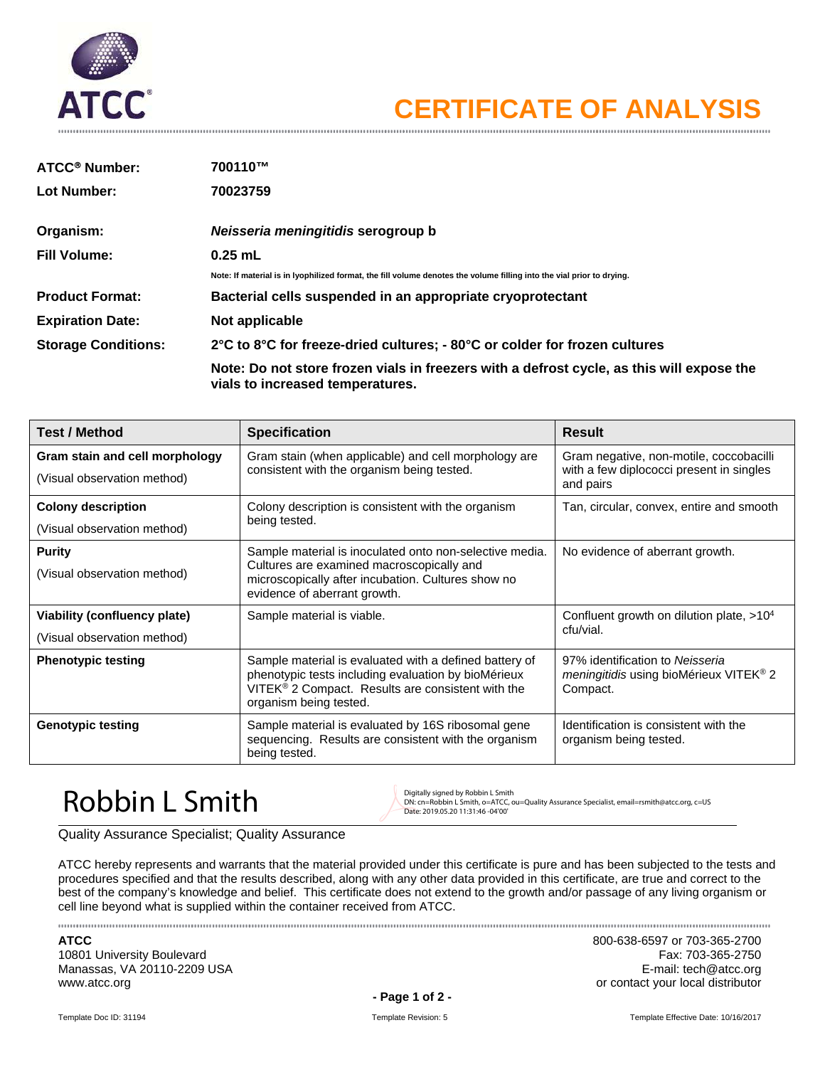ATCC®

# CERTIFICATE OF ANALYSIS

**ATCC® Number:** **700110™**

**Lot Number:** **70023759**

**Organism:** ***Neisseria meningitidis* serogroup b**

**Fill Volume:** **0.25 mL**

**Note: If material is in lyophilized format, the fill volume denotes the volume filling into the vial prior to drying.**

**Product Format:** **Bacterial cells suspended in an appropriate cryoprotectant**

**Expiration Date:** **Not applicable**

**Storage Conditions:** **2°C to 8°C for freeze-dried cultures; - 80°C or colder for frozen cultures**

**Note: Do not store frozen vials in freezers with a defrost cycle, as this will expose the vials to increased temperatures.**

| Test / Method | Specification | Result |
|---|---|---|
| **Gram stain and cell morphology** (Visual observation method) | Gram stain (when applicable) and cell morphology are consistent with the organism being tested. | Gram negative, non-motile, coccobacilli with a few diplococci present in singles and pairs |
| **Colony description** (Visual observation method) | Colony description is consistent with the organism being tested. | Tan, circular, convex, entire and smooth |
| **Purity** (Visual observation method) | Sample material is inoculated onto non-selective media. Cultures are examined macroscopically and microscopically after incubation. Cultures show no evidence of aberrant growth. | No evidence of aberrant growth. |
| **Viability (confluency plate)** (Visual observation method) | Sample material is viable. | Confluent growth on dilution plate, $>10^4$ cfu/vial. |
| **Phenotypic testing** | Sample material is evaluated with a defined battery of phenotypic tests including evaluation by bioMérieux VITEK® 2 Compact. Results are consistent with the organism being tested. | 97% identification to *Neisseria meningitidis* using bioMérieux VITEK® 2 Compact. |
| **Genotypic testing** | Sample material is evaluated by 16S ribosomal gene sequencing. Results are consistent with the organism being tested. | Identification is consistent with the organism being tested. |

Robbin L Smith

Digitally signed by Robbin L Smith
DN: cn=Robbin L Smith, o=ATCC, ou=Quality Assurance Specialist, email=rsmith@atcc.org, c=US
Date: 2019.05.20 11:31:46 -04'00'

Quality Assurance Specialist; Quality Assurance

ATCC hereby represents and warrants that the material provided under this certificate is pure and has been subjected to the tests and procedures specified and that the results described, along with any other data provided in this certificate, are true and correct to the best of the company's knowledge and belief. This certificate does not extend to the growth and/or passage of any living organism or cell line beyond what is supplied within the container received from ATCC.

**ATCC**
10801 University Boulevard
Manassas, VA 20110-2209 USA
www.atcc.org

800-638-6597 or 703-365-2700
Fax: 703-365-2750
E-mail: tech@atcc.org
or contact your local distributor

Template Doc ID: 31194 Template Revision: 5 Template Effective Date: 10/16/2017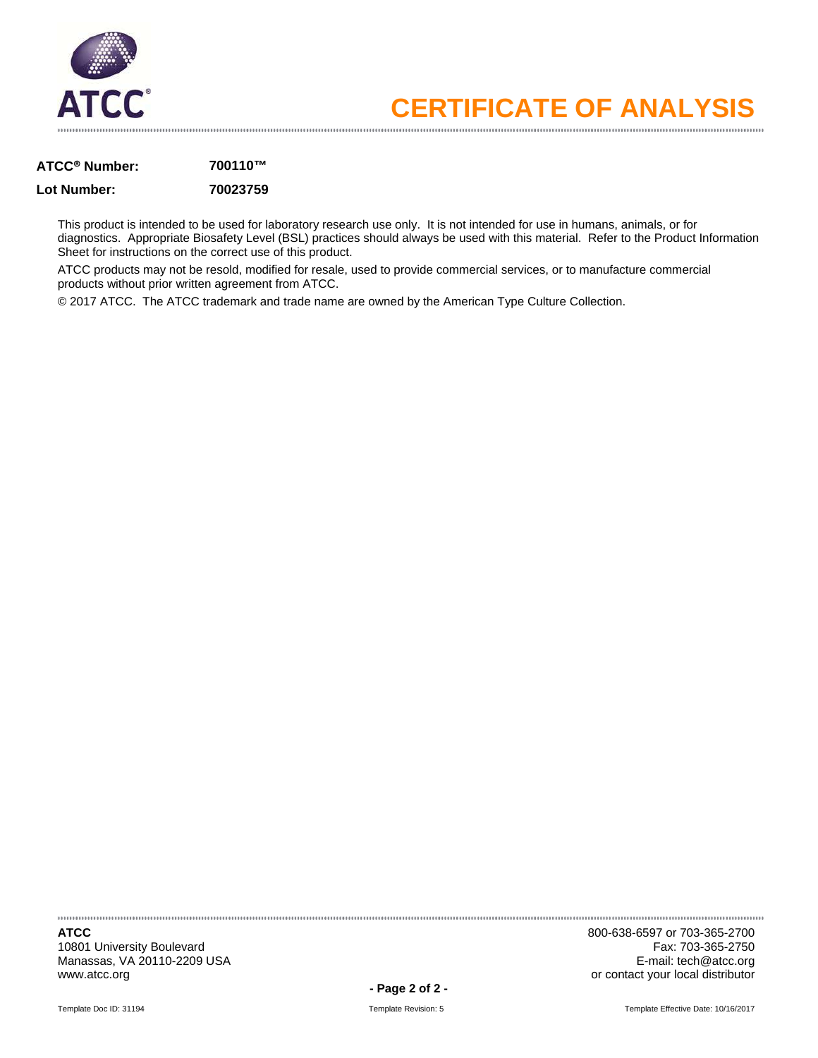# CERTIFICATE OF ANALYSIS

**ATCC® Number:** **700110™**

**Lot Number:** **70023759**

This product is intended to be used for laboratory research use only. It is not intended for use in humans, animals, or for diagnostics. Appropriate Biosafety Level (BSL) practices should always be used with this material. Refer to the Product Information Sheet for instructions on the correct use of this product.

ATCC products may not be resold, modified for resale, used to provide commercial services, or to manufacture commercial products without prior written agreement from ATCC.

© 2017 ATCC. The ATCC trademark and trade name are owned by the American Type Culture Collection.

**ATCC**
10801 University Boulevard
Manassas, VA 20110-2209 USA
www.atcc.org

800-638-6597 or 703-365-2700
Fax: 703-365-2750
E-mail: tech@atcc.org
or contact your local distributor

Template Doc ID: 31194 Template Revision: 5 Template Effective Date: 10/16/2017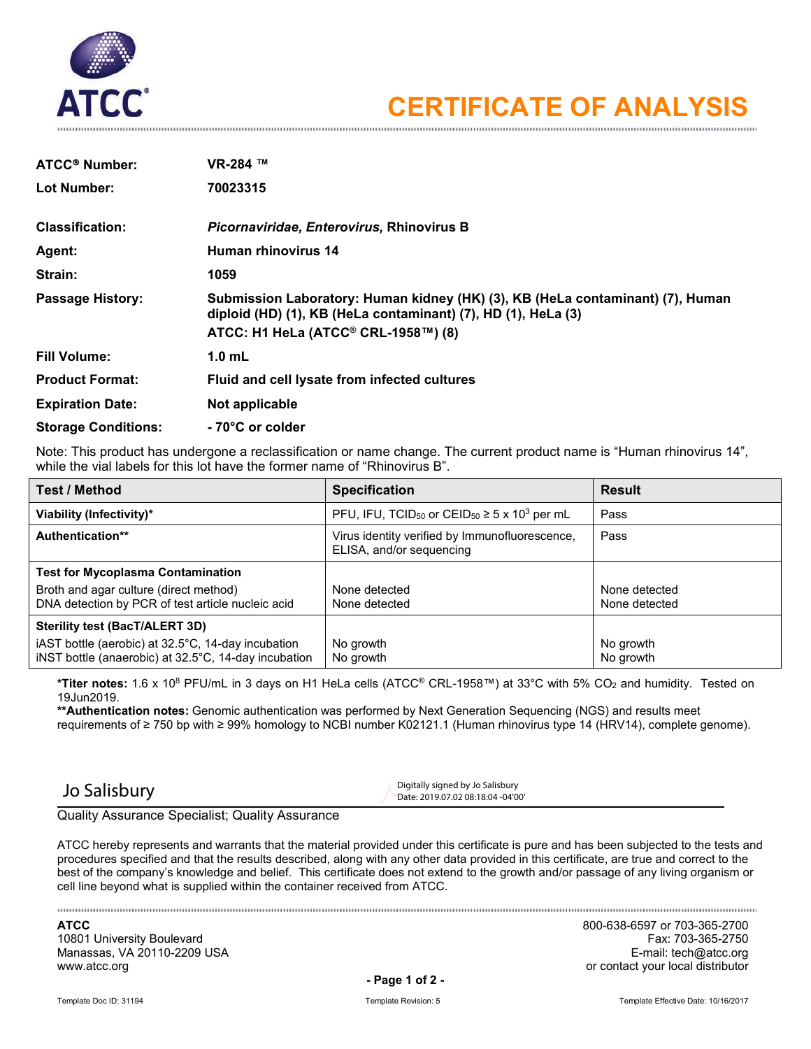ATCC®

# CERTIFICATE OF ANALYSIS

| | |
|---|---|
| **ATCC® Number:** | **VR-284 ™** |
| **Lot Number:** | **70023315** |
| **Classification:** | ***Picornaviridae, Enterovirus,* Rhinovirus B** |
| **Agent:** | **Human rhinovirus 14** |
| **Strain:** | **1059** |
| **Passage History:** | **Submission Laboratory: Human kidney (HK) (3), KB (HeLa contaminant) (7), Human diploid (HD) (1), KB (HeLa contaminant) (7), HD (1), HeLa (3)<br>ATCC: H1 HeLa (ATCC® CRL-1958™) (8)** |
| **Fill Volume:** | **1.0 mL** |
| **Product Format:** | **Fluid and cell lysate from infected cultures** |
| **Expiration Date:** | **Not applicable** |
| **Storage Conditions:** | **- 70°C or colder** |

Note: This product has undergone a reclassification or name change. The current product name is "Human rhinovirus 14", while the vial labels for this lot have the former name of "Rhinovirus B".

| Test / Method | Specification | Result |
|---|---|---|
| **Viability (Infectivity)*** | PFU, IFU, $TCID_{50}$ or $CEID_{50}$ ≥ 5 x $10^3$ per mL | Pass |
| **Authentication**** | Virus identity verified by Immunofluorescence, ELISA, and/or sequencing | Pass |
| **Test for Mycoplasma Contamination** | | |
| Broth and agar culture (direct method) | None detected | None detected |
| DNA detection by PCR of test article nucleic acid | None detected | None detected |
| **Sterility test (BacT/ALERT 3D)** | | |
| iAST bottle (aerobic) at 32.5°C, 14-day incubation | No growth | No growth |
| iNST bottle (anaerobic) at 32.5°C, 14-day incubation | No growth | No growth |

***Titer notes:** 1.6 x $10^8$ PFU/mL in 3 days on H1 HeLa cells (ATCC® CRL-1958™) at 33°C with 5% $CO_2$ and humidity. Tested on 19Jun2019.
****Authentication notes:** Genomic authentication was performed by Next Generation Sequencing (NGS) and results meet requirements of ≥ 750 bp with ≥ 99% homology to NCBI number K02121.1 (Human rhinovirus type 14 (HRV14), complete genome).

Jo Salisbury
Digitally signed by Jo Salisbury
Date: 2019.07.02 08:18:04 -04'00'

Quality Assurance Specialist; Quality Assurance

ATCC hereby represents and warrants that the material provided under this certificate is pure and has been subjected to the tests and procedures specified and that the results described, along with any other data provided in this certificate, are true and correct to the best of the company's knowledge and belief. This certificate does not extend to the growth and/or passage of any living organism or cell line beyond what is supplied within the container received from ATCC.

**ATCC**
10801 University Boulevard
Manassas, VA 20110-2209 USA
www.atcc.org

800-638-6597 or 703-365-2700
Fax: 703-365-2750
E-mail: tech@atcc.org
or contact your local distributor

Template Doc ID: 31194 Template Revision: 5 Template Effective Date: 10/16/2017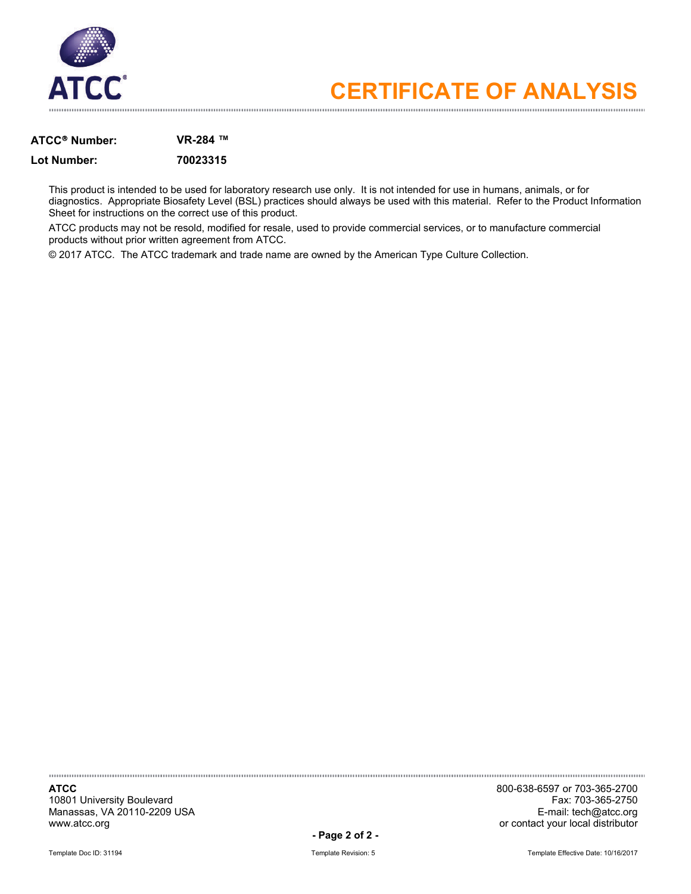# CERTIFICATE OF ANALYSIS

**ATCC® Number:** **VR-284 ™**

**Lot Number:** **70023315**

This product is intended to be used for laboratory research use only. It is not intended for use in humans, animals, or for diagnostics. Appropriate Biosafety Level (BSL) practices should always be used with this material. Refer to the Product Information Sheet for instructions on the correct use of this product.

ATCC products may not be resold, modified for resale, used to provide commercial services, or to manufacture commercial products without prior written agreement from ATCC.

© 2017 ATCC. The ATCC trademark and trade name are owned by the American Type Culture Collection.

**ATCC**
10801 University Boulevard
Manassas, VA 20110-2209 USA
www.atcc.org

800-638-6597 or 703-365-2700
Fax: 703-365-2750
E-mail: tech@atcc.org
or contact your local distributor

Template Doc ID: 31194 Template Revision: 5 Template Effective Date: 10/16/2017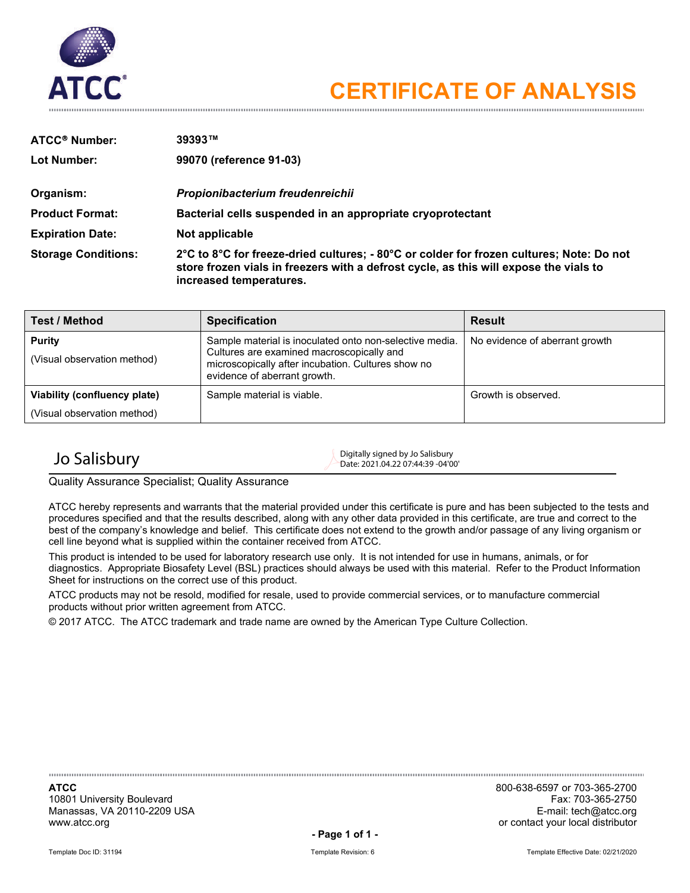# CERTIFICATE OF ANALYSIS

| | |
|---|---|
| **ATCC® Number:** | **39393™** |
| **Lot Number:** | **99070 (reference 91-03)** |
| **Organism:** | ***Propionibacterium freudenreichii*** |
| **Product Format:** | **Bacterial cells suspended in an appropriate cryoprotectant** |
| **Expiration Date:** | **Not applicable** |
| **Storage Conditions:** | **2°C to 8°C for freeze-dried cultures; - 80°C or colder for frozen cultures; Note: Do not store frozen vials in freezers with a defrost cycle, as this will expose the vials to increased temperatures.** |

| Test / Method | Specification | Result |
|---|---|---|
| **Purity** (Visual observation method) | Sample material is inoculated onto non-selective media. Cultures are examined macroscopically and microscopically after incubation. Cultures show no evidence of aberrant growth. | No evidence of aberrant growth |
| **Viability (confluency plate)** (Visual observation method) | Sample material is viable. | Growth is observed. |

Jo Salisbury — Digitally signed by Jo Salisbury Date: 2021.04.22 07:44:39 -04'00'

Quality Assurance Specialist; Quality Assurance

ATCC hereby represents and warrants that the material provided under this certificate is pure and has been subjected to the tests and procedures specified and that the results described, along with any other data provided in this certificate, are true and correct to the best of the company's knowledge and belief. This certificate does not extend to the growth and/or passage of any living organism or cell line beyond what is supplied within the container received from ATCC.

This product is intended to be used for laboratory research use only. It is not intended for use in humans, animals, or for diagnostics. Appropriate Biosafety Level (BSL) practices should always be used with this material. Refer to the Product Information Sheet for instructions on the correct use of this product.

ATCC products may not be resold, modified for resale, used to provide commercial services, or to manufacture commercial products without prior written agreement from ATCC.

© 2017 ATCC. The ATCC trademark and trade name are owned by the American Type Culture Collection.

**ATCC**
10801 University Boulevard
Manassas, VA 20110-2209 USA
www.atcc.org

800-638-6597 or 703-365-2700
Fax: 703-365-2750
E-mail: tech@atcc.org
or contact your local distributor

Template Doc ID: 31194 Template Revision: 6 Template Effective Date: 02/21/2020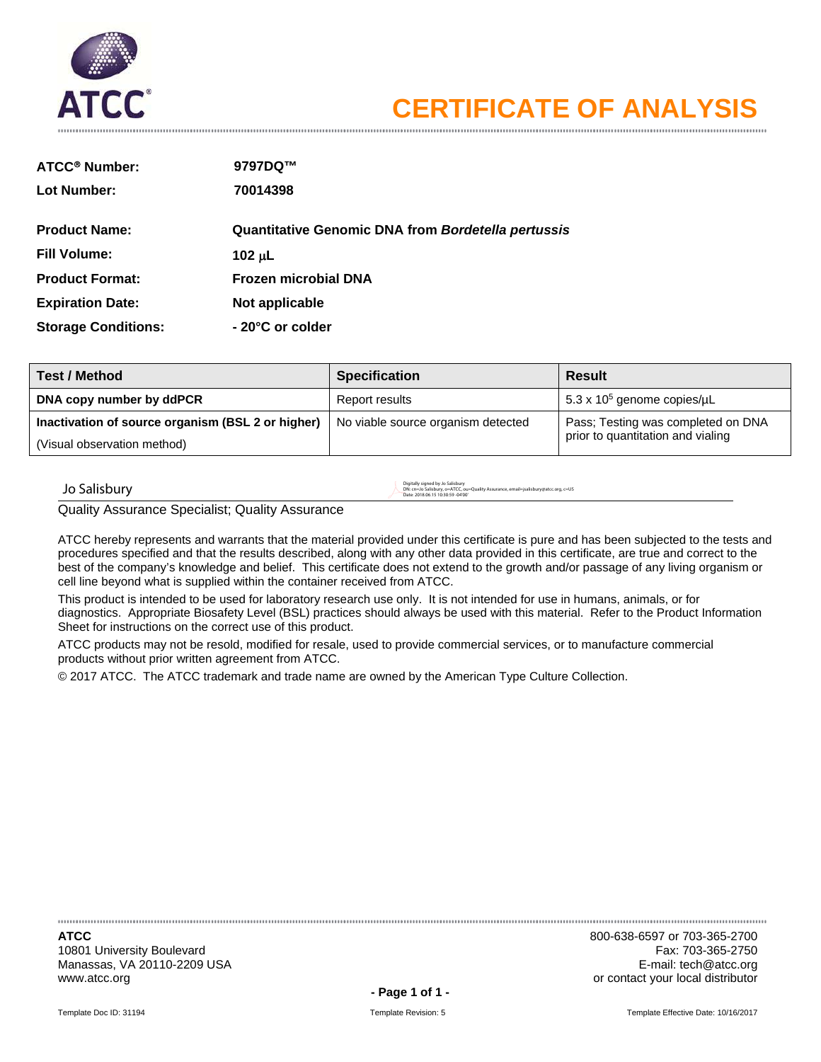ATCC®

# CERTIFICATE OF ANALYSIS

**ATCC® Number:** **9797DQ™**

**Lot Number:** **70014398**

**Product Name:** **Quantitative Genomic DNA from *Bordetella pertussis***

**Fill Volume:** **102 µL**

**Product Format:** **Frozen microbial DNA**

**Expiration Date:** **Not applicable**

**Storage Conditions:** **- 20°C or colder**

| Test / Method | Specification | Result |
|---|---|---|
| **DNA copy number by ddPCR** | Report results | $5.3 \times 10^5$ genome copies/µL |
| **Inactivation of source organism (BSL 2 or higher)** (Visual observation method) | No viable source organism detected | Pass; Testing was completed on DNA prior to quantitation and vialing |

Jo Salisbury

Digitally signed by Jo Salisbury
DN: cn=Jo Salisbury, o=ATCC, ou=Quality Assurance, email=jsalisbury@atcc.org, c=US
Date: 2018.06.15 10:30:59 -04'00'

Quality Assurance Specialist; Quality Assurance

ATCC hereby represents and warrants that the material provided under this certificate is pure and has been subjected to the tests and procedures specified and that the results described, along with any other data provided in this certificate, are true and correct to the best of the company's knowledge and belief. This certificate does not extend to the growth and/or passage of any living organism or cell line beyond what is supplied within the container received from ATCC.

This product is intended to be used for laboratory research use only. It is not intended for use in humans, animals, or for diagnostics. Appropriate Biosafety Level (BSL) practices should always be used with this material. Refer to the Product Information Sheet for instructions on the correct use of this product.

ATCC products may not be resold, modified for resale, used to provide commercial services, or to manufacture commercial products without prior written agreement from ATCC.

© 2017 ATCC. The ATCC trademark and trade name are owned by the American Type Culture Collection.

**ATCC**
10801 University Boulevard
Manassas, VA 20110-2209 USA
www.atcc.org

800-638-6597 or 703-365-2700
Fax: 703-365-2750
E-mail: tech@atcc.org
or contact your local distributor

Template Doc ID: 31194 | Template Revision: 5 | Template Effective Date: 10/16/2017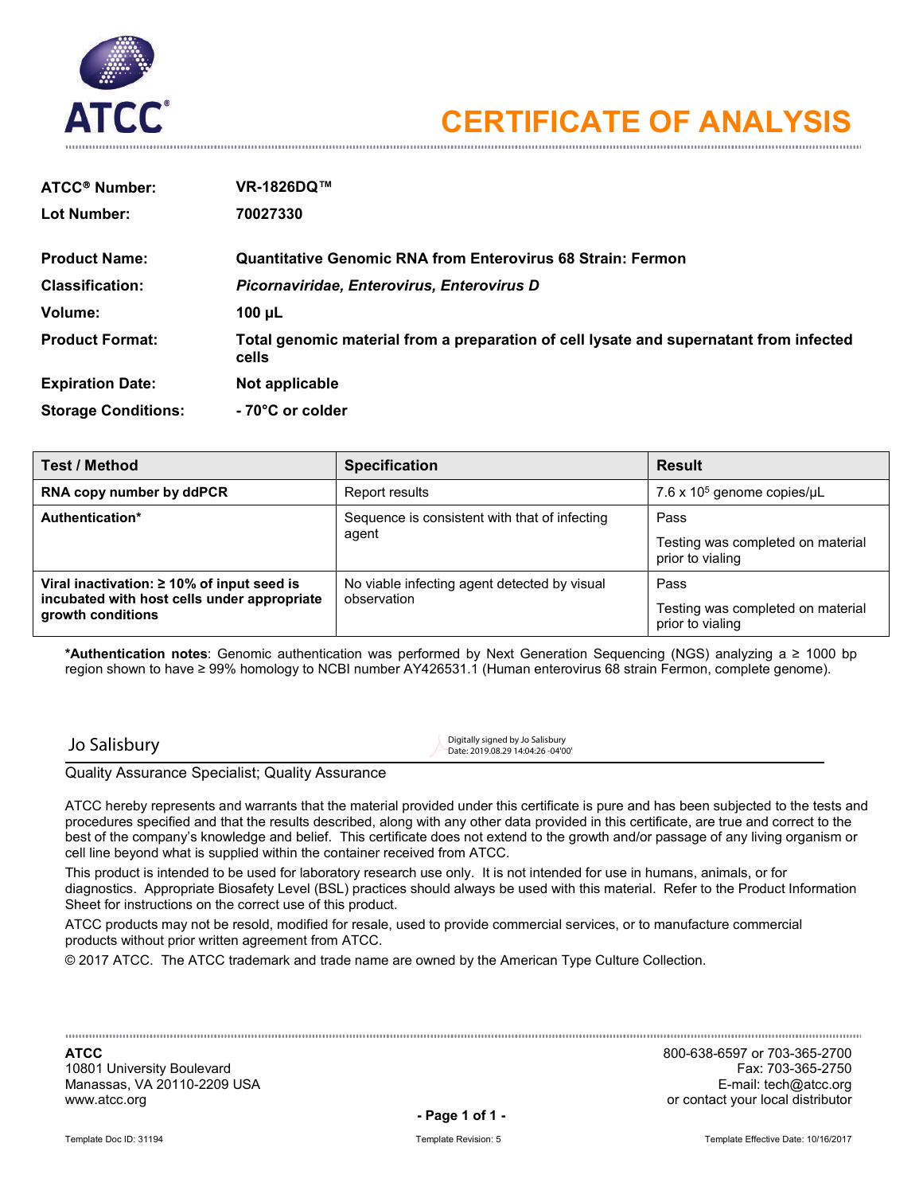# CERTIFICATE OF ANALYSIS

**ATCC® Number:** VR-1826DQ™

**Lot Number:** 70027330

**Product Name:** Quantitative Genomic RNA from Enterovirus 68 Strain: Fermon

**Classification:** *Picornaviridae, Enterovirus, Enterovirus D*

**Volume:** 100 µL

**Product Format:** Total genomic material from a preparation of cell lysate and supernatant from infected cells

**Expiration Date:** Not applicable

**Storage Conditions:** - 70°C or colder

| Test / Method | Specification | Result |
| --- | --- | --- |
| **RNA copy number by ddPCR** | Report results | 7.6 x $10^5$ genome copies/µL |
| **Authentication*** | Sequence is consistent with that of infecting agent | Pass<br>Testing was completed on material prior to vialing |
| **Viral inactivation: ≥ 10% of input seed is incubated with host cells under appropriate growth conditions** | No viable infecting agent detected by visual observation | Pass<br>Testing was completed on material prior to vialing |

***Authentication notes**: Genomic authentication was performed by Next Generation Sequencing (NGS) analyzing a ≥ 1000 bp region shown to have ≥ 99% homology to NCBI number AY426531.1 (Human enterovirus 68 strain Fermon, complete genome).

Jo Salisbury

Digitally signed by Jo Salisbury
Date: 2019.08.29 14:04:26 -04'00'

Quality Assurance Specialist; Quality Assurance

ATCC hereby represents and warrants that the material provided under this certificate is pure and has been subjected to the tests and procedures specified and that the results described, along with any other data provided in this certificate, are true and correct to the best of the company's knowledge and belief. This certificate does not extend to the growth and/or passage of any living organism or cell line beyond what is supplied within the container received from ATCC.

This product is intended to be used for laboratory research use only. It is not intended for use in humans, animals, or for diagnostics. Appropriate Biosafety Level (BSL) practices should always be used with this material. Refer to the Product Information Sheet for instructions on the correct use of this product.

ATCC products may not be resold, modified for resale, used to provide commercial services, or to manufacture commercial products without prior written agreement from ATCC.

© 2017 ATCC. The ATCC trademark and trade name are owned by the American Type Culture Collection.

**ATCC**
10801 University Boulevard
Manassas, VA 20110-2209 USA
www.atcc.org

800-638-6597 or 703-365-2700
Fax: 703-365-2750
E-mail: tech@atcc.org
or contact your local distributor

Template Doc ID: 31194 | Template Revision: 5 | Template Effective Date: 10/16/2017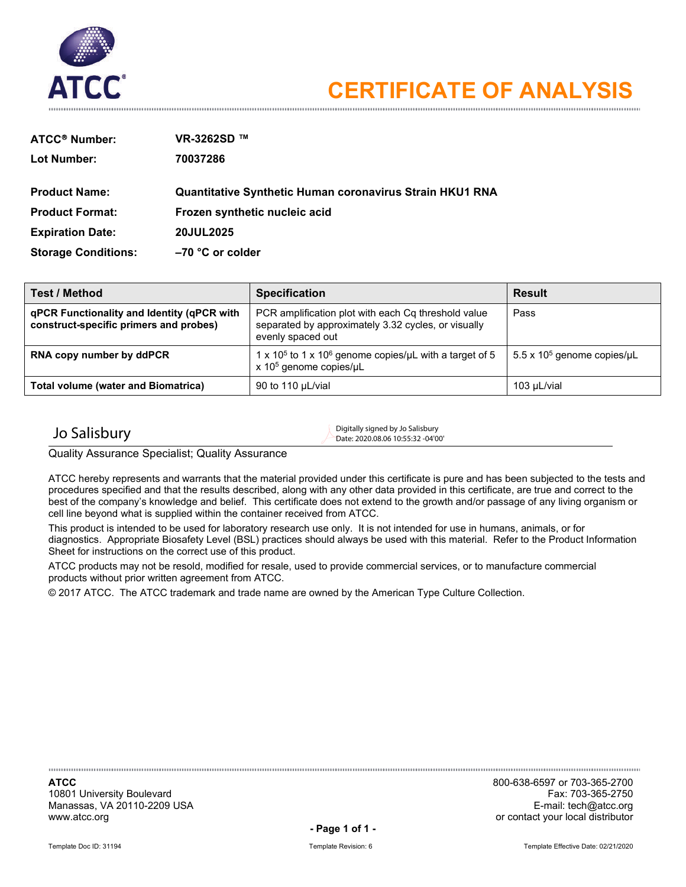# CERTIFICATE OF ANALYSIS

**ATCC® Number:** **VR-3262SD ™**

**Lot Number:** **70037286**

**Product Name:** **Quantitative Synthetic Human coronavirus Strain HKU1 RNA**

**Product Format:** **Frozen synthetic nucleic acid**

**Expiration Date:** **20JUL2025**

**Storage Conditions:** **–70 °C or colder**

| Test / Method | Specification | Result |
|---|---|---|
| **qPCR Functionality and Identity (qPCR with construct-specific primers and probes)** | PCR amplification plot with each Cq threshold value separated by approximately 3.32 cycles, or visually evenly spaced out | Pass |
| **RNA copy number by ddPCR** | 1 x $10^5$ to 1 x $10^6$ genome copies/µL with a target of 5 x $10^5$ genome copies/µL | 5.5 x $10^5$ genome copies/µL |
| **Total volume (water and Biomatrica)** | 90 to 110 µL/vial | 103 µL/vial |

Jo Salisbury — Digitally signed by Jo Salisbury Date: 2020.08.06 10:55:32 -04'00'

Quality Assurance Specialist; Quality Assurance

ATCC hereby represents and warrants that the material provided under this certificate is pure and has been subjected to the tests and procedures specified and that the results described, along with any other data provided in this certificate, are true and correct to the best of the company's knowledge and belief. This certificate does not extend to the growth and/or passage of any living organism or cell line beyond what is supplied within the container received from ATCC.

This product is intended to be used for laboratory research use only. It is not intended for use in humans, animals, or for diagnostics. Appropriate Biosafety Level (BSL) practices should always be used with this material. Refer to the Product Information Sheet for instructions on the correct use of this product.

ATCC products may not be resold, modified for resale, used to provide commercial services, or to manufacture commercial products without prior written agreement from ATCC.

© 2017 ATCC. The ATCC trademark and trade name are owned by the American Type Culture Collection.

**ATCC**
10801 University Boulevard
Manassas, VA 20110-2209 USA
www.atcc.org

800-638-6597 or 703-365-2700
Fax: 703-365-2750
E-mail: tech@atcc.org
or contact your local distributor

Template Doc ID: 31194 Template Revision: 6 Template Effective Date: 02/21/2020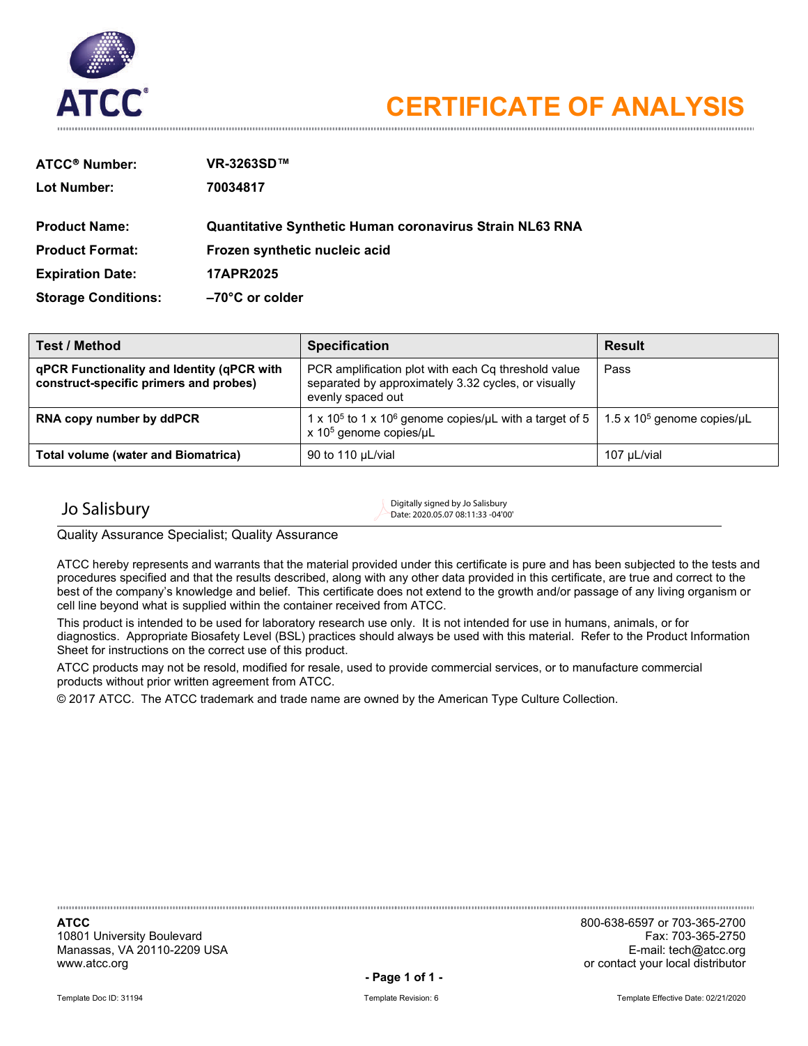# CERTIFICATE OF ANALYSIS

**ATCC® Number:** VR-3263SD™

**Lot Number:** 70034817

**Product Name:** Quantitative Synthetic Human coronavirus Strain NL63 RNA

**Product Format:** Frozen synthetic nucleic acid

**Expiration Date:** 17APR2025

**Storage Conditions:** –70°C or colder

| Test / Method | Specification | Result |
| --- | --- | --- |
| qPCR Functionality and Identity (qPCR with construct-specific primers and probes) | PCR amplification plot with each Cq threshold value separated by approximately 3.32 cycles, or visually evenly spaced out | Pass |
| RNA copy number by ddPCR | 1 x $10^5$ to 1 x $10^6$ genome copies/µL with a target of 5 x $10^5$ genome copies/µL | 1.5 x $10^5$ genome copies/µL |
| Total volume (water and Biomatrica) | 90 to 110 µL/vial | 107 µL/vial |

Jo Salisbury

Digitally signed by Jo Salisbury
Date: 2020.05.07 08:11:33 -04'00'

Quality Assurance Specialist; Quality Assurance

ATCC hereby represents and warrants that the material provided under this certificate is pure and has been subjected to the tests and procedures specified and that the results described, along with any other data provided in this certificate, are true and correct to the best of the company's knowledge and belief. This certificate does not extend to the growth and/or passage of any living organism or cell line beyond what is supplied within the container received from ATCC.

This product is intended to be used for laboratory research use only. It is not intended for use in humans, animals, or for diagnostics. Appropriate Biosafety Level (BSL) practices should always be used with this material. Refer to the Product Information Sheet for instructions on the correct use of this product.

ATCC products may not be resold, modified for resale, used to provide commercial services, or to manufacture commercial products without prior written agreement from ATCC.

© 2017 ATCC. The ATCC trademark and trade name are owned by the American Type Culture Collection.

**ATCC**
10801 University Boulevard
Manassas, VA 20110-2209 USA
www.atcc.org

800-638-6597 or 703-365-2700
Fax: 703-365-2750
E-mail: tech@atcc.org
or contact your local distributor

Template Doc ID: 31194 Template Revision: 6 Template Effective Date: 02/21/2020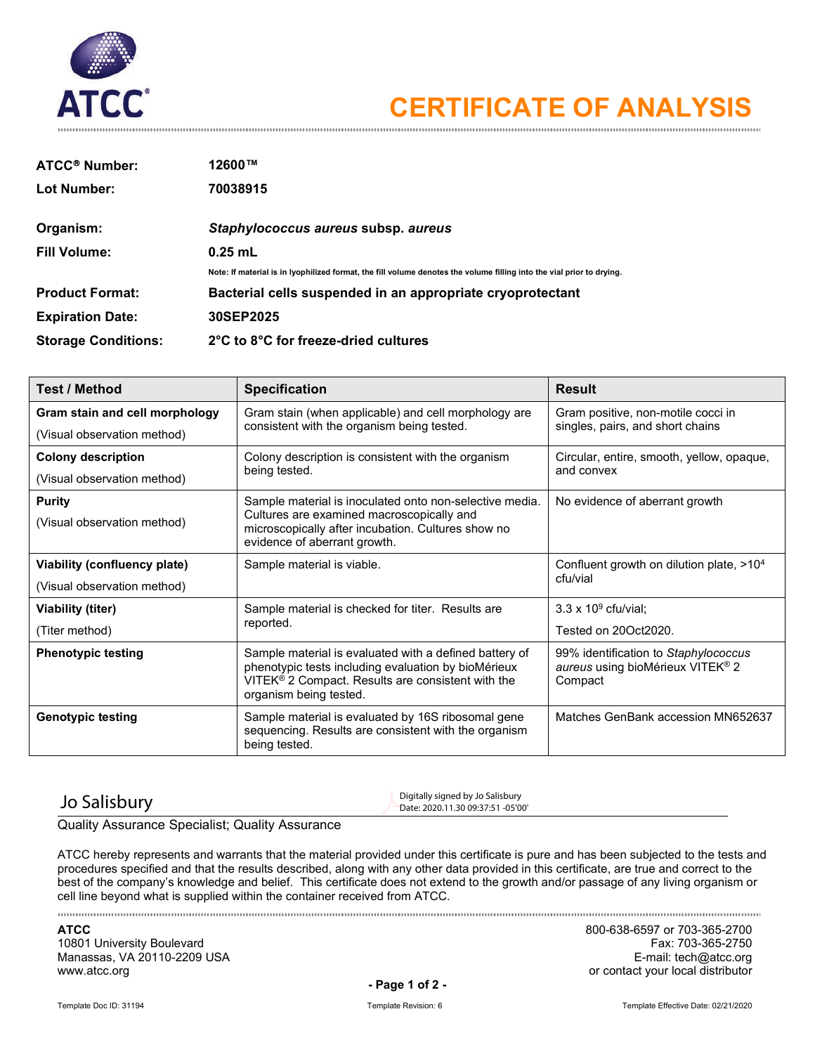ATCC®

# CERTIFICATE OF ANALYSIS

**ATCC® Number:** **12600™**

**Lot Number:** **70038915**

**Organism:** ***Staphylococcus aureus* subsp. *aureus***

**Fill Volume:** **0.25 mL**

**Note: If material is in lyophilized format, the fill volume denotes the volume filling into the vial prior to drying.**

**Product Format:** **Bacterial cells suspended in an appropriate cryoprotectant**

**Expiration Date:** **30SEP2025**

**Storage Conditions:** **2°C to 8°C for freeze-dried cultures**

| Test / Method | Specification | Result |
|---|---|---|
| **Gram stain and cell morphology** (Visual observation method) | Gram stain (when applicable) and cell morphology are consistent with the organism being tested. | Gram positive, non-motile cocci in singles, pairs, and short chains |
| **Colony description** (Visual observation method) | Colony description is consistent with the organism being tested. | Circular, entire, smooth, yellow, opaque, and convex |
| **Purity** (Visual observation method) | Sample material is inoculated onto non-selective media. Cultures are examined macroscopically and microscopically after incubation. Cultures show no evidence of aberrant growth. | No evidence of aberrant growth |
| **Viability (confluency plate)** (Visual observation method) | Sample material is viable. | Confluent growth on dilution plate, $>10^4$ cfu/vial |
| **Viability (titer)** (Titer method) | Sample material is checked for titer. Results are reported. | $3.3 \times 10^9$ cfu/vial; Tested on 20Oct2020. |
| **Phenotypic testing** | Sample material is evaluated with a defined battery of phenotypic tests including evaluation by bioMérieux VITEK® 2 Compact. Results are consistent with the organism being tested. | 99% identification to *Staphylococcus aureus* using bioMérieux VITEK® 2 Compact |
| **Genotypic testing** | Sample material is evaluated by 16S ribosomal gene sequencing. Results are consistent with the organism being tested. | Matches GenBank accession MN652637 |

Jo Salisbury

Digitally signed by Jo Salisbury
Date: 2020.11.30 09:37:51 -05'00'

Quality Assurance Specialist; Quality Assurance

ATCC hereby represents and warrants that the material provided under this certificate is pure and has been subjected to the tests and procedures specified and that the results described, along with any other data provided in this certificate, are true and correct to the best of the company's knowledge and belief. This certificate does not extend to the growth and/or passage of any living organism or cell line beyond what is supplied within the container received from ATCC.

**ATCC**
10801 University Boulevard
Manassas, VA 20110-2209 USA
www.atcc.org

800-638-6597 or 703-365-2700
Fax: 703-365-2750
E-mail: tech@atcc.org
or contact your local distributor

Template Doc ID: 31194 | Template Revision: 6 | Template Effective Date: 02/21/2020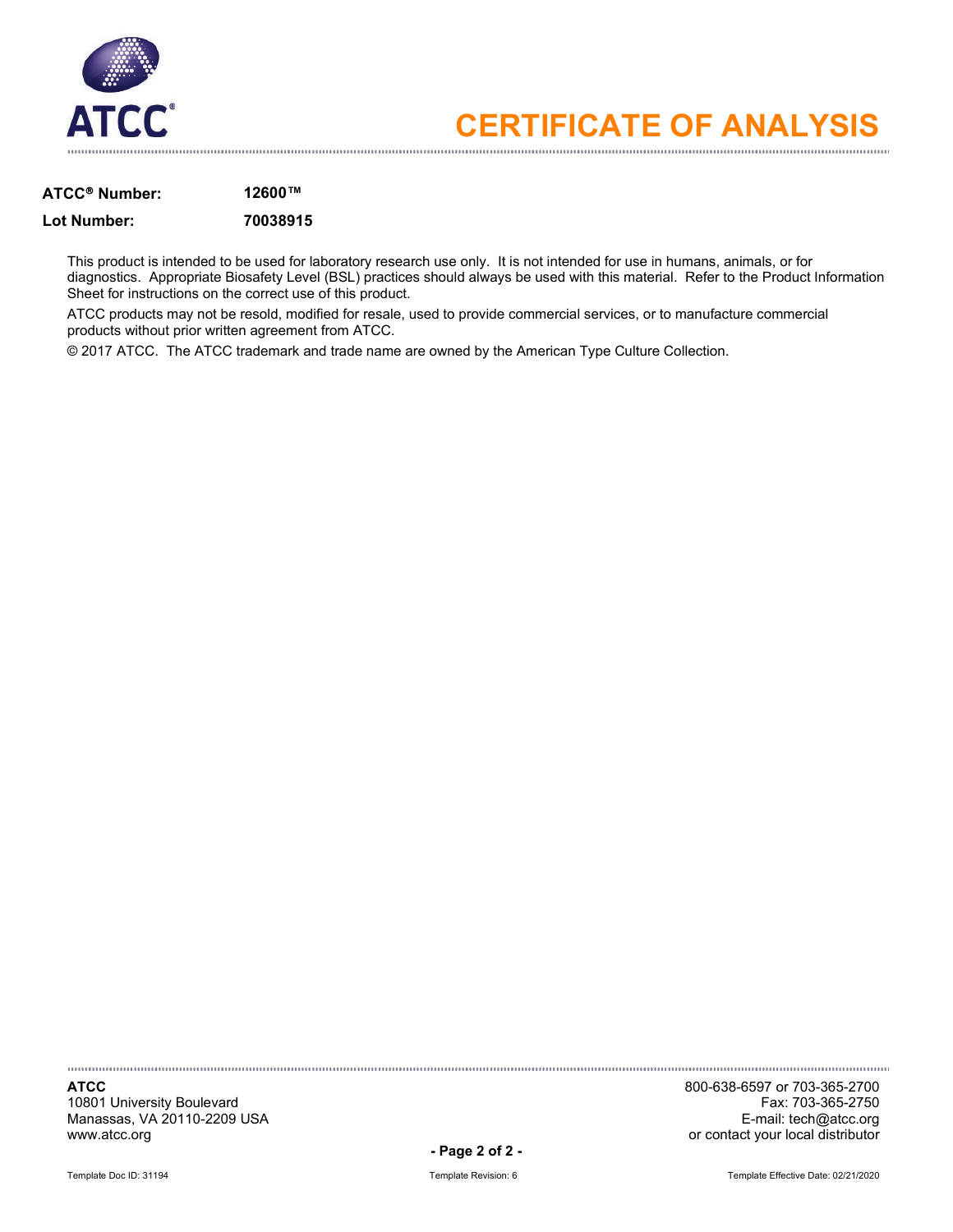# CERTIFICATE OF ANALYSIS

**ATCC® Number:** **12600™**

**Lot Number:** **70038915**

This product is intended to be used for laboratory research use only. It is not intended for use in humans, animals, or for diagnostics. Appropriate Biosafety Level (BSL) practices should always be used with this material. Refer to the Product Information Sheet for instructions on the correct use of this product.

ATCC products may not be resold, modified for resale, used to provide commercial services, or to manufacture commercial products without prior written agreement from ATCC.

© 2017 ATCC. The ATCC trademark and trade name are owned by the American Type Culture Collection.

**ATCC**
10801 University Boulevard
Manassas, VA 20110-2209 USA
www.atcc.org

800-638-6597 or 703-365-2700
Fax: 703-365-2750
E-mail: tech@atcc.org
or contact your local distributor

Template Doc ID: 31194 Template Revision: 6 Template Effective Date: 02/21/2020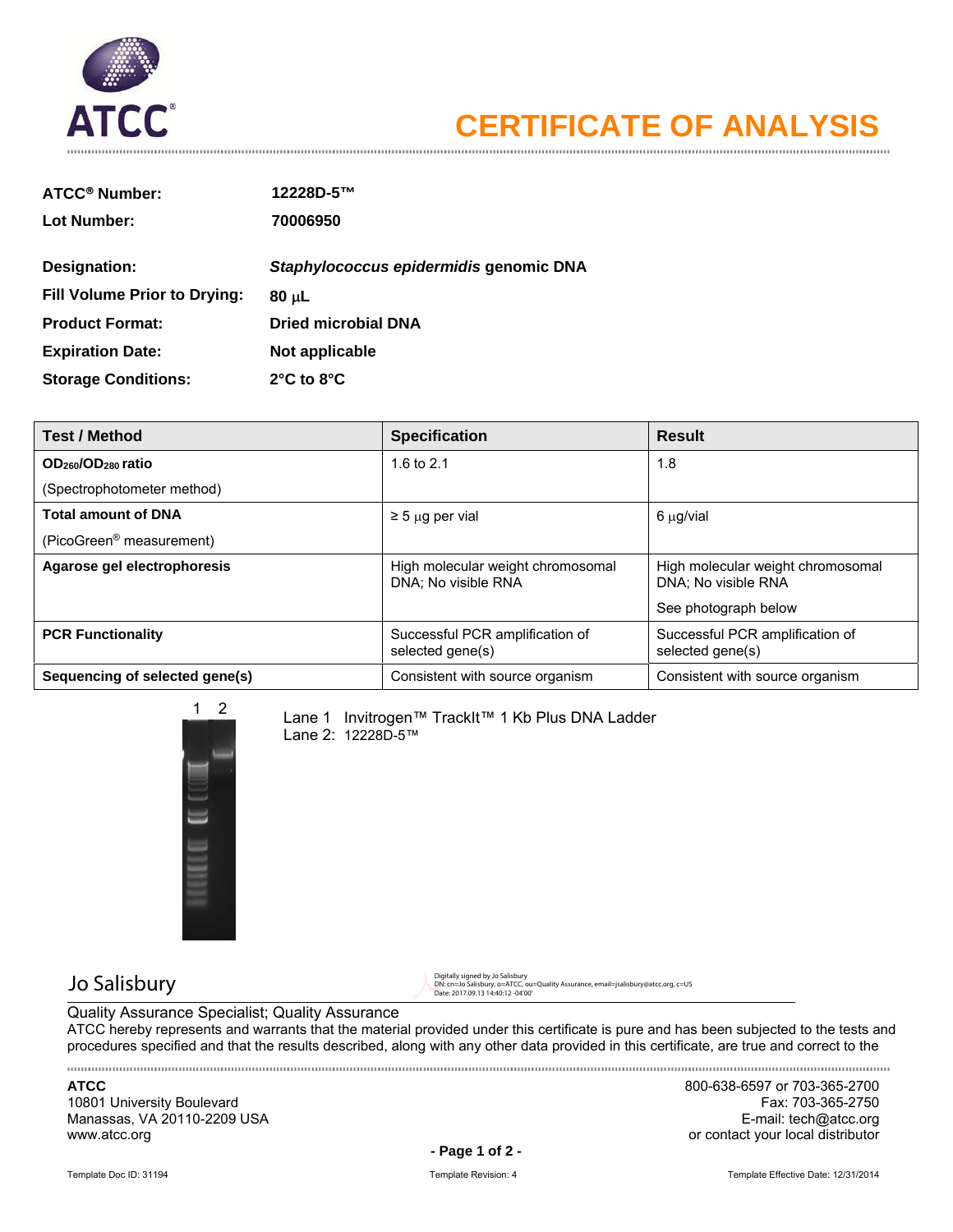# CERTIFICATE OF ANALYSIS

**ATCC® Number:** 12228D-5™

**Lot Number:** 70006950

**Designation:** *Staphylococcus epidermidis* genomic DNA

**Fill Volume Prior to Drying:** 80 µL

**Product Format:** Dried microbial DNA

**Expiration Date:** Not applicable

**Storage Conditions:** 2°C to 8°C

| Test / Method | Specification | Result |
|---|---|---|
| **$OD_{260}/OD_{280}$ ratio** (Spectrophotometer method) | 1.6 to 2.1 | 1.8 |
| **Total amount of DNA** (PicoGreen® measurement) | ≥ 5 µg per vial | 6 µg/vial |
| **Agarose gel electrophoresis** | High molecular weight chromosomal DNA; No visible RNA | High molecular weight chromosomal DNA; No visible RNA<br>See photograph below |
| **PCR Functionality** | Successful PCR amplification of selected gene(s) | Successful PCR amplification of selected gene(s) |
| **Sequencing of selected gene(s)** | Consistent with source organism | Consistent with source organism |

Lane 1 Invitrogen™ TrackIt™ 1 Kb Plus DNA Ladder
Lane 2: 12228D-5™

Jo Salisbury

Digitally signed by Jo Salisbury
DN: cn=Jo Salisbury, o=ATCC, ou=Quality Assurance, email=jsalisbury@atcc.org, c=US
Date: 2017.09.13 14:40:12 -04'00'

Quality Assurance Specialist; Quality Assurance

ATCC hereby represents and warrants that the material provided under this certificate is pure and has been subjected to the tests and procedures specified and that the results described, along with any other data provided in this certificate, are true and correct to the

**ATCC**
10801 University Boulevard
Manassas, VA 20110-2209 USA
www.atcc.org

800-638-6597 or 703-365-2700
Fax: 703-365-2750
E-mail: tech@atcc.org
or contact your local distributor

Template Doc ID: 31194 Template Revision: 4 Template Effective Date: 12/31/2014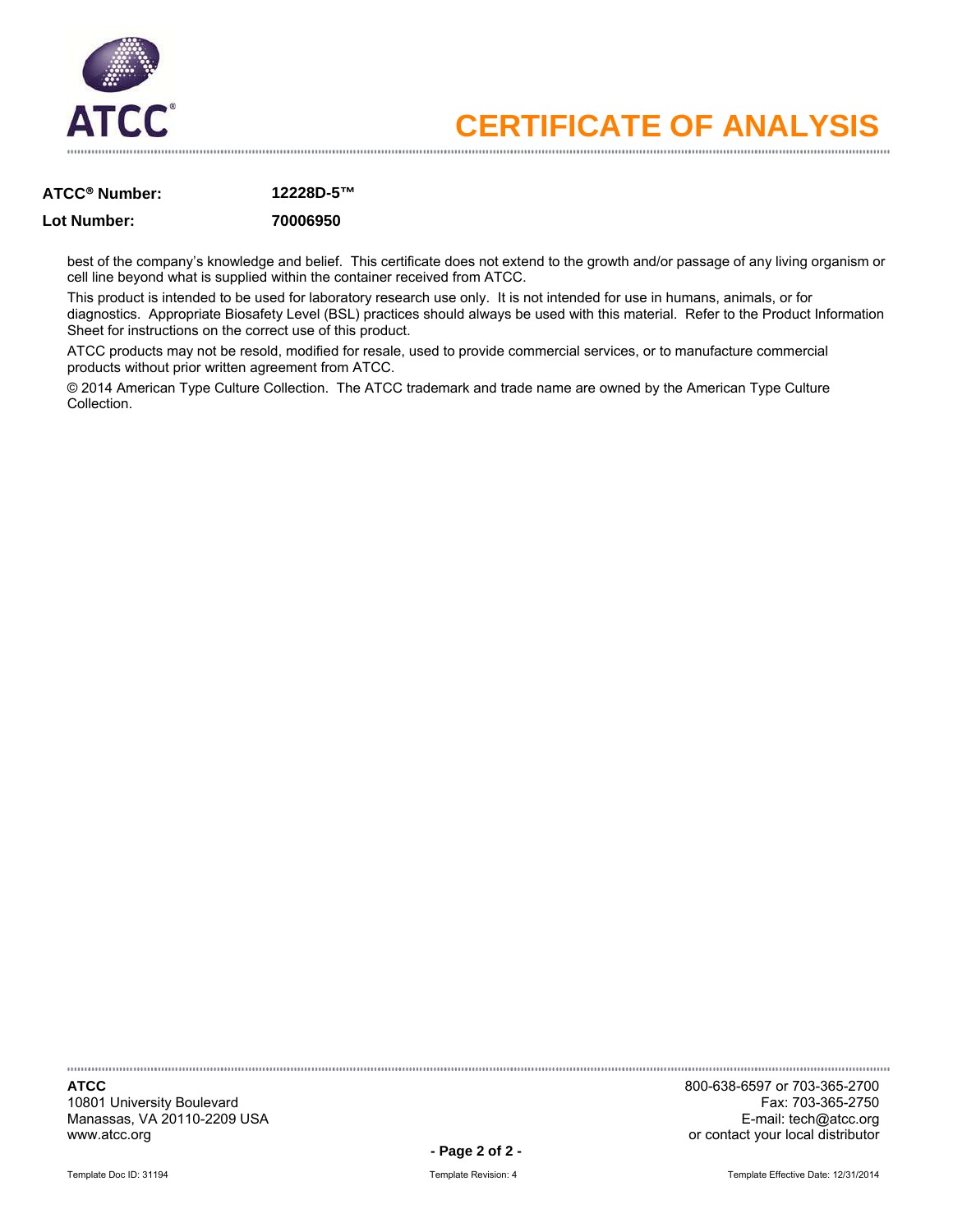# CERTIFICATE OF ANALYSIS

**ATCC® Number:** **12228D-5™**

**Lot Number:** **70006950**

best of the company's knowledge and belief. This certificate does not extend to the growth and/or passage of any living organism or cell line beyond what is supplied within the container received from ATCC.

This product is intended to be used for laboratory research use only. It is not intended for use in humans, animals, or for diagnostics. Appropriate Biosafety Level (BSL) practices should always be used with this material. Refer to the Product Information Sheet for instructions on the correct use of this product.

ATCC products may not be resold, modified for resale, used to provide commercial services, or to manufacture commercial products without prior written agreement from ATCC.

© 2014 American Type Culture Collection. The ATCC trademark and trade name are owned by the American Type Culture Collection.

**ATCC**
10801 University Boulevard
Manassas, VA 20110-2209 USA
www.atcc.org

800-638-6597 or 703-365-2700
Fax: 703-365-2750
E-mail: tech@atcc.org
or contact your local distributor

Template Doc ID: 31194 Template Revision: 4 Template Effective Date: 12/31/2014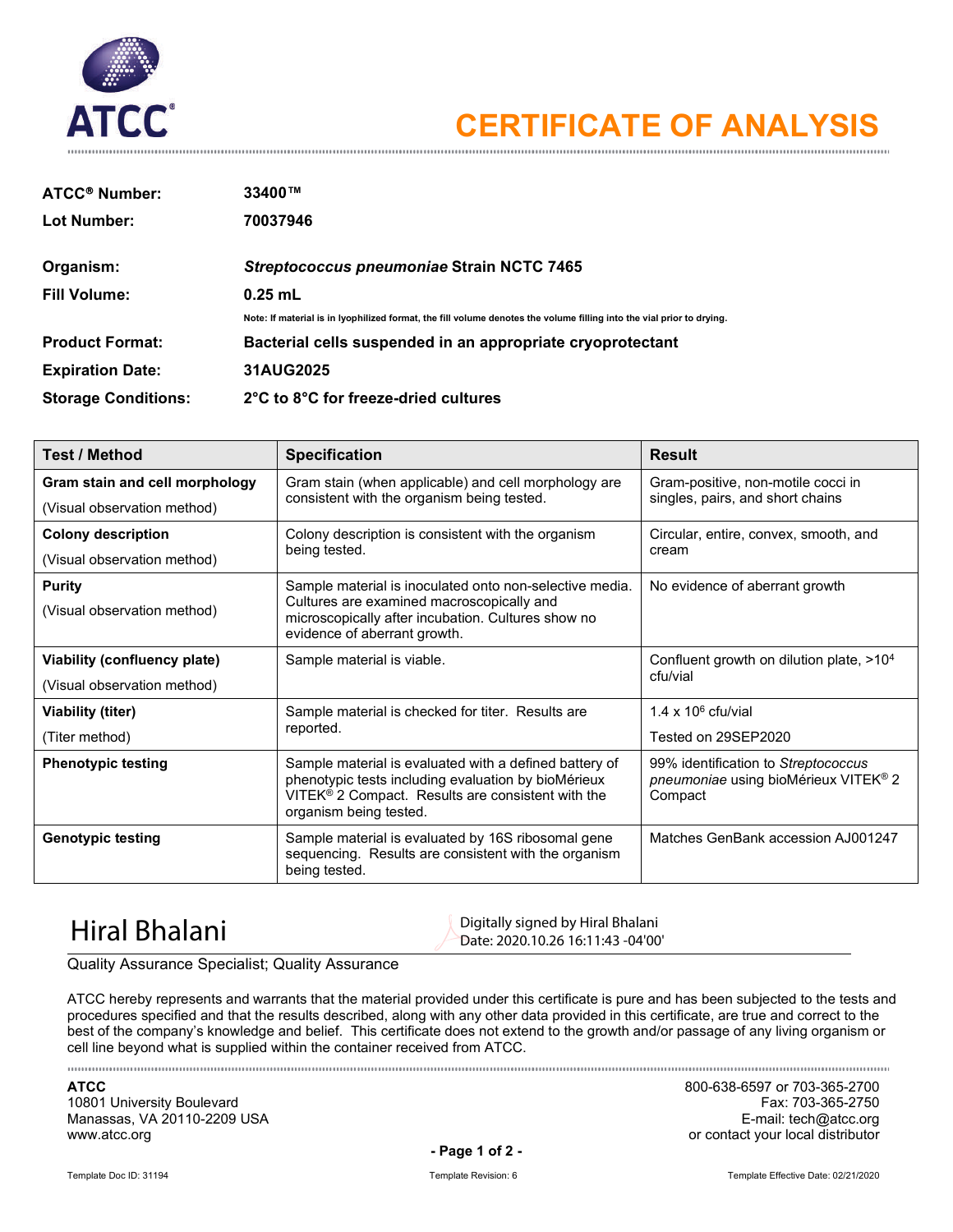**ATCC**

# CERTIFICATE OF ANALYSIS

**ATCC® Number:** 33400™

**Lot Number:** 70037946

**Organism:** ***Streptococcus pneumoniae*** **Strain NCTC 7465**

**Fill Volume:** 0.25 mL

Note: If material is in lyophilized format, the fill volume denotes the volume filling into the vial prior to drying.

**Product Format:** Bacterial cells suspended in an appropriate cryoprotectant

**Expiration Date:** 31AUG2025

**Storage Conditions:** 2°C to 8°C for freeze-dried cultures

| Test / Method | Specification | Result |
|---|---|---|
| **Gram stain and cell morphology** (Visual observation method) | Gram stain (when applicable) and cell morphology are consistent with the organism being tested. | Gram-positive, non-motile cocci in singles, pairs, and short chains |
| **Colony description** (Visual observation method) | Colony description is consistent with the organism being tested. | Circular, entire, convex, smooth, and cream |
| **Purity** (Visual observation method) | Sample material is inoculated onto non-selective media. Cultures are examined macroscopically and microscopically after incubation. Cultures show no evidence of aberrant growth. | No evidence of aberrant growth |
| **Viability (confluency plate)** (Visual observation method) | Sample material is viable. | Confluent growth on dilution plate, $>10^4$ cfu/vial |
| **Viability (titer)** (Titer method) | Sample material is checked for titer. Results are reported. | $1.4 \times 10^6$ cfu/vial<br>Tested on 29SEP2020 |
| **Phenotypic testing** | Sample material is evaluated with a defined battery of phenotypic tests including evaluation by bioMérieux VITEK® 2 Compact. Results are consistent with the organism being tested. | 99% identification to *Streptococcus pneumoniae* using bioMérieux VITEK® 2 Compact |
| **Genotypic testing** | Sample material is evaluated by 16S ribosomal gene sequencing. Results are consistent with the organism being tested. | Matches GenBank accession AJ001247 |

Hiral Bhalani

Digitally signed by Hiral Bhalani
Date: 2020.10.26 16:11:43 -04'00'

Quality Assurance Specialist; Quality Assurance

ATCC hereby represents and warrants that the material provided under this certificate is pure and has been subjected to the tests and procedures specified and that the results described, along with any other data provided in this certificate, are true and correct to the best of the company's knowledge and belief. This certificate does not extend to the growth and/or passage of any living organism or cell line beyond what is supplied within the container received from ATCC.

**ATCC**
10801 University Boulevard
Manassas, VA 20110-2209 USA
www.atcc.org

800-638-6597 or 703-365-2700
Fax: 703-365-2750
E-mail: tech@atcc.org
or contact your local distributor

Template Doc ID: 31194 Template Revision: 6 Template Effective Date: 02/21/2020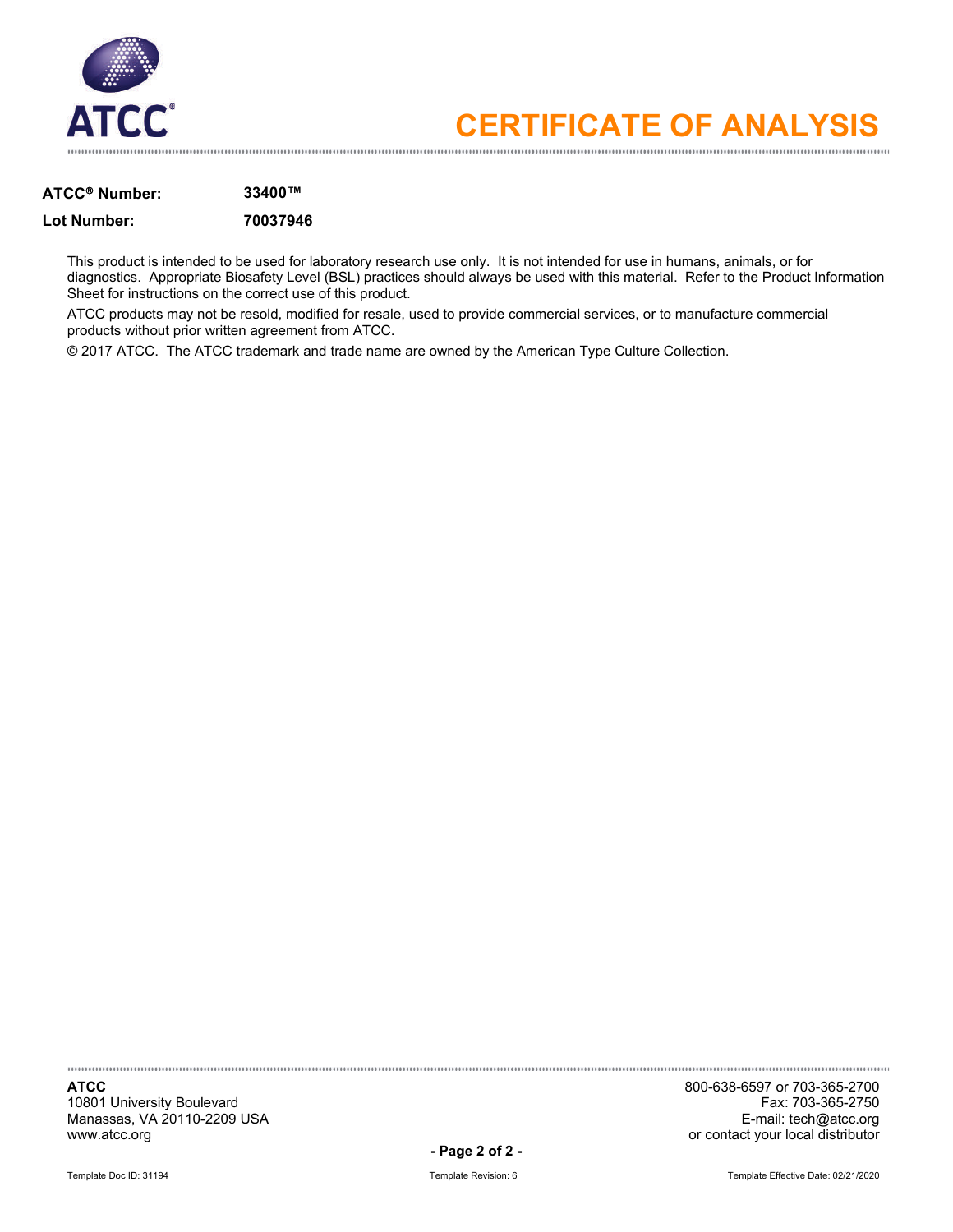# CERTIFICATE OF ANALYSIS

**ATCC® Number:** **33400™**

**Lot Number:** **70037946**

This product is intended to be used for laboratory research use only. It is not intended for use in humans, animals, or for diagnostics. Appropriate Biosafety Level (BSL) practices should always be used with this material. Refer to the Product Information Sheet for instructions on the correct use of this product.

ATCC products may not be resold, modified for resale, used to provide commercial services, or to manufacture commercial products without prior written agreement from ATCC.

© 2017 ATCC. The ATCC trademark and trade name are owned by the American Type Culture Collection.

**ATCC**
10801 University Boulevard
Manassas, VA 20110-2209 USA
www.atcc.org

800-638-6597 or 703-365-2700
Fax: 703-365-2750
E-mail: tech@atcc.org
or contact your local distributor

Template Doc ID: 31194 Template Revision: 6 Template Effective Date: 02/21/2020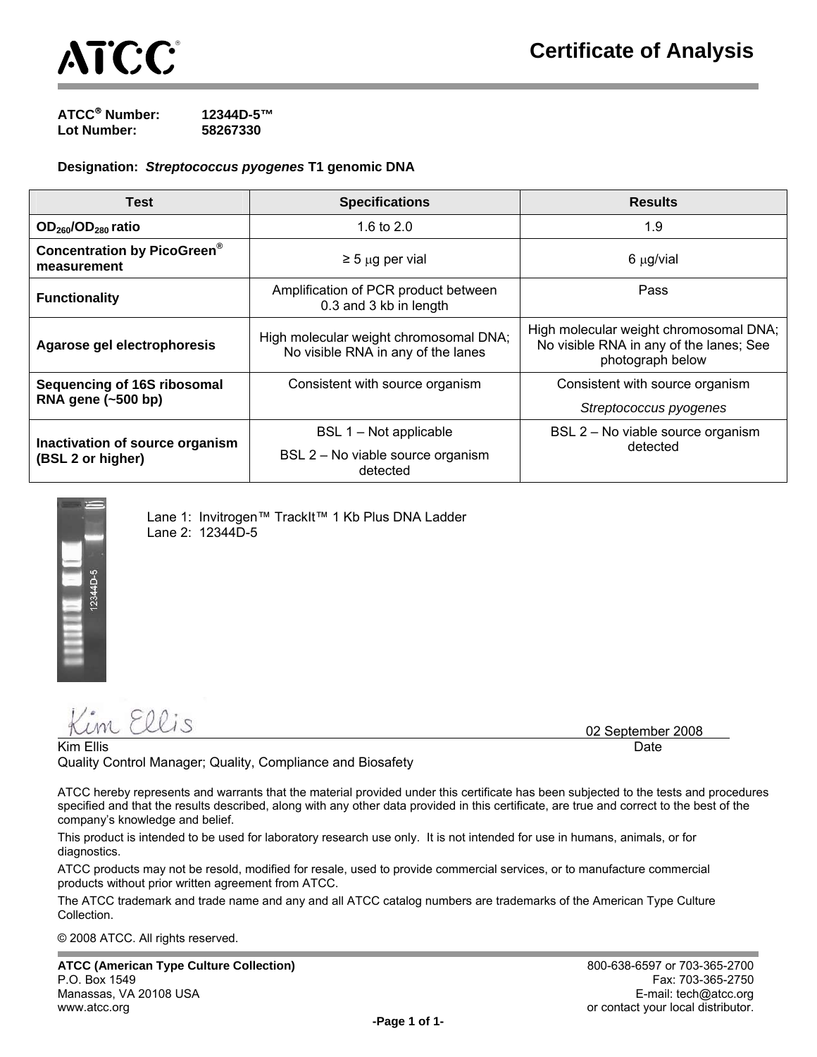# ATCC®

## Certificate of Analysis

**ATCC® Number:** 12344D-5™
**Lot Number:** 58267330

**Designation:** ***Streptococcus pyogenes*** **T1 genomic DNA**

| Test | Specifications | Results |
|---|---|---|
| **$OD_{260}/OD_{280}$ ratio** | 1.6 to 2.0 | 1.9 |
| **Concentration by PicoGreen® measurement** | ≥ 5 μg per vial | 6 μg/vial |
| **Functionality** | Amplification of PCR product between 0.3 and 3 kb in length | Pass |
| **Agarose gel electrophoresis** | High molecular weight chromosomal DNA; No visible RNA in any of the lanes | High molecular weight chromosomal DNA; No visible RNA in any of the lanes; See photograph below |
| **Sequencing of 16S ribosomal RNA gene (~500 bp)** | Consistent with source organism | Consistent with source organism *Streptococcus pyogenes* |
| **Inactivation of source organism (BSL 2 or higher)** | BSL 1 – Not applicable BSL 2 – No viable source organism detected | BSL 2 – No viable source organism detected |

Lane 1: Invitrogen™ TrackIt™ 1 Kb Plus DNA Ladder
Lane 2: 12344D-5

Kim Ellis — 02 September 2008
Kim Ellis — Date
Quality Control Manager; Quality, Compliance and Biosafety

ATCC hereby represents and warrants that the material provided under this certificate has been subjected to the tests and procedures specified and that the results described, along with any other data provided in this certificate, are true and correct to the best of the company's knowledge and belief.

This product is intended to be used for laboratory research use only. It is not intended for use in humans, animals, or for diagnostics.

ATCC products may not be resold, modified for resale, used to provide commercial services, or to manufacture commercial products without prior written agreement from ATCC.

The ATCC trademark and trade name and any and all ATCC catalog numbers are trademarks of the American Type Culture Collection.

© 2008 ATCC. All rights reserved.

**ATCC (American Type Culture Collection)**
P.O. Box 1549
Manassas, VA 20108 USA
www.atcc.org

800-638-6597 or 703-365-2700
Fax: 703-365-2750
E-mail: tech@atcc.org
or contact your local distributor.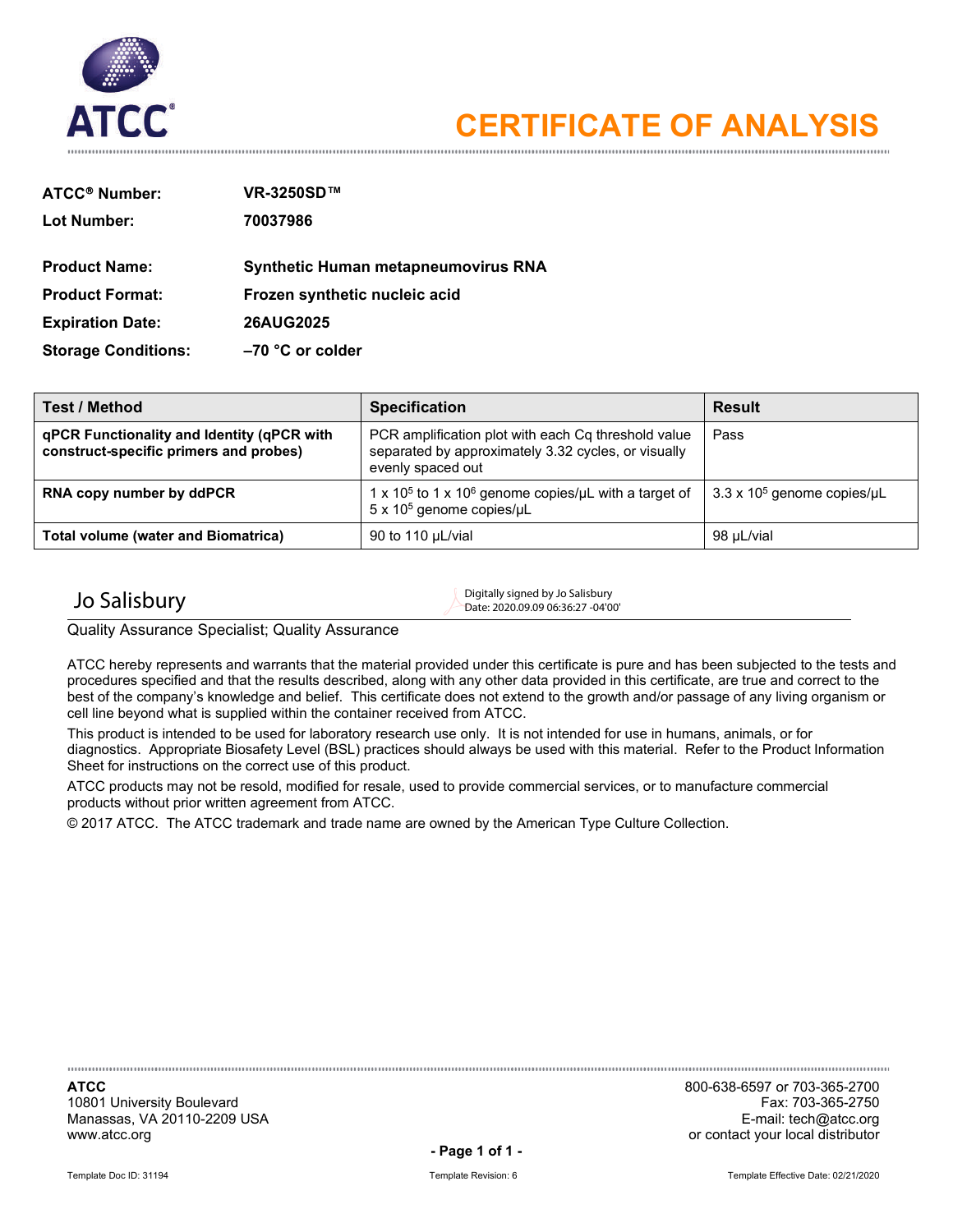ATCC

# CERTIFICATE OF ANALYSIS

**ATCC® Number:** VR-3250SD™

**Lot Number:** 70037986

**Product Name:** Synthetic Human metapneumovirus RNA

**Product Format:** Frozen synthetic nucleic acid

**Expiration Date:** 26AUG2025

**Storage Conditions:** –70 °C or colder

| Test / Method | Specification | Result |
|---|---|---|
| **qPCR Functionality and Identity (qPCR with construct-specific primers and probes)** | PCR amplification plot with each Cq threshold value separated by approximately 3.32 cycles, or visually evenly spaced out | Pass |
| **RNA copy number by ddPCR** | $1 \times 10^5$ to $1 \times 10^6$ genome copies/µL with a target of $5 \times 10^5$ genome copies/µL | $3.3 \times 10^5$ genome copies/µL |
| **Total volume (water and Biomatrica)** | 90 to 110 µL/vial | 98 µL/vial |

Jo Salisbury

Digitally signed by Jo Salisbury
Date: 2020.09.09 06:36:27 -04'00'

Quality Assurance Specialist; Quality Assurance

ATCC hereby represents and warrants that the material provided under this certificate is pure and has been subjected to the tests and procedures specified and that the results described, along with any other data provided in this certificate, are true and correct to the best of the company's knowledge and belief. This certificate does not extend to the growth and/or passage of any living organism or cell line beyond what is supplied within the container received from ATCC.

This product is intended to be used for laboratory research use only. It is not intended for use in humans, animals, or for diagnostics. Appropriate Biosafety Level (BSL) practices should always be used with this material. Refer to the Product Information Sheet for instructions on the correct use of this product.

ATCC products may not be resold, modified for resale, used to provide commercial services, or to manufacture commercial products without prior written agreement from ATCC.

© 2017 ATCC. The ATCC trademark and trade name are owned by the American Type Culture Collection.

**ATCC**
10801 University Boulevard
Manassas, VA 20110-2209 USA
www.atcc.org

800-638-6597 or 703-365-2700
Fax: 703-365-2750
E-mail: tech@atcc.org
or contact your local distributor

Template Doc ID: 31194 Template Revision: 6 Template Effective Date: 02/21/2020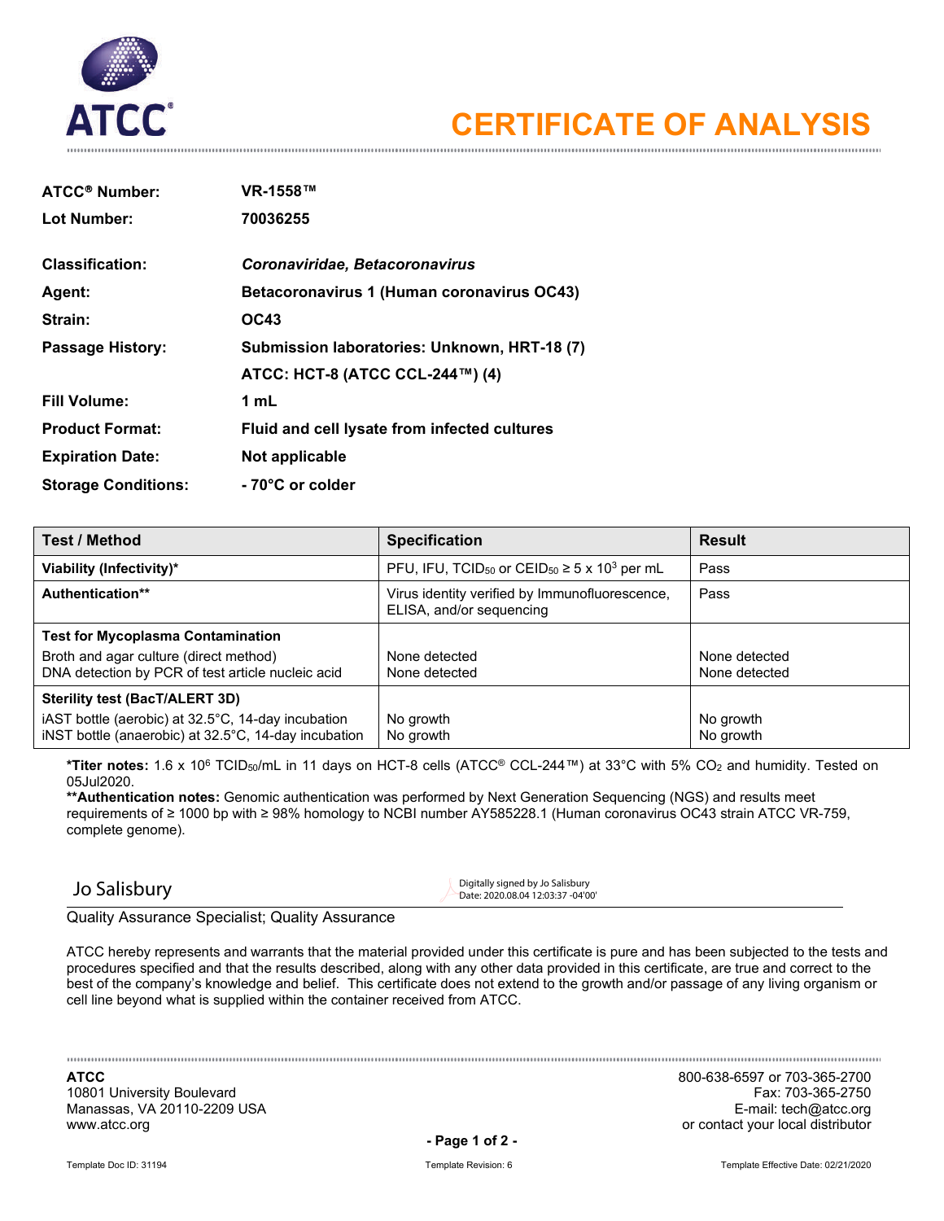ATCC®

# CERTIFICATE OF ANALYSIS

| | |
|---|---|
| **ATCC® Number:** | **VR-1558™** |
| **Lot Number:** | **70036255** |
| **Classification:** | ***Coronaviridae, Betacoronavirus*** |
| **Agent:** | **Betacoronavirus 1 (Human coronavirus OC43)** |
| **Strain:** | **OC43** |
| **Passage History:** | **Submission laboratories: Unknown, HRT-18 (7)** |
| | **ATCC: HCT-8 (ATCC CCL-244™) (4)** |
| **Fill Volume:** | **1 mL** |
| **Product Format:** | **Fluid and cell lysate from infected cultures** |
| **Expiration Date:** | **Not applicable** |
| **Storage Conditions:** | **- 70°C or colder** |

| Test / Method | Specification | Result |
|---|---|---|
| **Viability (Infectivity)*** | PFU, IFU, $TCID_{50}$ or $CEID_{50}$ ≥ 5 x $10^3$ per mL | Pass |
| **Authentication**** | Virus identity verified by Immunofluorescence, ELISA, and/or sequencing | Pass |
| **Test for Mycoplasma Contamination** | | |
| Broth and agar culture (direct method) | None detected | None detected |
| DNA detection by PCR of test article nucleic acid | None detected | None detected |
| **Sterility test (BacT/ALERT 3D)** | | |
| iAST bottle (aerobic) at 32.5°C, 14-day incubation | No growth | No growth |
| iNST bottle (anaerobic) at 32.5°C, 14-day incubation | No growth | No growth |

**\*Titer notes:** 1.6 x $10^6$ $TCID_{50}$/mL in 11 days on HCT-8 cells (ATCC® CCL-244™) at 33°C with 5% $CO_2$ and humidity. Tested on 05Jul2020.

**\*\*Authentication notes:** Genomic authentication was performed by Next Generation Sequencing (NGS) and results meet requirements of ≥ 1000 bp with ≥ 98% homology to NCBI number AY585228.1 (Human coronavirus OC43 strain ATCC VR-759, complete genome).

Jo Salisbury

Digitally signed by Jo Salisbury
Date: 2020.08.04 12:03:37 -04'00'

Quality Assurance Specialist; Quality Assurance

ATCC hereby represents and warrants that the material provided under this certificate is pure and has been subjected to the tests and procedures specified and that the results described, along with any other data provided in this certificate, are true and correct to the best of the company's knowledge and belief. This certificate does not extend to the growth and/or passage of any living organism or cell line beyond what is supplied within the container received from ATCC.

**ATCC**
10801 University Boulevard
Manassas, VA 20110-2209 USA
www.atcc.org

800-638-6597 or 703-365-2700
Fax: 703-365-2750
E-mail: tech@atcc.org
or contact your local distributor

Template Doc ID: 31194 Template Revision: 6 Template Effective Date: 02/21/2020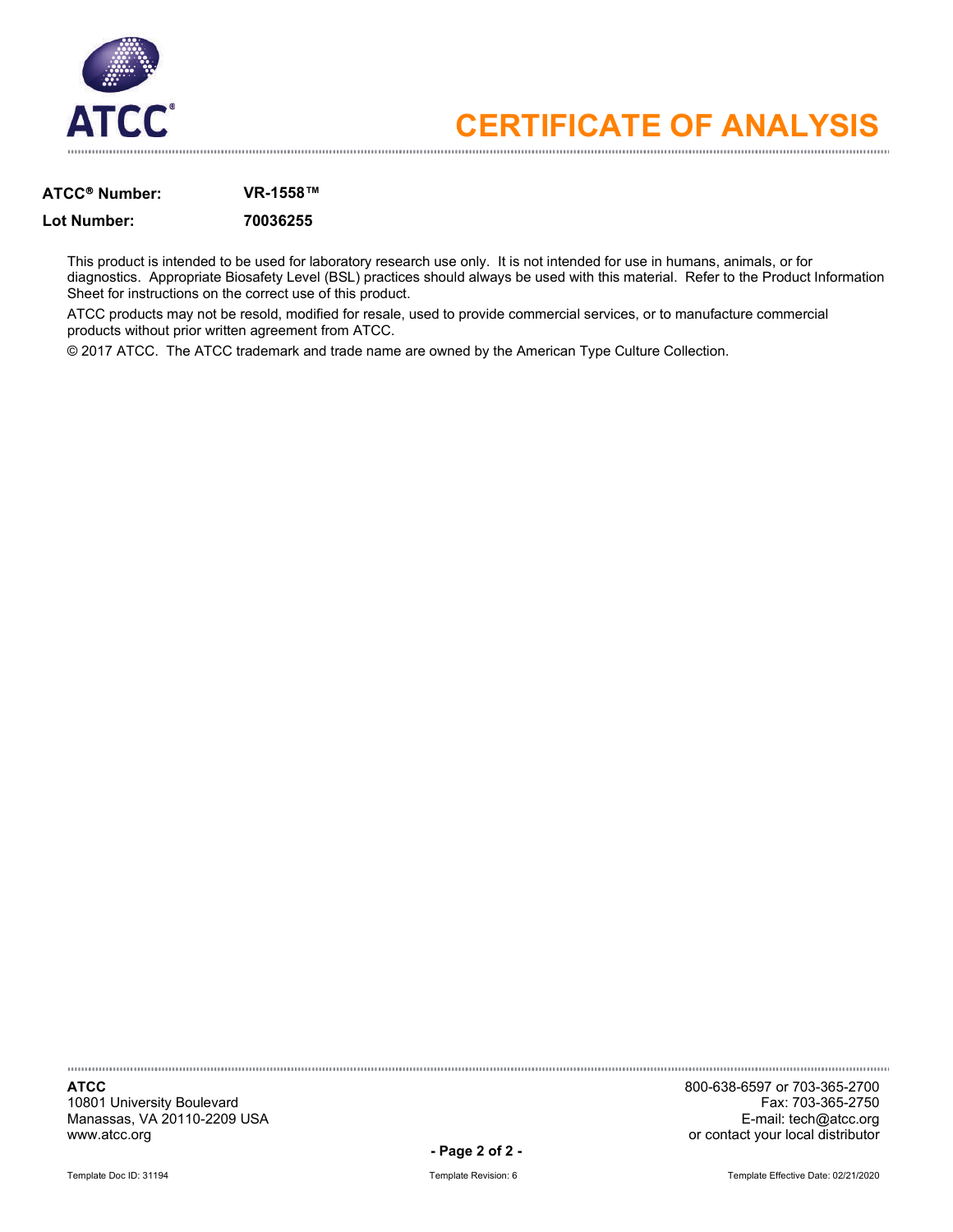# CERTIFICATE OF ANALYSIS

**ATCC® Number:** **VR-1558™**

**Lot Number:** **70036255**

This product is intended to be used for laboratory research use only. It is not intended for use in humans, animals, or for diagnostics. Appropriate Biosafety Level (BSL) practices should always be used with this material. Refer to the Product Information Sheet for instructions on the correct use of this product.

ATCC products may not be resold, modified for resale, used to provide commercial services, or to manufacture commercial products without prior written agreement from ATCC.

© 2017 ATCC. The ATCC trademark and trade name are owned by the American Type Culture Collection.

**ATCC**
10801 University Boulevard
Manassas, VA 20110-2209 USA
www.atcc.org

800-638-6597 or 703-365-2700
Fax: 703-365-2750
E-mail: tech@atcc.org
or contact your local distributor

Template Doc ID: 31194 Template Revision: 6 Template Effective Date: 02/21/2020